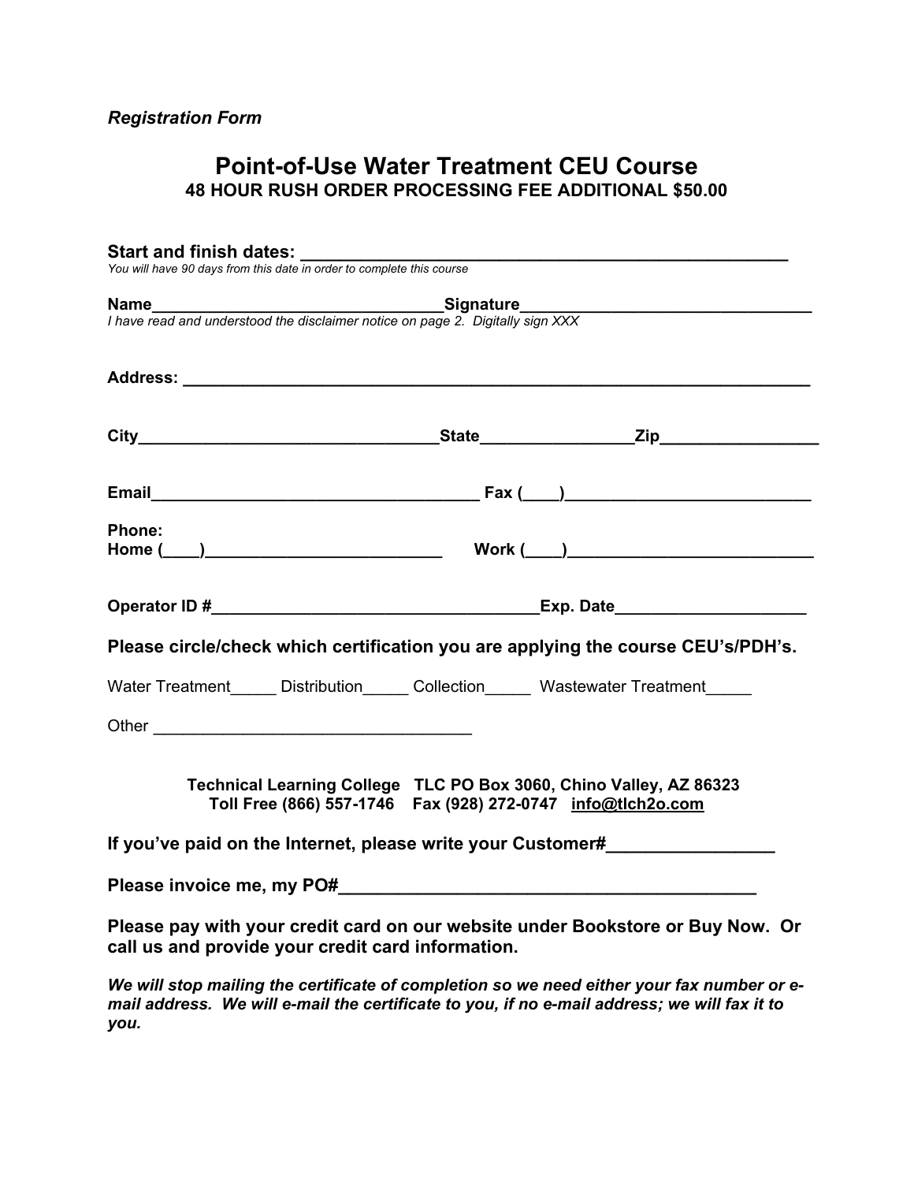*Registration Form*

# Point-of-Use Water Treatment CEU Course

**48 HOUR RUSH ORDER PROCESSING FEE ADDITIONAL $50.00**

**Start and finish dates:** ____________________________________________
*You will have 90 days from this date in order to complete this course*

**Name**______________________________**Signature**______________________________
*I have read and understood the disclaimer notice on page 2. Digitally sign XXX*

**Address:** ______________________________________________________________

**City**______________________________**State**_______________**Zip**_______________

**Email**_________________________________ **Fax (____)**_________________________

**Phone:**
**Home (____)**________________________ **Work (____)**_________________________

**Operator ID #**________________________________**Exp. Date**___________________

**Please circle/check which certification you are applying the course CEU's/PDH's.**

Water Treatment_____ Distribution_____ Collection_____ Wastewater Treatment_____

Other ________________________________

**Technical Learning College TLC PO Box 3060, Chino Valley, AZ 86323**
**Toll Free (866) 557-1746 Fax (928) 272-0747 info@tlch2o.com**

**If you've paid on the Internet, please write your Customer#**_______________

**Please invoice me, my PO#**________________________________________

**Please pay with your credit card on our website under Bookstore or Buy Now. Or call us and provide your credit card information.**

***We will stop mailing the certificate of completion so we need either your fax number or e-mail address. We will e-mail the certificate to you, if no e-mail address; we will fax it to you.***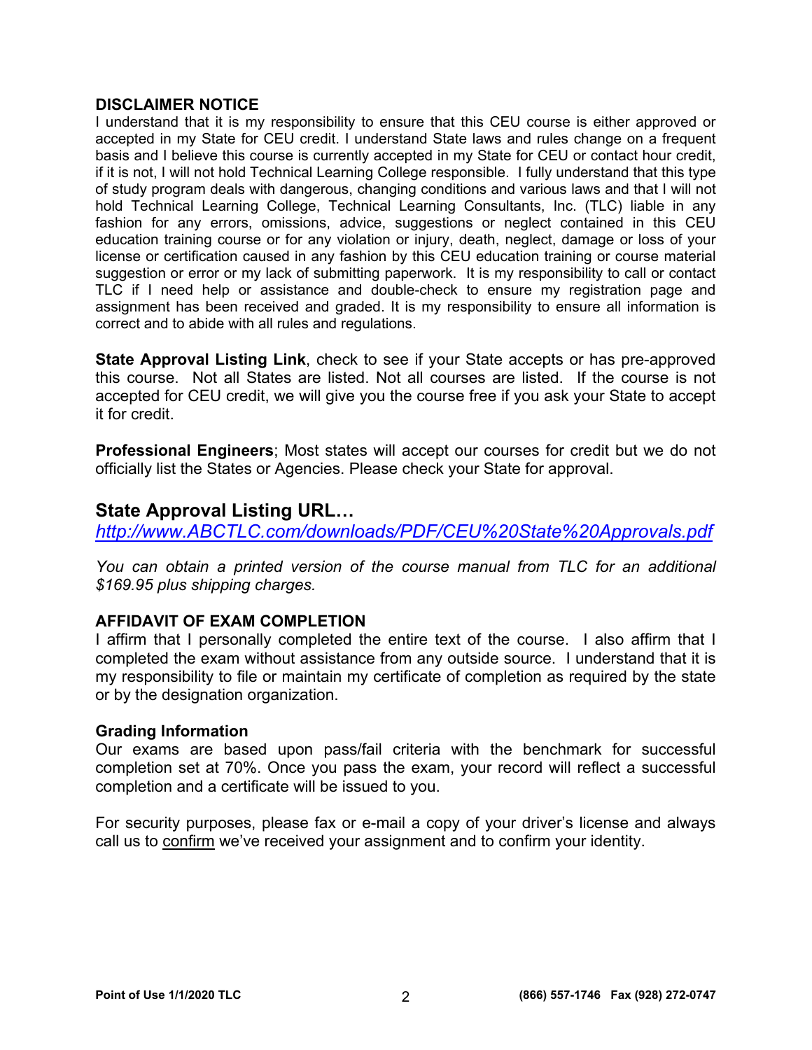**DISCLAIMER NOTICE**

I understand that it is my responsibility to ensure that this CEU course is either approved or accepted in my State for CEU credit. I understand State laws and rules change on a frequent basis and I believe this course is currently accepted in my State for CEU or contact hour credit, if it is not, I will not hold Technical Learning College responsible. I fully understand that this type of study program deals with dangerous, changing conditions and various laws and that I will not hold Technical Learning College, Technical Learning Consultants, Inc. (TLC) liable in any fashion for any errors, omissions, advice, suggestions or neglect contained in this CEU education training course or for any violation or injury, death, neglect, damage or loss of your license or certification caused in any fashion by this CEU education training or course material suggestion or error or my lack of submitting paperwork. It is my responsibility to call or contact TLC if I need help or assistance and double-check to ensure my registration page and assignment has been received and graded. It is my responsibility to ensure all information is correct and to abide with all rules and regulations.

**State Approval Listing Link**, check to see if your State accepts or has pre-approved this course. Not all States are listed. Not all courses are listed. If the course is not accepted for CEU credit, we will give you the course free if you ask your State to accept it for credit.

**Professional Engineers**; Most states will accept our courses for credit but we do not officially list the States or Agencies. Please check your State for approval.

## State Approval Listing URL…

*http://www.ABCTLC.com/downloads/PDF/CEU%20State%20Approvals.pdf*

*You can obtain a printed version of the course manual from TLC for an additional $169.95 plus shipping charges.*

**AFFIDAVIT OF EXAM COMPLETION**

I affirm that I personally completed the entire text of the course. I also affirm that I completed the exam without assistance from any outside source. I understand that it is my responsibility to file or maintain my certificate of completion as required by the state or by the designation organization.

**Grading Information**

Our exams are based upon pass/fail criteria with the benchmark for successful completion set at 70%. Once you pass the exam, your record will reflect a successful completion and a certificate will be issued to you.

For security purposes, please fax or e-mail a copy of your driver's license and always call us to confirm we've received your assignment and to confirm your identity.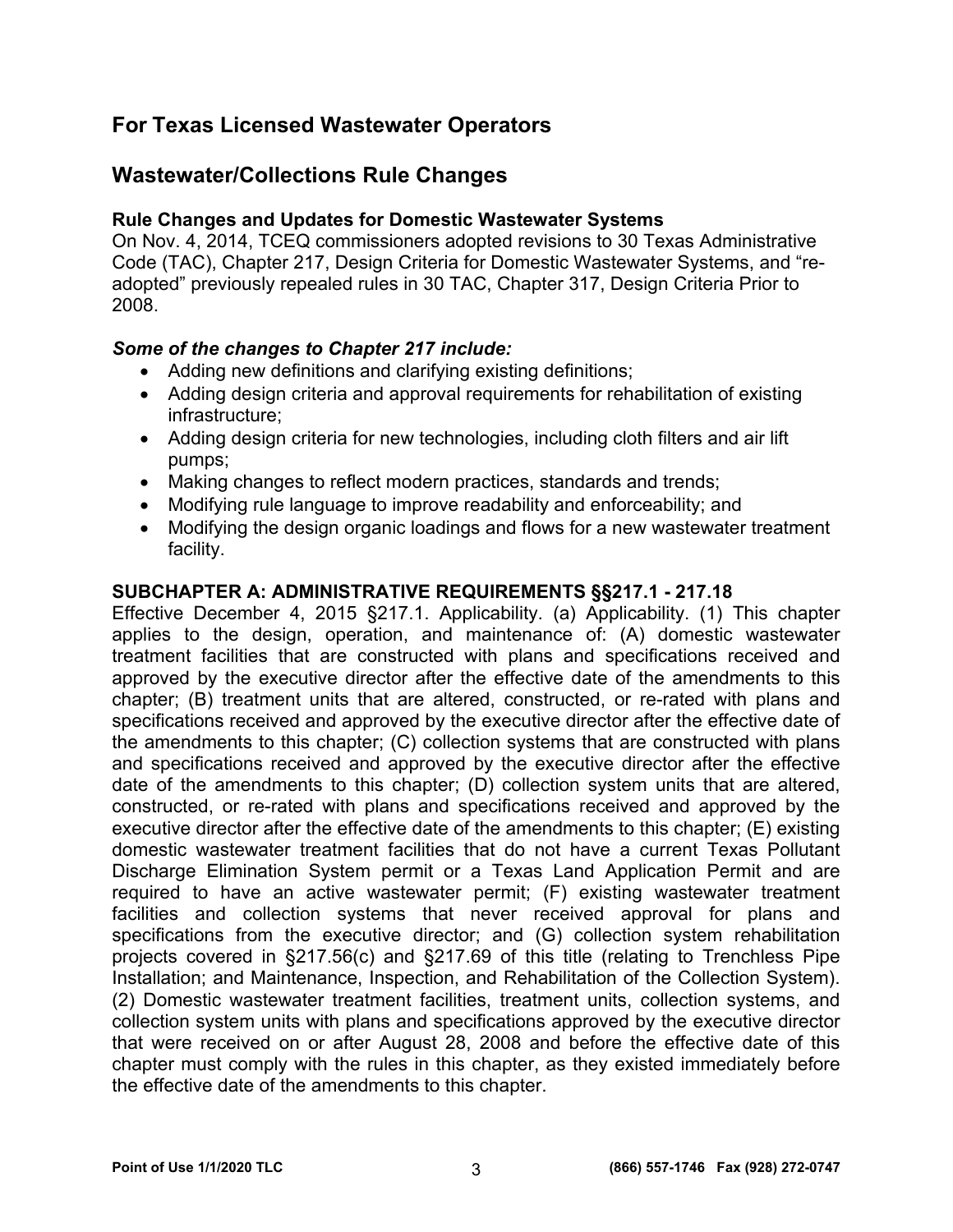## For Texas Licensed Wastewater Operators

## Wastewater/Collections Rule Changes

### Rule Changes and Updates for Domestic Wastewater Systems

On Nov. 4, 2014, TCEQ commissioners adopted revisions to 30 Texas Administrative Code (TAC), Chapter 217, Design Criteria for Domestic Wastewater Systems, and "re-adopted" previously repealed rules in 30 TAC, Chapter 317, Design Criteria Prior to 2008.

***Some of the changes to Chapter 217 include:***

- Adding new definitions and clarifying existing definitions;
- Adding design criteria and approval requirements for rehabilitation of existing infrastructure;
- Adding design criteria for new technologies, including cloth filters and air lift pumps;
- Making changes to reflect modern practices, standards and trends;
- Modifying rule language to improve readability and enforceability; and
- Modifying the design organic loadings and flows for a new wastewater treatment facility.

### SUBCHAPTER A: ADMINISTRATIVE REQUIREMENTS §§217.1 - 217.18

Effective December 4, 2015 §217.1. Applicability. (a) Applicability. (1) This chapter applies to the design, operation, and maintenance of: (A) domestic wastewater treatment facilities that are constructed with plans and specifications received and approved by the executive director after the effective date of the amendments to this chapter; (B) treatment units that are altered, constructed, or re-rated with plans and specifications received and approved by the executive director after the effective date of the amendments to this chapter; (C) collection systems that are constructed with plans and specifications received and approved by the executive director after the effective date of the amendments to this chapter; (D) collection system units that are altered, constructed, or re-rated with plans and specifications received and approved by the executive director after the effective date of the amendments to this chapter; (E) existing domestic wastewater treatment facilities that do not have a current Texas Pollutant Discharge Elimination System permit or a Texas Land Application Permit and are required to have an active wastewater permit; (F) existing wastewater treatment facilities and collection systems that never received approval for plans and specifications from the executive director; and (G) collection system rehabilitation projects covered in §217.56(c) and §217.69 of this title (relating to Trenchless Pipe Installation; and Maintenance, Inspection, and Rehabilitation of the Collection System). (2) Domestic wastewater treatment facilities, treatment units, collection systems, and collection system units with plans and specifications approved by the executive director that were received on or after August 28, 2008 and before the effective date of this chapter must comply with the rules in this chapter, as they existed immediately before the effective date of the amendments to this chapter.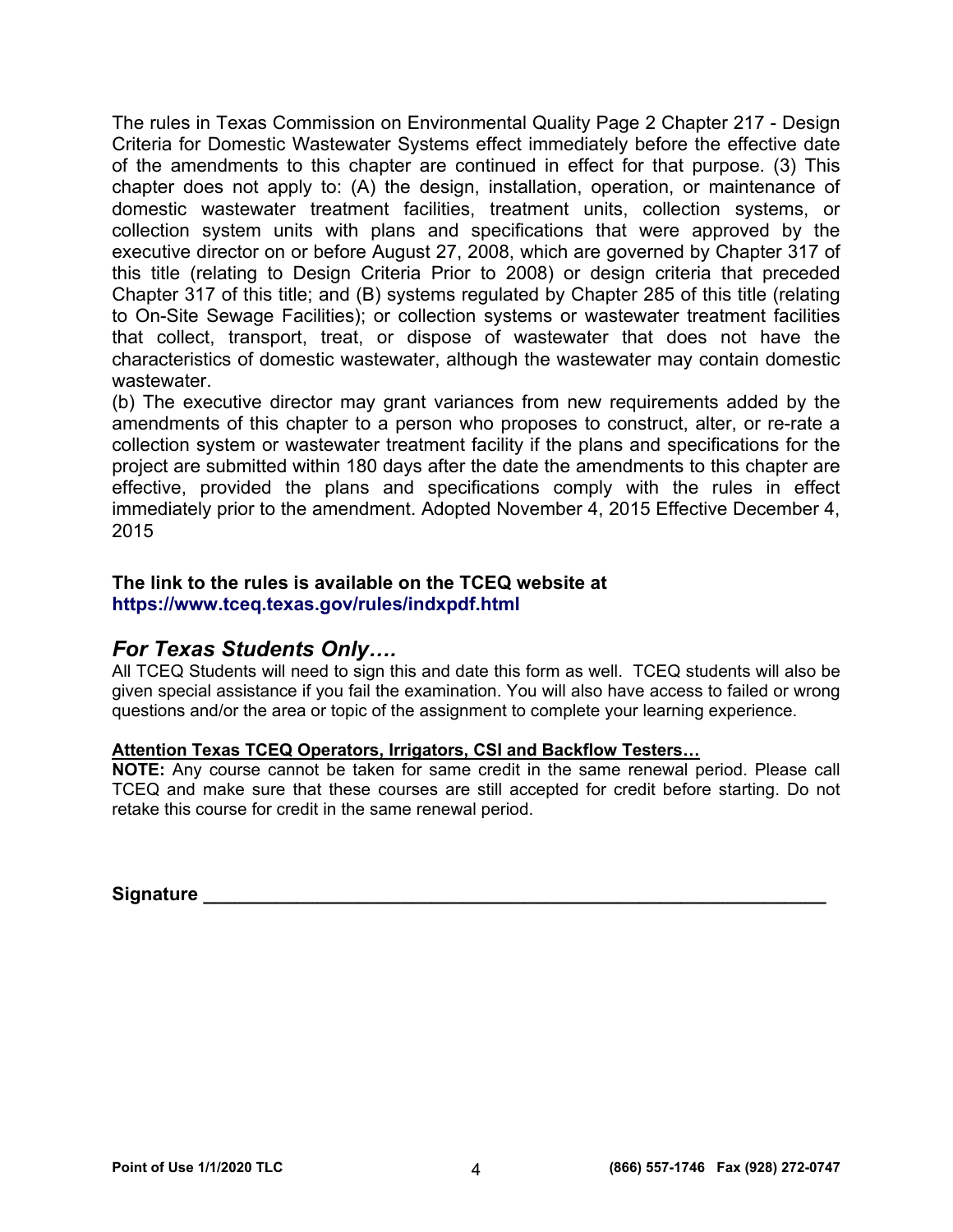The rules in Texas Commission on Environmental Quality Page 2 Chapter 217 - Design Criteria for Domestic Wastewater Systems effect immediately before the effective date of the amendments to this chapter are continued in effect for that purpose. (3) This chapter does not apply to: (A) the design, installation, operation, or maintenance of domestic wastewater treatment facilities, treatment units, collection systems, or collection system units with plans and specifications that were approved by the executive director on or before August 27, 2008, which are governed by Chapter 317 of this title (relating to Design Criteria Prior to 2008) or design criteria that preceded Chapter 317 of this title; and (B) systems regulated by Chapter 285 of this title (relating to On-Site Sewage Facilities); or collection systems or wastewater treatment facilities that collect, transport, treat, or dispose of wastewater that does not have the characteristics of domestic wastewater, although the wastewater may contain domestic wastewater.

(b) The executive director may grant variances from new requirements added by the amendments of this chapter to a person who proposes to construct, alter, or re-rate a collection system or wastewater treatment facility if the plans and specifications for the project are submitted within 180 days after the date the amendments to this chapter are effective, provided the plans and specifications comply with the rules in effect immediately prior to the amendment. Adopted November 4, 2015 Effective December 4, 2015

**The link to the rules is available on the TCEQ website at**
**https://www.tceq.texas.gov/rules/indxpdf.html**

## *For Texas Students Only….*

All TCEQ Students will need to sign this and date this form as well. TCEQ students will also be given special assistance if you fail the examination. You will also have access to failed or wrong questions and/or the area or topic of the assignment to complete your learning experience.

**Attention Texas TCEQ Operators, Irrigators, CSI and Backflow Testers…**

**NOTE:** Any course cannot be taken for same credit in the same renewal period. Please call TCEQ and make sure that these courses are still accepted for credit before starting. Do not retake this course for credit in the same renewal period.

**Signature** ______________________________________________________________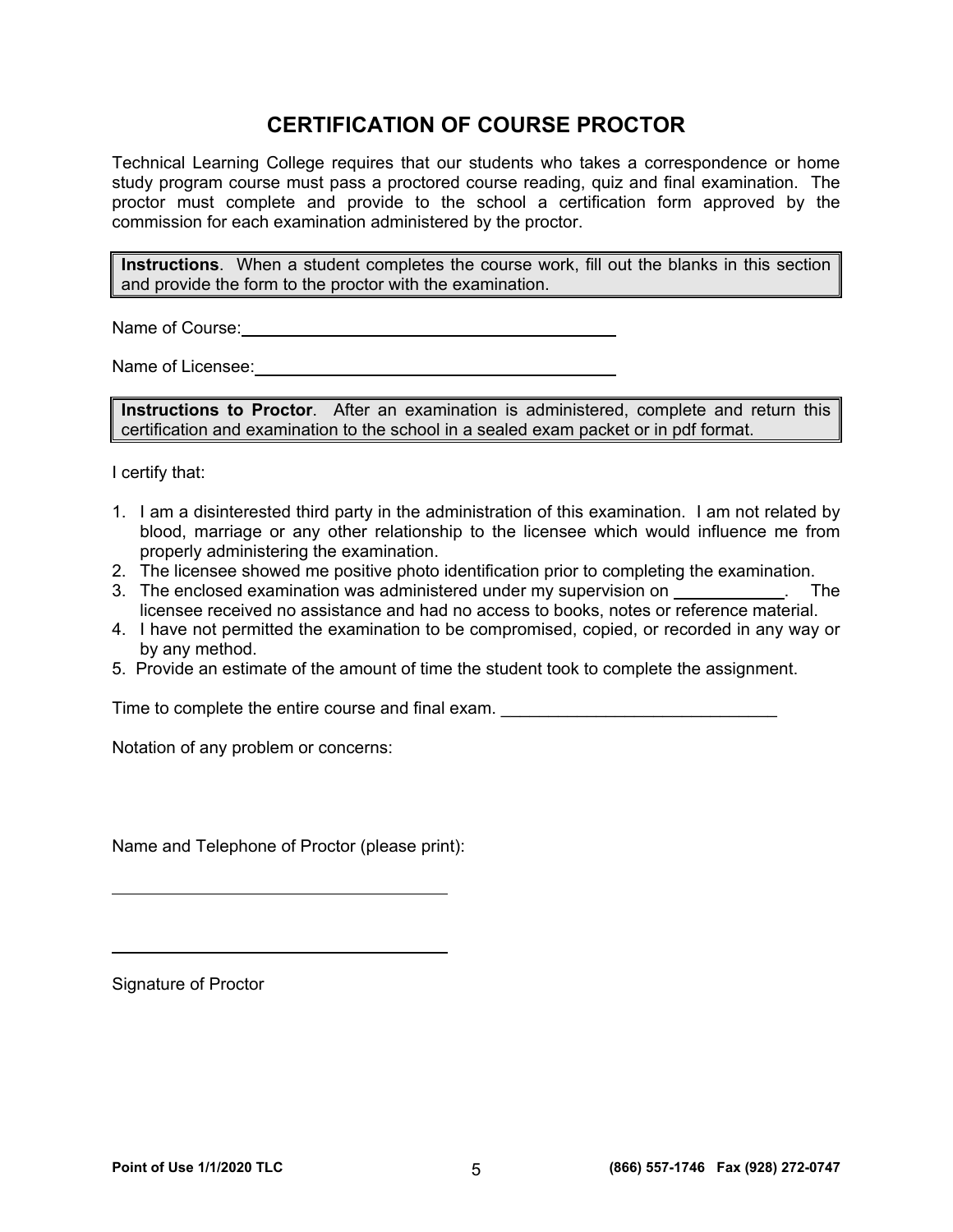# CERTIFICATION OF COURSE PROCTOR

Technical Learning College requires that our students who takes a correspondence or home study program course must pass a proctored course reading, quiz and final examination. The proctor must complete and provide to the school a certification form approved by the commission for each examination administered by the proctor.

> **Instructions**. When a student completes the course work, fill out the blanks in this section and provide the form to the proctor with the examination.

Name of Course: ____________________________________________

Name of Licensee: ____________________________________________

> **Instructions to Proctor**. After an examination is administered, complete and return this certification and examination to the school in a sealed exam packet or in pdf format.

I certify that:

1. I am a disinterested third party in the administration of this examination. I am not related by blood, marriage or any other relationship to the licensee which would influence me from properly administering the examination.
2. The licensee showed me positive photo identification prior to completing the examination.
3. The enclosed examination was administered under my supervision on ____________. The licensee received no assistance and had no access to books, notes or reference material.
4. I have not permitted the examination to be compromised, copied, or recorded in any way or by any method.
5. Provide an estimate of the amount of time the student took to complete the assignment.

Time to complete the entire course and final exam. _____________________________

Notation of any problem or concerns:

Name and Telephone of Proctor (please print):

____________________________________

____________________________________

Signature of Proctor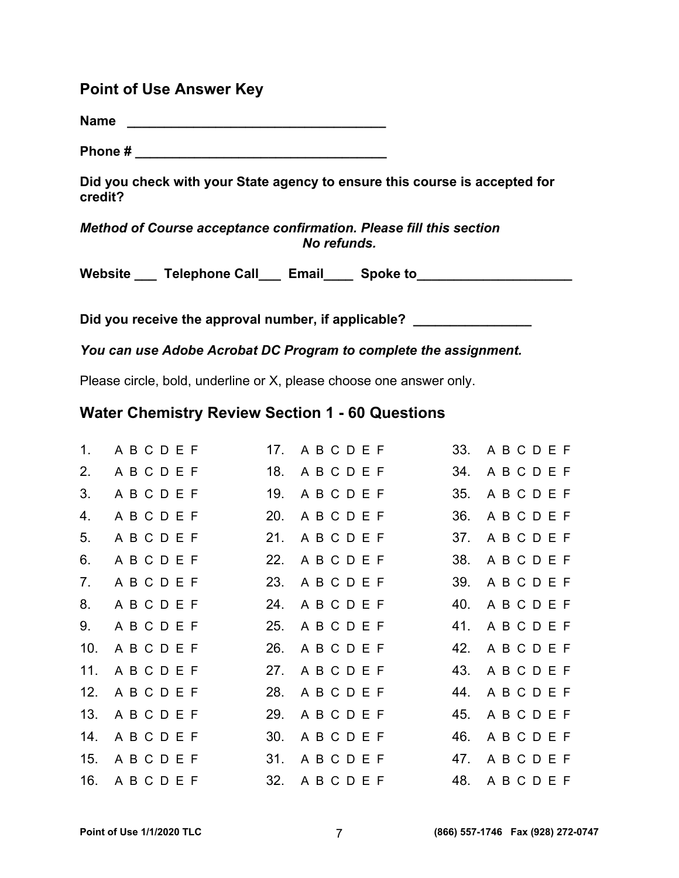## Point of Use Answer Key

**Name \_\_\_\_\_\_\_\_\_\_\_\_\_\_\_\_\_\_\_\_\_\_\_\_\_\_\_\_\_\_\_\_\_\_\_**

**Phone # \_\_\_\_\_\_\_\_\_\_\_\_\_\_\_\_\_\_\_\_\_\_\_\_\_\_\_\_\_\_\_\_\_\_\_**

**Did you check with your State agency to ensure this course is accepted for credit?**

***Method of Course acceptance confirmation. Please fill this section***
***No refunds.***

**Website \_\_\_ Telephone Call\_\_\_ Email\_\_\_\_ Spoke to\_\_\_\_\_\_\_\_\_\_\_\_\_\_\_\_\_\_\_\_\_**

**Did you receive the approval number, if applicable? \_\_\_\_\_\_\_\_\_\_\_\_\_\_\_\_**

***You can use Adobe Acrobat DC Program to complete the assignment.***

Please circle, bold, underline or X, please choose one answer only.

## Water Chemistry Review Section 1 - 60 Questions

| | | | | | |
|---|---|---|---|---|---|
| 1. | A B C D E F | 17. | A B C D E F | 33. | A B C D E F |
| 2. | A B C D E F | 18. | A B C D E F | 34. | A B C D E F |
| 3. | A B C D E F | 19. | A B C D E F | 35. | A B C D E F |
| 4. | A B C D E F | 20. | A B C D E F | 36. | A B C D E F |
| 5. | A B C D E F | 21. | A B C D E F | 37. | A B C D E F |
| 6. | A B C D E F | 22. | A B C D E F | 38. | A B C D E F |
| 7. | A B C D E F | 23. | A B C D E F | 39. | A B C D E F |
| 8. | A B C D E F | 24. | A B C D E F | 40. | A B C D E F |
| 9. | A B C D E F | 25. | A B C D E F | 41. | A B C D E F |
| 10. | A B C D E F | 26. | A B C D E F | 42. | A B C D E F |
| 11. | A B C D E F | 27. | A B C D E F | 43. | A B C D E F |
| 12. | A B C D E F | 28. | A B C D E F | 44. | A B C D E F |
| 13. | A B C D E F | 29. | A B C D E F | 45. | A B C D E F |
| 14. | A B C D E F | 30. | A B C D E F | 46. | A B C D E F |
| 15. | A B C D E F | 31. | A B C D E F | 47. | A B C D E F |
| 16. | A B C D E F | 32. | A B C D E F | 48. | A B C D E F |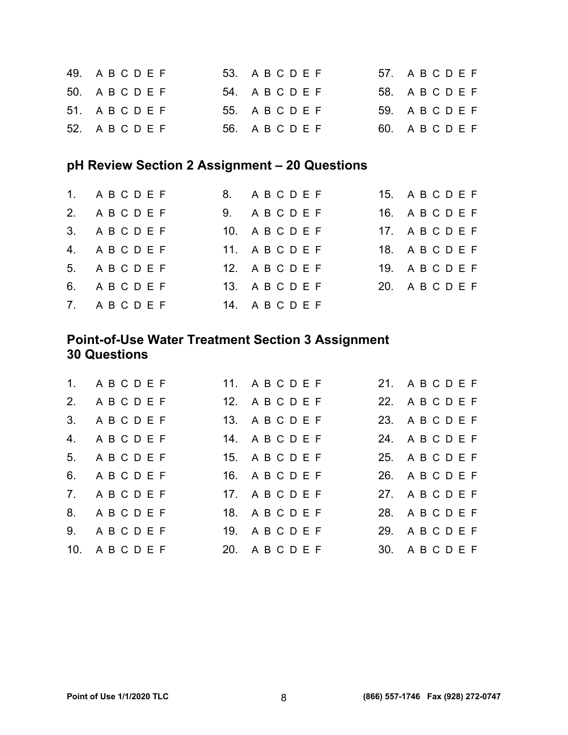49. A B C D E F
50. A B C D E F
51. A B C D E F
52. A B C D E F
53. A B C D E F
54. A B C D E F
55. A B C D E F
56. A B C D E F
57. A B C D E F
58. A B C D E F
59. A B C D E F
60. A B C D E F

## pH Review Section 2 Assignment – 20 Questions

1. A B C D E F
2. A B C D E F
3. A B C D E F
4. A B C D E F
5. A B C D E F
6. A B C D E F
7. A B C D E F
8. A B C D E F
9. A B C D E F
10. A B C D E F
11. A B C D E F
12. A B C D E F
13. A B C D E F
14. A B C D E F
15. A B C D E F
16. A B C D E F
17. A B C D E F
18. A B C D E F
19. A B C D E F
20. A B C D E F

## Point-of-Use Water Treatment Section 3 Assignment 30 Questions

1. A B C D E F
2. A B C D E F
3. A B C D E F
4. A B C D E F
5. A B C D E F
6. A B C D E F
7. A B C D E F
8. A B C D E F
9. A B C D E F
10. A B C D E F
11. A B C D E F
12. A B C D E F
13. A B C D E F
14. A B C D E F
15. A B C D E F
16. A B C D E F
17. A B C D E F
18. A B C D E F
19. A B C D E F
20. A B C D E F
21. A B C D E F
22. A B C D E F
23. A B C D E F
24. A B C D E F
25. A B C D E F
26. A B C D E F
27. A B C D E F
28. A B C D E F
29. A B C D E F
30. A B C D E F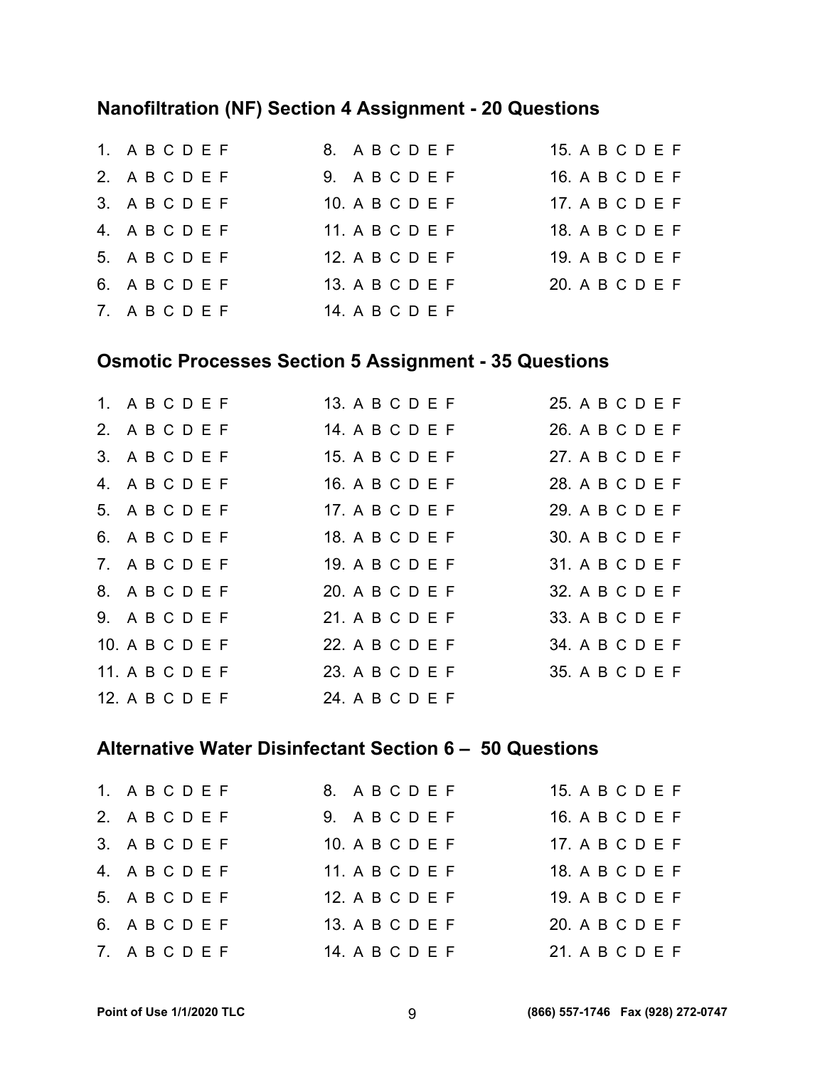## Nanofiltration (NF) Section 4 Assignment - 20 Questions

1. A B C D E F
2. A B C D E F
3. A B C D E F
4. A B C D E F
5. A B C D E F
6. A B C D E F
7. A B C D E F
8. A B C D E F
9. A B C D E F
10. A B C D E F
11. A B C D E F
12. A B C D E F
13. A B C D E F
14. A B C D E F
15. A B C D E F
16. A B C D E F
17. A B C D E F
18. A B C D E F
19. A B C D E F
20. A B C D E F

## Osmotic Processes Section 5 Assignment - 35 Questions

1. A B C D E F
2. A B C D E F
3. A B C D E F
4. A B C D E F
5. A B C D E F
6. A B C D E F
7. A B C D E F
8. A B C D E F
9. A B C D E F
10. A B C D E F
11. A B C D E F
12. A B C D E F
13. A B C D E F
14. A B C D E F
15. A B C D E F
16. A B C D E F
17. A B C D E F
18. A B C D E F
19. A B C D E F
20. A B C D E F
21. A B C D E F
22. A B C D E F
23. A B C D E F
24. A B C D E F
25. A B C D E F
26. A B C D E F
27. A B C D E F
28. A B C D E F
29. A B C D E F
30. A B C D E F
31. A B C D E F
32. A B C D E F
33. A B C D E F
34. A B C D E F
35. A B C D E F

## Alternative Water Disinfectant Section 6 – 50 Questions

1. A B C D E F
2. A B C D E F
3. A B C D E F
4. A B C D E F
5. A B C D E F
6. A B C D E F
7. A B C D E F
8. A B C D E F
9. A B C D E F
10. A B C D E F
11. A B C D E F
12. A B C D E F
13. A B C D E F
14. A B C D E F
15. A B C D E F
16. A B C D E F
17. A B C D E F
18. A B C D E F
19. A B C D E F
20. A B C D E F
21. A B C D E F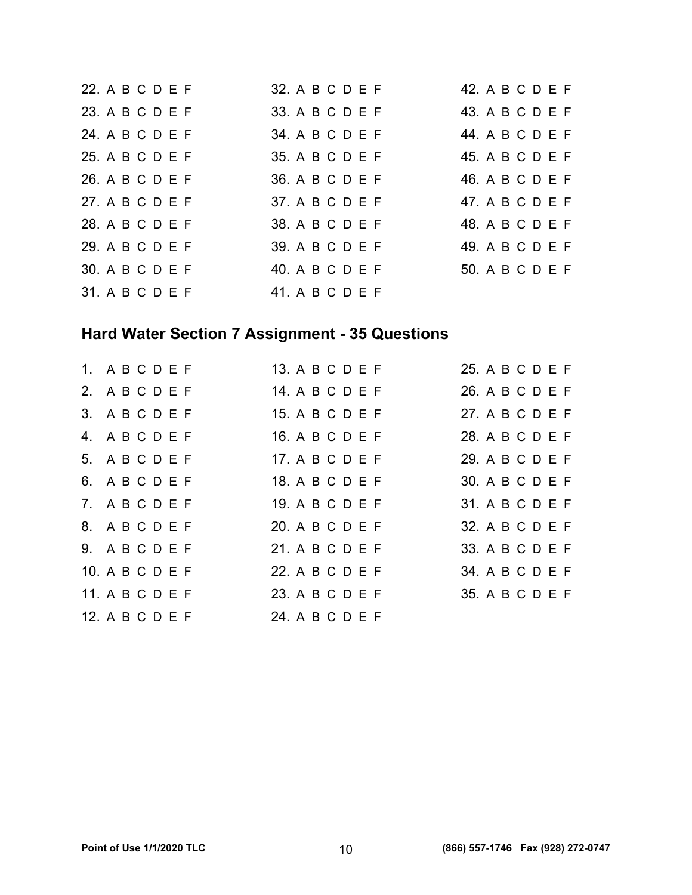22. A B C D E F
23. A B C D E F
24. A B C D E F
25. A B C D E F
26. A B C D E F
27. A B C D E F
28. A B C D E F
29. A B C D E F
30. A B C D E F
31. A B C D E F
32. A B C D E F
33. A B C D E F
34. A B C D E F
35. A B C D E F
36. A B C D E F
37. A B C D E F
38. A B C D E F
39. A B C D E F
40. A B C D E F
41. A B C D E F
42. A B C D E F
43. A B C D E F
44. A B C D E F
45. A B C D E F
46. A B C D E F
47. A B C D E F
48. A B C D E F
49. A B C D E F
50. A B C D E F

## Hard Water Section 7 Assignment - 35 Questions

1. A B C D E F
2. A B C D E F
3. A B C D E F
4. A B C D E F
5. A B C D E F
6. A B C D E F
7. A B C D E F
8. A B C D E F
9. A B C D E F
10. A B C D E F
11. A B C D E F
12. A B C D E F
13. A B C D E F
14. A B C D E F
15. A B C D E F
16. A B C D E F
17. A B C D E F
18. A B C D E F
19. A B C D E F
20. A B C D E F
21. A B C D E F
22. A B C D E F
23. A B C D E F
24. A B C D E F
25. A B C D E F
26. A B C D E F
27. A B C D E F
28. A B C D E F
29. A B C D E F
30. A B C D E F
31. A B C D E F
32. A B C D E F
33. A B C D E F
34. A B C D E F
35. A B C D E F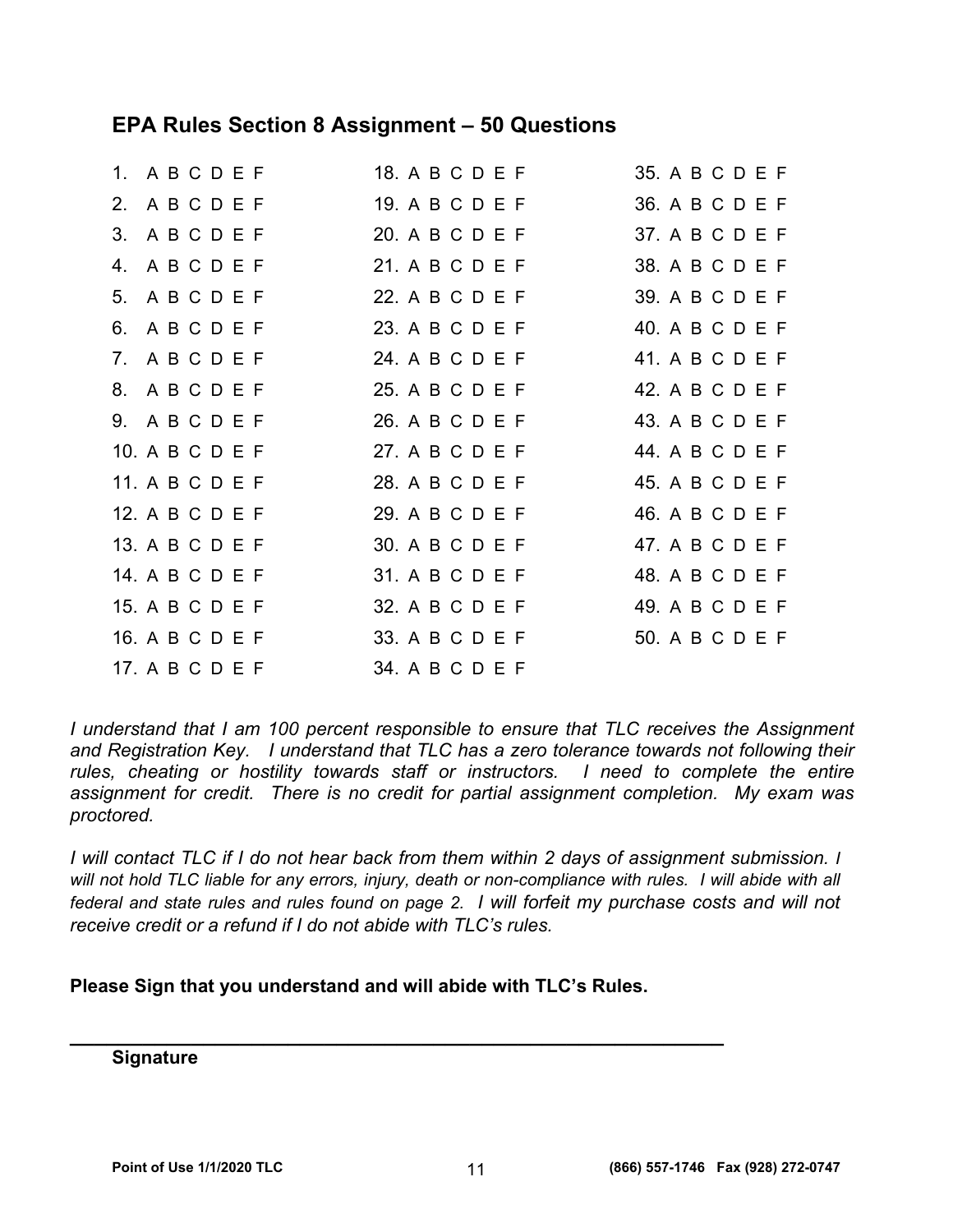## EPA Rules Section 8 Assignment – 50 Questions

| | | |
|---|---|---|
| 1. A B C D E F | 18. A B C D E F | 35. A B C D E F |
| 2. A B C D E F | 19. A B C D E F | 36. A B C D E F |
| 3. A B C D E F | 20. A B C D E F | 37. A B C D E F |
| 4. A B C D E F | 21. A B C D E F | 38. A B C D E F |
| 5. A B C D E F | 22. A B C D E F | 39. A B C D E F |
| 6. A B C D E F | 23. A B C D E F | 40. A B C D E F |
| 7. A B C D E F | 24. A B C D E F | 41. A B C D E F |
| 8. A B C D E F | 25. A B C D E F | 42. A B C D E F |
| 9. A B C D E F | 26. A B C D E F | 43. A B C D E F |
| 10. A B C D E F | 27. A B C D E F | 44. A B C D E F |
| 11. A B C D E F | 28. A B C D E F | 45. A B C D E F |
| 12. A B C D E F | 29. A B C D E F | 46. A B C D E F |
| 13. A B C D E F | 30. A B C D E F | 47. A B C D E F |
| 14. A B C D E F | 31. A B C D E F | 48. A B C D E F |
| 15. A B C D E F | 32. A B C D E F | 49. A B C D E F |
| 16. A B C D E F | 33. A B C D E F | 50. A B C D E F |
| 17. A B C D E F | 34. A B C D E F | |

*I understand that I am 100 percent responsible to ensure that TLC receives the Assignment and Registration Key. I understand that TLC has a zero tolerance towards not following their rules, cheating or hostility towards staff or instructors. I need to complete the entire assignment for credit. There is no credit for partial assignment completion. My exam was proctored.*

*I will contact TLC if I do not hear back from them within 2 days of assignment submission. I will not hold TLC liable for any errors, injury, death or non-compliance with rules. I will abide with all federal and state rules and rules found on page 2. I will forfeit my purchase costs and will not receive credit or a refund if I do not abide with TLC's rules.*

**Please Sign that you understand and will abide with TLC's Rules.**

\_\_\_\_\_\_\_\_\_\_\_\_\_\_\_\_\_\_\_\_\_\_\_\_\_\_\_\_\_\_\_\_\_\_\_\_\_\_\_\_\_\_\_\_\_\_\_\_\_\_\_\_\_\_\_\_\_\_\_\_

**Signature**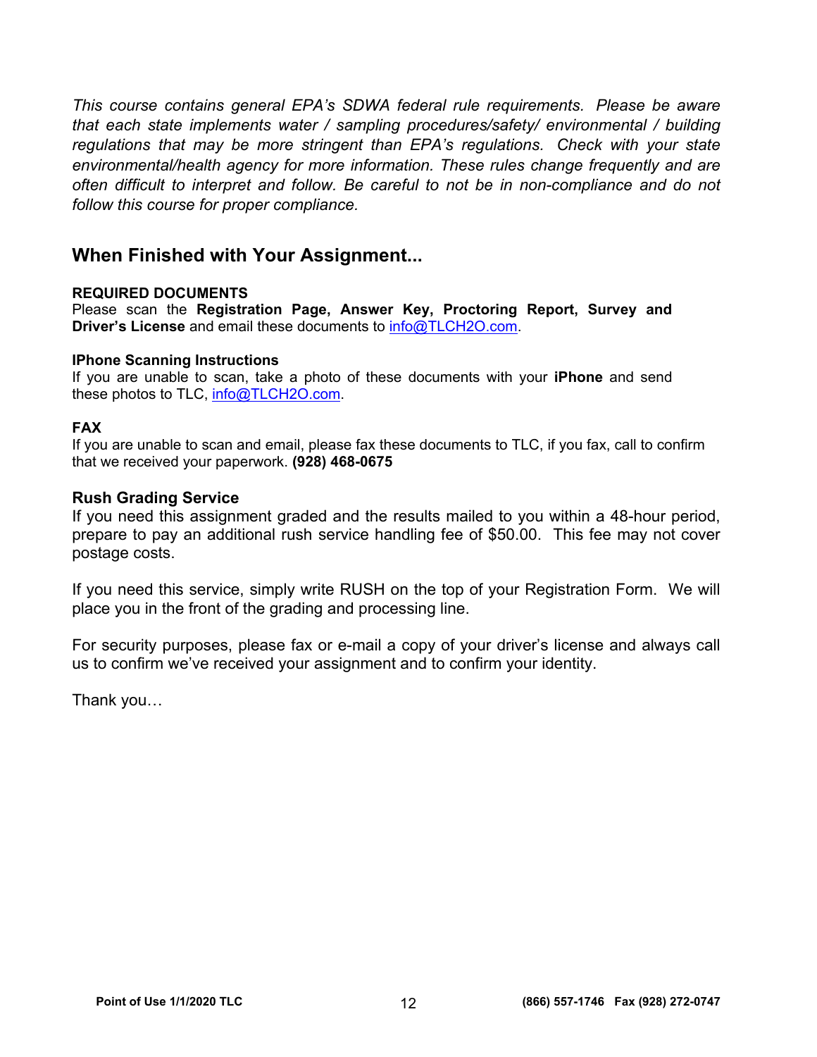*This course contains general EPA's SDWA federal rule requirements. Please be aware that each state implements water / sampling procedures/safety/ environmental / building regulations that may be more stringent than EPA's regulations. Check with your state environmental/health agency for more information. These rules change frequently and are often difficult to interpret and follow. Be careful to not be in non-compliance and do not follow this course for proper compliance.*

## When Finished with Your Assignment...

**REQUIRED DOCUMENTS**
Please scan the **Registration Page, Answer Key, Proctoring Report, Survey and Driver's License** and email these documents to info@TLCH2O.com.

**IPhone Scanning Instructions**
If you are unable to scan, take a photo of these documents with your **iPhone** and send these photos to TLC, info@TLCH2O.com.

**FAX**
If you are unable to scan and email, please fax these documents to TLC, if you fax, call to confirm that we received your paperwork. **(928) 468-0675**

### Rush Grading Service

If you need this assignment graded and the results mailed to you within a 48-hour period, prepare to pay an additional rush service handling fee of $50.00. This fee may not cover postage costs.

If you need this service, simply write RUSH on the top of your Registration Form. We will place you in the front of the grading and processing line.

For security purposes, please fax or e-mail a copy of your driver's license and always call us to confirm we've received your assignment and to confirm your identity.

Thank you…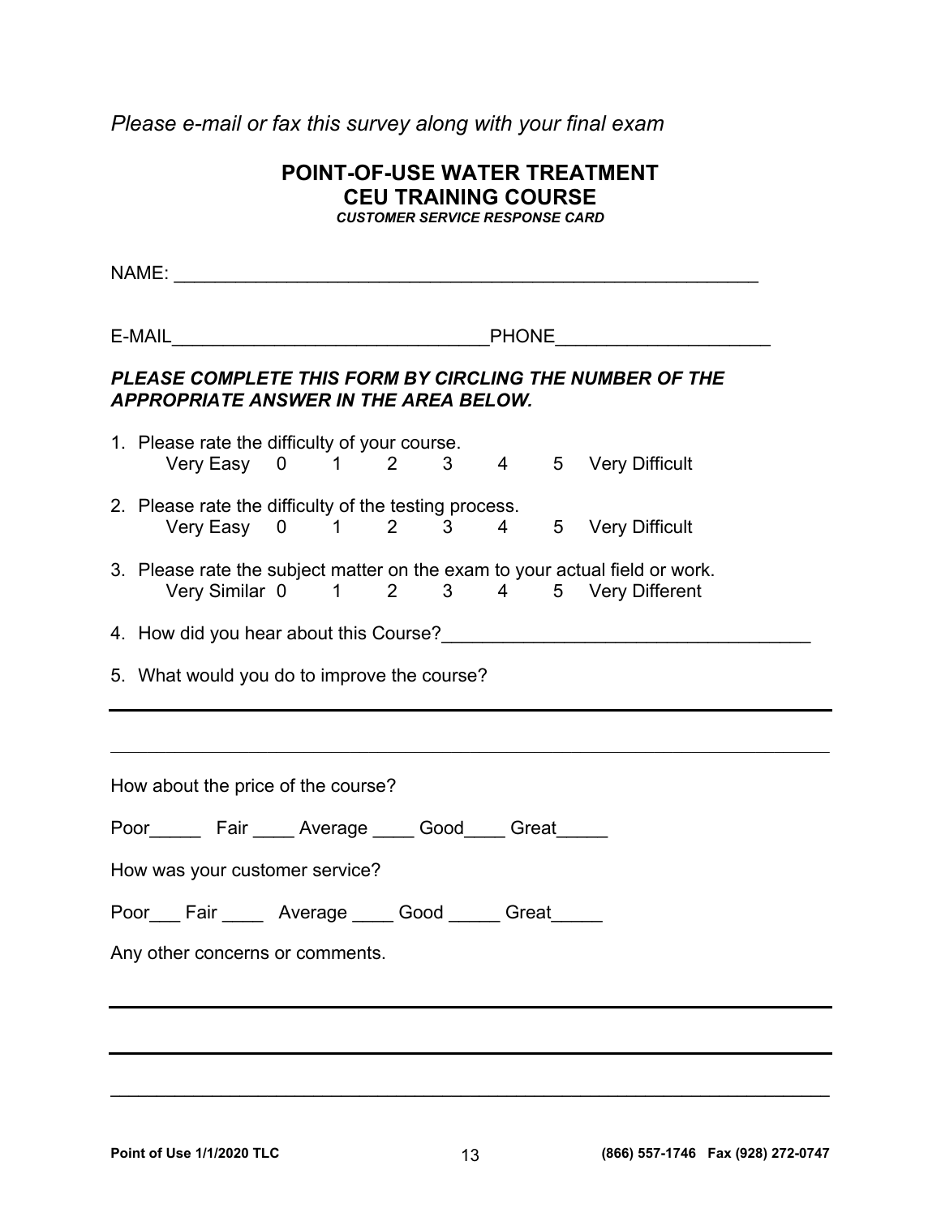*Please e-mail or fax this survey along with your final exam*

# POINT-OF-USE WATER TREATMENT CEU TRAINING COURSE

***CUSTOMER SERVICE RESPONSE CARD***

NAME: ___________________________________________________________

E-MAIL________________________________PHONE_____________________

***PLEASE COMPLETE THIS FORM BY CIRCLING THE NUMBER OF THE APPROPRIATE ANSWER IN THE AREA BELOW.***

1. Please rate the difficulty of your course.
   Very Easy 0 1 2 3 4 5 Very Difficult

2. Please rate the difficulty of the testing process.
   Very Easy 0 1 2 3 4 5 Very Difficult

3. Please rate the subject matter on the exam to your actual field or work.
   Very Similar 0 1 2 3 4 5 Very Different

4. How did you hear about this Course?____________________________________

5. What would you do to improve the course?

______________________________________________________________________

______________________________________________________________________

How about the price of the course?

Poor_____ Fair ____ Average ____ Good____ Great_____

How was your customer service?

Poor___ Fair ____ Average ____ Good _____ Great_____

Any other concerns or comments.

______________________________________________________________________

______________________________________________________________________

______________________________________________________________________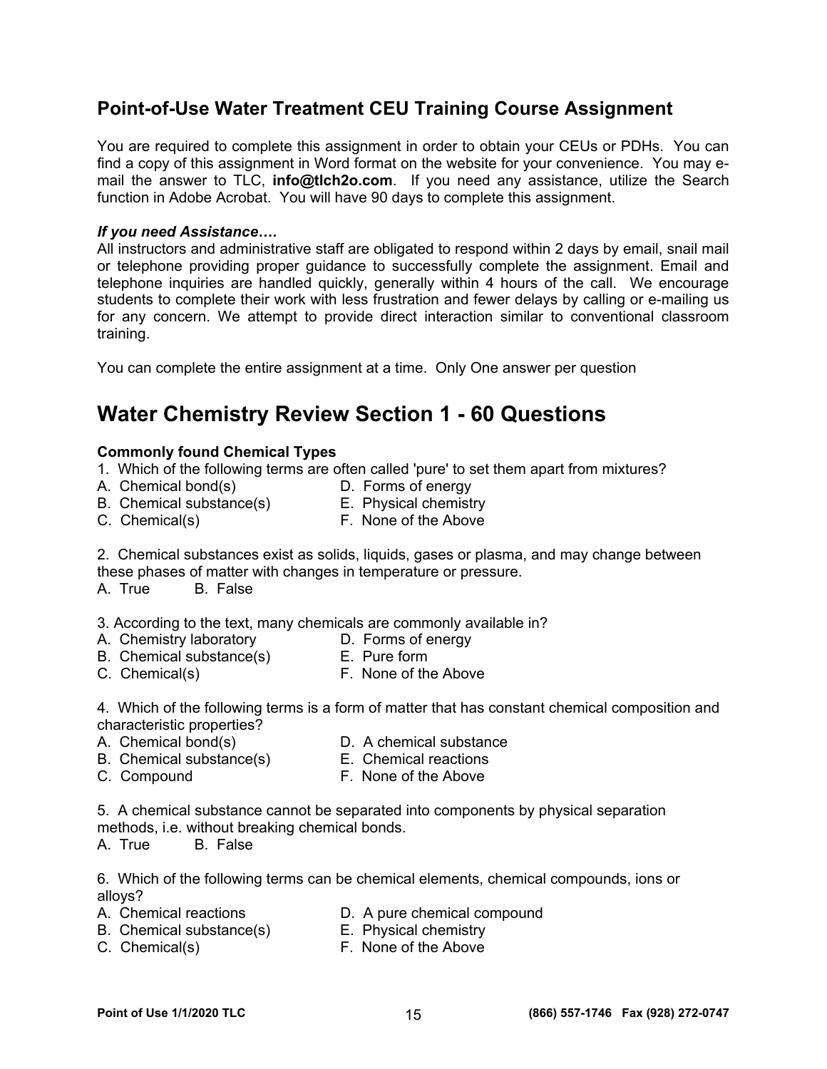## Point-of-Use Water Treatment CEU Training Course Assignment

You are required to complete this assignment in order to obtain your CEUs or PDHs. You can find a copy of this assignment in Word format on the website for your convenience. You may e-mail the answer to TLC, **info@tlch2o.com**. If you need any assistance, utilize the Search function in Adobe Acrobat. You will have 90 days to complete this assignment.

***If you need Assistance….***

All instructors and administrative staff are obligated to respond within 2 days by email, snail mail or telephone providing proper guidance to successfully complete the assignment. Email and telephone inquiries are handled quickly, generally within 4 hours of the call. We encourage students to complete their work with less frustration and fewer delays by calling or e-mailing us for any concern. We attempt to provide direct interaction similar to conventional classroom training.

You can complete the entire assignment at a time. Only One answer per question

# Water Chemistry Review Section 1 - 60 Questions

**Commonly found Chemical Types**

1. Which of the following terms are often called 'pure' to set them apart from mixtures?

A. Chemical bond(s)
B. Chemical substance(s)
C. Chemical(s)
D. Forms of energy
E. Physical chemistry
F. None of the Above

2. Chemical substances exist as solids, liquids, gases or plasma, and may change between these phases of matter with changes in temperature or pressure.

A. True B. False

3. According to the text, many chemicals are commonly available in?

A. Chemistry laboratory
B. Chemical substance(s)
C. Chemical(s)
D. Forms of energy
E. Pure form
F. None of the Above

4. Which of the following terms is a form of matter that has constant chemical composition and characteristic properties?

A. Chemical bond(s)
B. Chemical substance(s)
C. Compound
D. A chemical substance
E. Chemical reactions
F. None of the Above

5. A chemical substance cannot be separated into components by physical separation methods, i.e. without breaking chemical bonds.

A. True B. False

6. Which of the following terms can be chemical elements, chemical compounds, ions or alloys?

A. Chemical reactions
B. Chemical substance(s)
C. Chemical(s)
D. A pure chemical compound
E. Physical chemistry
F. None of the Above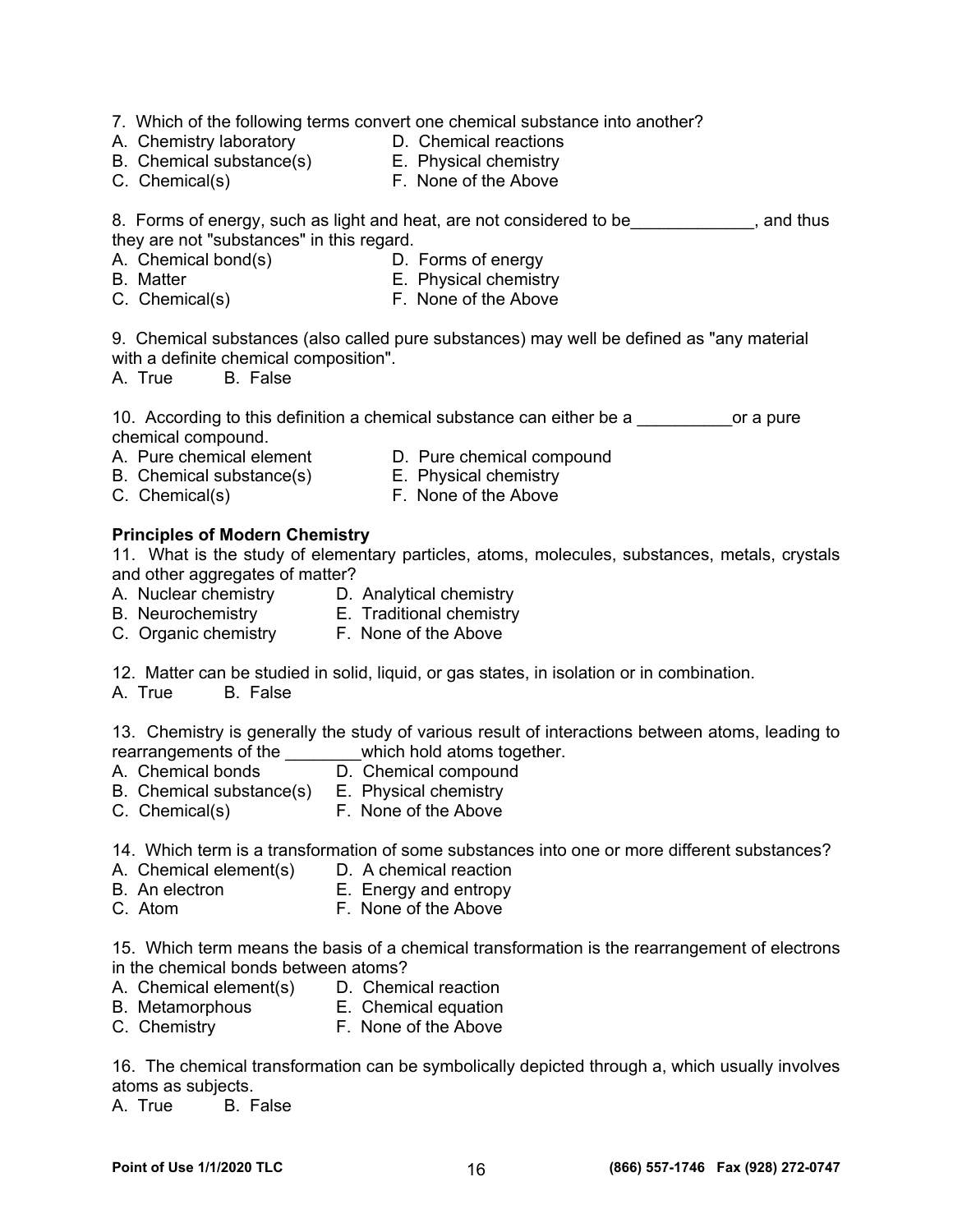7. Which of the following terms convert one chemical substance into another?
A. Chemistry laboratory
B. Chemical substance(s)
C. Chemical(s)
D. Chemical reactions
E. Physical chemistry
F. None of the Above

8. Forms of energy, such as light and heat, are not considered to be_____________, and thus they are not "substances" in this regard.
A. Chemical bond(s)
B. Matter
C. Chemical(s)
D. Forms of energy
E. Physical chemistry
F. None of the Above

9. Chemical substances (also called pure substances) may well be defined as "any material with a definite chemical composition".
A. True B. False

10. According to this definition a chemical substance can either be a __________or a pure chemical compound.
A. Pure chemical element
B. Chemical substance(s)
C. Chemical(s)
D. Pure chemical compound
E. Physical chemistry
F. None of the Above

**Principles of Modern Chemistry**

11. What is the study of elementary particles, atoms, molecules, substances, metals, crystals and other aggregates of matter?
A. Nuclear chemistry
B. Neurochemistry
C. Organic chemistry
D. Analytical chemistry
E. Traditional chemistry
F. None of the Above

12. Matter can be studied in solid, liquid, or gas states, in isolation or in combination.
A. True B. False

13. Chemistry is generally the study of various result of interactions between atoms, leading to rearrangements of the ________which hold atoms together.
A. Chemical bonds
B. Chemical substance(s)
C. Chemical(s)
D. Chemical compound
E. Physical chemistry
F. None of the Above

14. Which term is a transformation of some substances into one or more different substances?
A. Chemical element(s)
B. An electron
C. Atom
D. A chemical reaction
E. Energy and entropy
F. None of the Above

15. Which term means the basis of a chemical transformation is the rearrangement of electrons in the chemical bonds between atoms?
A. Chemical element(s)
B. Metamorphous
C. Chemistry
D. Chemical reaction
E. Chemical equation
F. None of the Above

16. The chemical transformation can be symbolically depicted through a, which usually involves atoms as subjects.
A. True B. False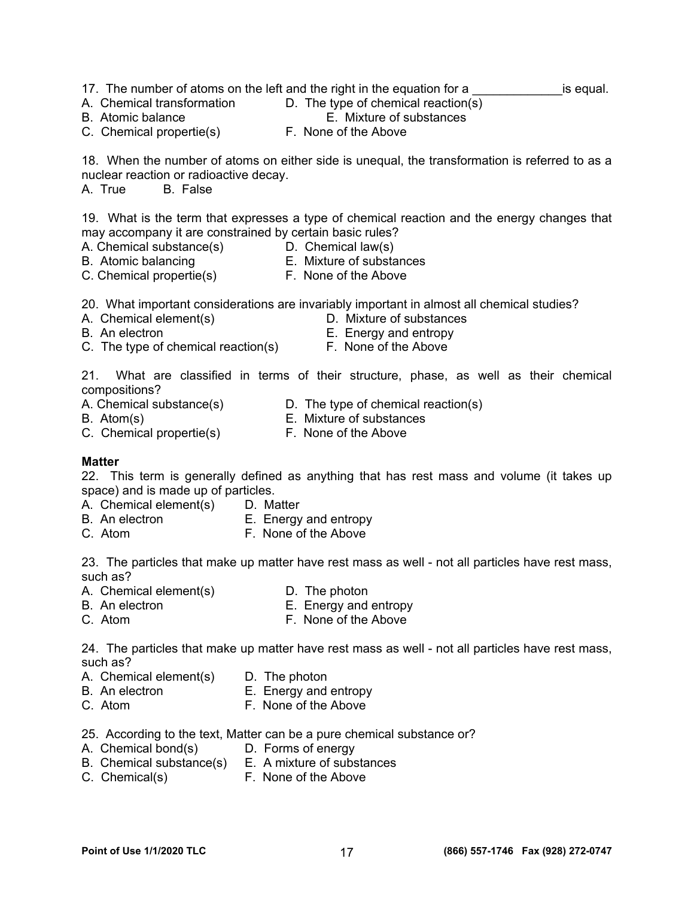17. The number of atoms on the left and the right in the equation for a _____________is equal.

A. Chemical transformation
B. Atomic balance
C. Chemical propertie(s)
D. The type of chemical reaction(s)
E. Mixture of substances
F. None of the Above

18. When the number of atoms on either side is unequal, the transformation is referred to as a nuclear reaction or radioactive decay.

A. True B. False

19. What is the term that expresses a type of chemical reaction and the energy changes that may accompany it are constrained by certain basic rules?

A. Chemical substance(s)
B. Atomic balancing
C. Chemical propertie(s)
D. Chemical law(s)
E. Mixture of substances
F. None of the Above

20. What important considerations are invariably important in almost all chemical studies?

A. Chemical element(s)
B. An electron
C. The type of chemical reaction(s)
D. Mixture of substances
E. Energy and entropy
F. None of the Above

21. What are classified in terms of their structure, phase, as well as their chemical compositions?

A. Chemical substance(s)
B. Atom(s)
C. Chemical propertie(s)
D. The type of chemical reaction(s)
E. Mixture of substances
F. None of the Above

**Matter**

22. This term is generally defined as anything that has rest mass and volume (it takes up space) and is made up of particles.

A. Chemical element(s)
B. An electron
C. Atom
D. Matter
E. Energy and entropy
F. None of the Above

23. The particles that make up matter have rest mass as well - not all particles have rest mass, such as?

A. Chemical element(s)
B. An electron
C. Atom
D. The photon
E. Energy and entropy
F. None of the Above

24. The particles that make up matter have rest mass as well - not all particles have rest mass, such as?

A. Chemical element(s)
B. An electron
C. Atom
D. The photon
E. Energy and entropy
F. None of the Above

25. According to the text, Matter can be a pure chemical substance or?

A. Chemical bond(s)
B. Chemical substance(s)
C. Chemical(s)
D. Forms of energy
E. A mixture of substances
F. None of the Above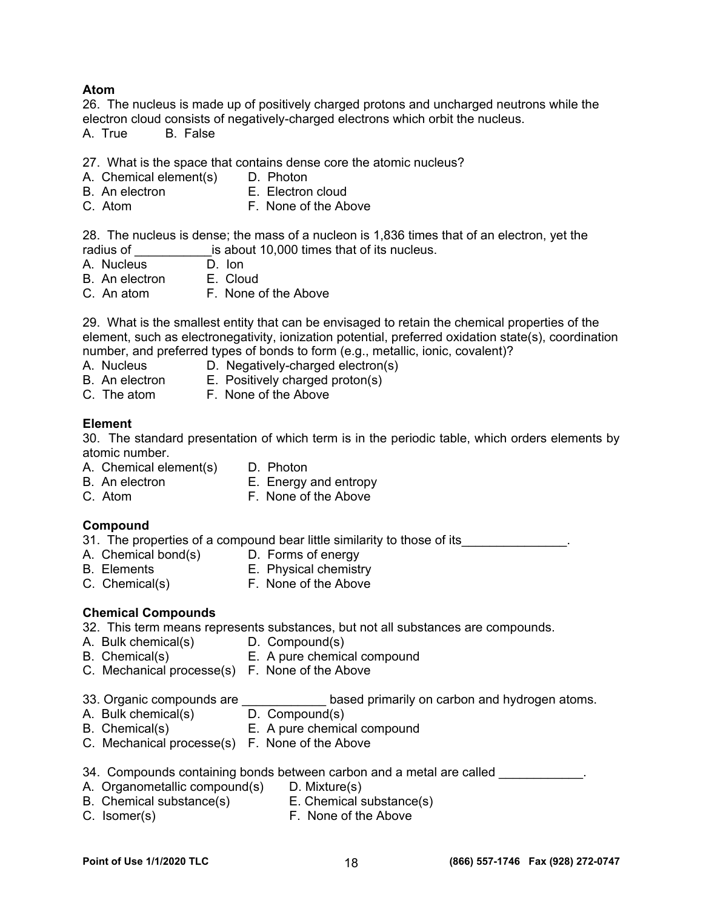**Atom**

26. The nucleus is made up of positively charged protons and uncharged neutrons while the electron cloud consists of negatively-charged electrons which orbit the nucleus.
A. True B. False

27. What is the space that contains dense core the atomic nucleus?
A. Chemical element(s) D. Photon
B. An electron E. Electron cloud
C. Atom F. None of the Above

28. The nucleus is dense; the mass of a nucleon is 1,836 times that of an electron, yet the radius of ___________is about 10,000 times that of its nucleus.
A. Nucleus D. Ion
B. An electron E. Cloud
C. An atom F. None of the Above

29. What is the smallest entity that can be envisaged to retain the chemical properties of the element, such as electronegativity, ionization potential, preferred oxidation state(s), coordination number, and preferred types of bonds to form (e.g., metallic, ionic, covalent)?
A. Nucleus D. Negatively-charged electron(s)
B. An electron E. Positively charged proton(s)
C. The atom F. None of the Above

**Element**

30. The standard presentation of which term is in the periodic table, which orders elements by atomic number.
A. Chemical element(s) D. Photon
B. An electron E. Energy and entropy
C. Atom F. None of the Above

**Compound**

31. The properties of a compound bear little similarity to those of its_______________.
A. Chemical bond(s) D. Forms of energy
B. Elements E. Physical chemistry
C. Chemical(s) F. None of the Above

**Chemical Compounds**

32. This term means represents substances, but not all substances are compounds.
A. Bulk chemical(s) D. Compound(s)
B. Chemical(s) E. A pure chemical compound
C. Mechanical processe(s) F. None of the Above

33. Organic compounds are ____________ based primarily on carbon and hydrogen atoms.
A. Bulk chemical(s) D. Compound(s)
B. Chemical(s) E. A pure chemical compound
C. Mechanical processe(s) F. None of the Above

34. Compounds containing bonds between carbon and a metal are called ____________.
A. Organometallic compound(s) D. Mixture(s)
B. Chemical substance(s) E. Chemical substance(s)
C. Isomer(s) F. None of the Above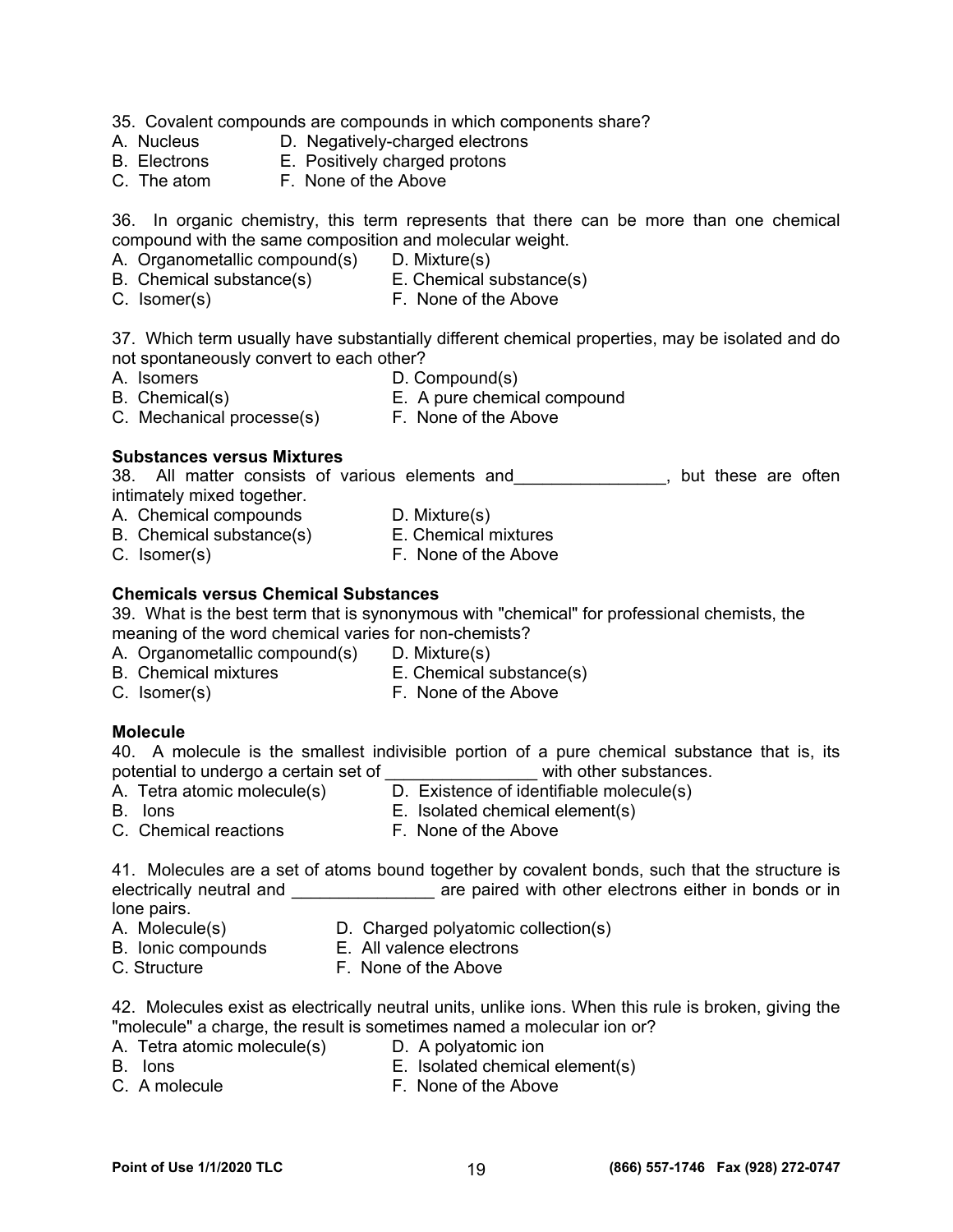35. Covalent compounds are compounds in which components share?

A. Nucleus
B. Electrons
C. The atom
D. Negatively-charged electrons
E. Positively charged protons
F. None of the Above

36. In organic chemistry, this term represents that there can be more than one chemical compound with the same composition and molecular weight.

A. Organometallic compound(s)
B. Chemical substance(s)
C. Isomer(s)
D. Mixture(s)
E. Chemical substance(s)
F. None of the Above

37. Which term usually have substantially different chemical properties, may be isolated and do not spontaneously convert to each other?

A. Isomers
B. Chemical(s)
C. Mechanical processe(s)
D. Compound(s)
E. A pure chemical compound
F. None of the Above

**Substances versus Mixtures**

38. All matter consists of various elements and________________, but these are often intimately mixed together.

A. Chemical compounds
B. Chemical substance(s)
C. Isomer(s)
D. Mixture(s)
E. Chemical mixtures
F. None of the Above

**Chemicals versus Chemical Substances**

39. What is the best term that is synonymous with "chemical" for professional chemists, the meaning of the word chemical varies for non-chemists?

A. Organometallic compound(s)
B. Chemical mixtures
C. Isomer(s)
D. Mixture(s)
E. Chemical substance(s)
F. None of the Above

**Molecule**

40. A molecule is the smallest indivisible portion of a pure chemical substance that is, its potential to undergo a certain set of ________________ with other substances.

A. Tetra atomic molecule(s)
B. Ions
C. Chemical reactions
D. Existence of identifiable molecule(s)
E. Isolated chemical element(s)
F. None of the Above

41. Molecules are a set of atoms bound together by covalent bonds, such that the structure is electrically neutral and _______________ are paired with other electrons either in bonds or in lone pairs.

A. Molecule(s)
B. Ionic compounds
C. Structure
D. Charged polyatomic collection(s)
E. All valence electrons
F. None of the Above

42. Molecules exist as electrically neutral units, unlike ions. When this rule is broken, giving the "molecule" a charge, the result is sometimes named a molecular ion or?

A. Tetra atomic molecule(s)
B. Ions
C. A molecule
D. A polyatomic ion
E. Isolated chemical element(s)
F. None of the Above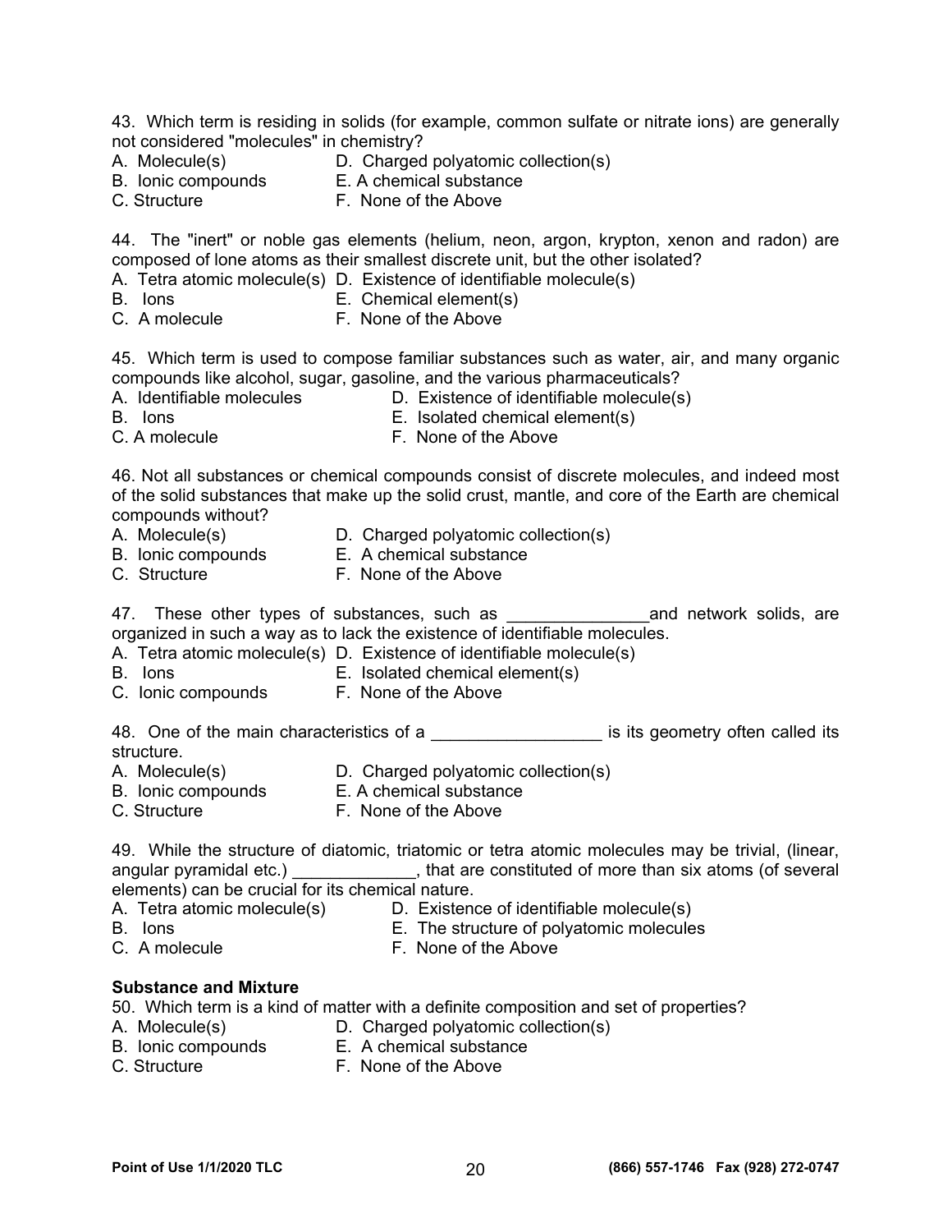43. Which term is residing in solids (for example, common sulfate or nitrate ions) are generally not considered "molecules" in chemistry?

A. Molecule(s)
B. Ionic compounds
C. Structure
D. Charged polyatomic collection(s)
E. A chemical substance
F. None of the Above

44. The "inert" or noble gas elements (helium, neon, argon, krypton, xenon and radon) are composed of lone atoms as their smallest discrete unit, but the other isolated?

A. Tetra atomic molecule(s)
B. Ions
C. A molecule
D. Existence of identifiable molecule(s)
E. Chemical element(s)
F. None of the Above

45. Which term is used to compose familiar substances such as water, air, and many organic compounds like alcohol, sugar, gasoline, and the various pharmaceuticals?

A. Identifiable molecules
B. Ions
C. A molecule
D. Existence of identifiable molecule(s)
E. Isolated chemical element(s)
F. None of the Above

46. Not all substances or chemical compounds consist of discrete molecules, and indeed most of the solid substances that make up the solid crust, mantle, and core of the Earth are chemical compounds without?

A. Molecule(s)
B. Ionic compounds
C. Structure
D. Charged polyatomic collection(s)
E. A chemical substance
F. None of the Above

47. These other types of substances, such as _______________and network solids, are organized in such a way as to lack the existence of identifiable molecules.

A. Tetra atomic molecule(s)
B. Ions
C. Ionic compounds
D. Existence of identifiable molecule(s)
E. Isolated chemical element(s)
F. None of the Above

48. One of the main characteristics of a _________________ is its geometry often called its structure.

A. Molecule(s)
B. Ionic compounds
C. Structure
D. Charged polyatomic collection(s)
E. A chemical substance
F. None of the Above

49. While the structure of diatomic, triatomic or tetra atomic molecules may be trivial, (linear, angular pyramidal etc.) _____________, that are constituted of more than six atoms (of several elements) can be crucial for its chemical nature.

A. Tetra atomic molecule(s)
B. Ions
C. A molecule
D. Existence of identifiable molecule(s)
E. The structure of polyatomic molecules
F. None of the Above

**Substance and Mixture**

50. Which term is a kind of matter with a definite composition and set of properties?

A. Molecule(s)
B. Ionic compounds
C. Structure
D. Charged polyatomic collection(s)
E. A chemical substance
F. None of the Above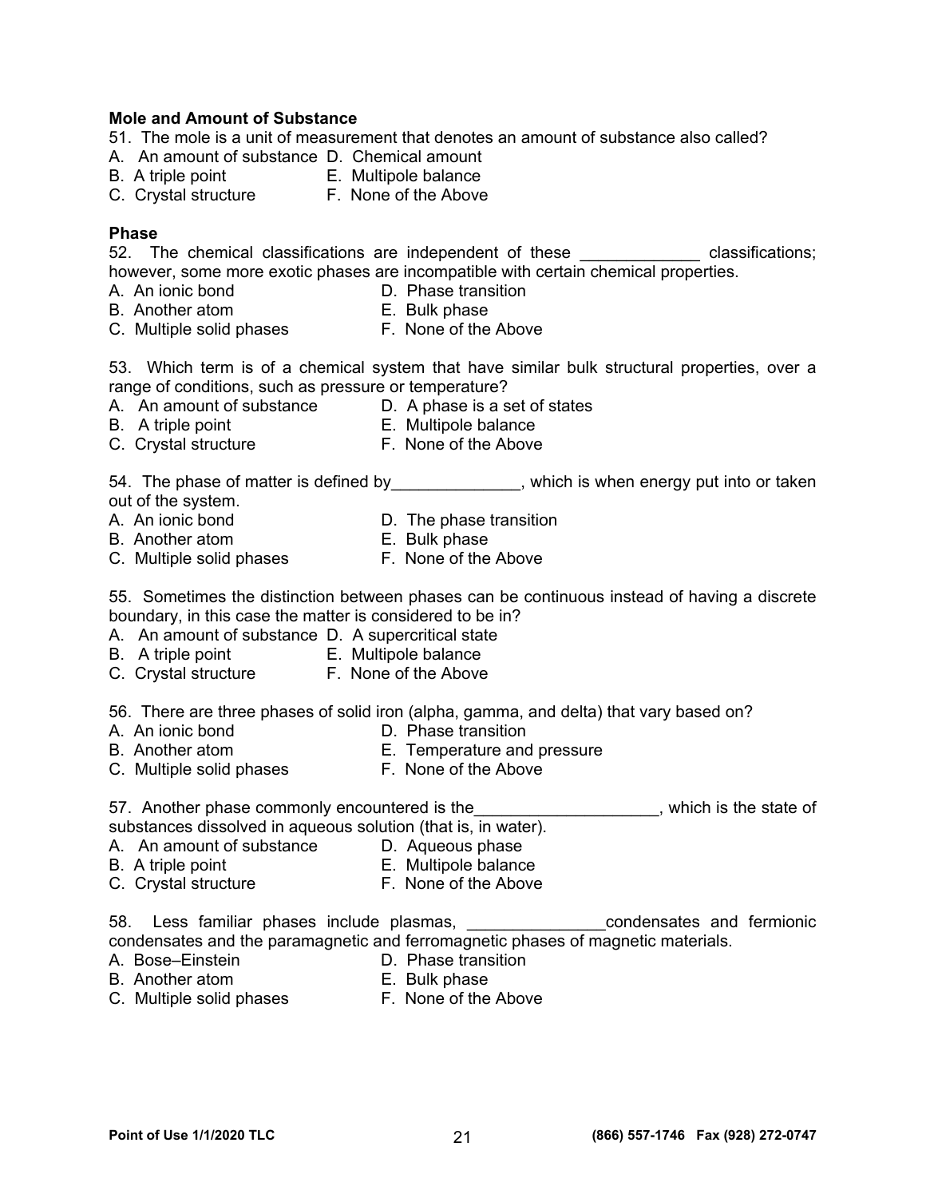**Mole and Amount of Substance**

51. The mole is a unit of measurement that denotes an amount of substance also called?

A. An amount of substance
B. A triple point
C. Crystal structure
D. Chemical amount
E. Multipole balance
F. None of the Above

**Phase**

52. The chemical classifications are independent of these _____________ classifications; however, some more exotic phases are incompatible with certain chemical properties.

A. An ionic bond
B. Another atom
C. Multiple solid phases
D. Phase transition
E. Bulk phase
F. None of the Above

53. Which term is of a chemical system that have similar bulk structural properties, over a range of conditions, such as pressure or temperature?

A. An amount of substance
B. A triple point
C. Crystal structure
D. A phase is a set of states
E. Multipole balance
F. None of the Above

54. The phase of matter is defined by______________, which is when energy put into or taken out of the system.

A. An ionic bond
B. Another atom
C. Multiple solid phases
D. The phase transition
E. Bulk phase
F. None of the Above

55. Sometimes the distinction between phases can be continuous instead of having a discrete boundary, in this case the matter is considered to be in?

A. An amount of substance
B. A triple point
C. Crystal structure
D. A supercritical state
E. Multipole balance
F. None of the Above

56. There are three phases of solid iron (alpha, gamma, and delta) that vary based on?

A. An ionic bond
B. Another atom
C. Multiple solid phases
D. Phase transition
E. Temperature and pressure
F. None of the Above

57. Another phase commonly encountered is the____________________, which is the state of substances dissolved in aqueous solution (that is, in water).

A. An amount of substance
B. A triple point
C. Crystal structure
D. Aqueous phase
E. Multipole balance
F. None of the Above

58. Less familiar phases include plasmas, _______________condensates and fermionic condensates and the paramagnetic and ferromagnetic phases of magnetic materials.

A. Bose–Einstein
B. Another atom
C. Multiple solid phases
D. Phase transition
E. Bulk phase
F. None of the Above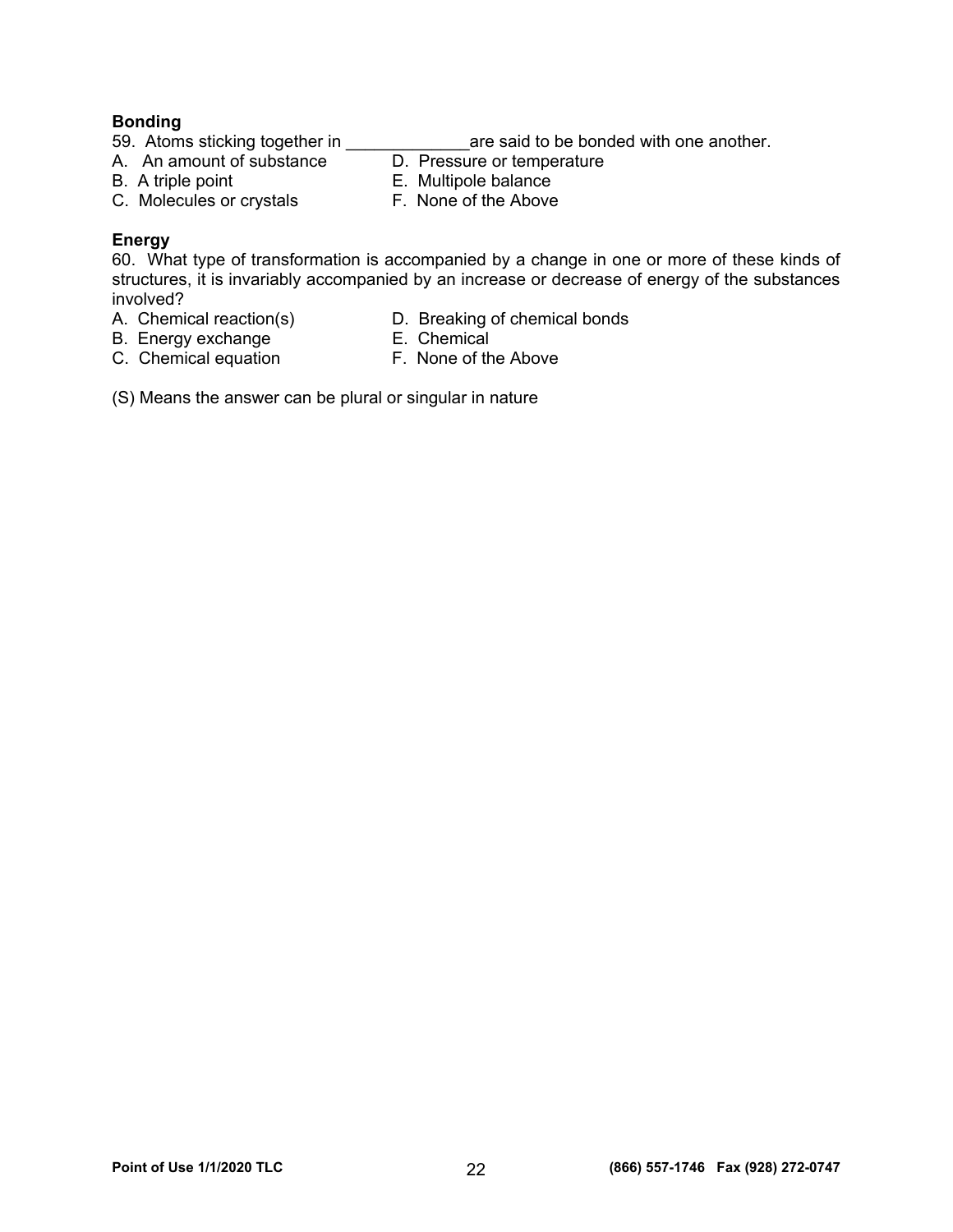**Bonding**

59. Atoms sticking together in _____________are said to be bonded with one another.

A. An amount of substance
B. A triple point
C. Molecules or crystals
D. Pressure or temperature
E. Multipole balance
F. None of the Above

**Energy**

60. What type of transformation is accompanied by a change in one or more of these kinds of structures, it is invariably accompanied by an increase or decrease of energy of the substances involved?

A. Chemical reaction(s)
B. Energy exchange
C. Chemical equation
D. Breaking of chemical bonds
E. Chemical
F. None of the Above

(S) Means the answer can be plural or singular in nature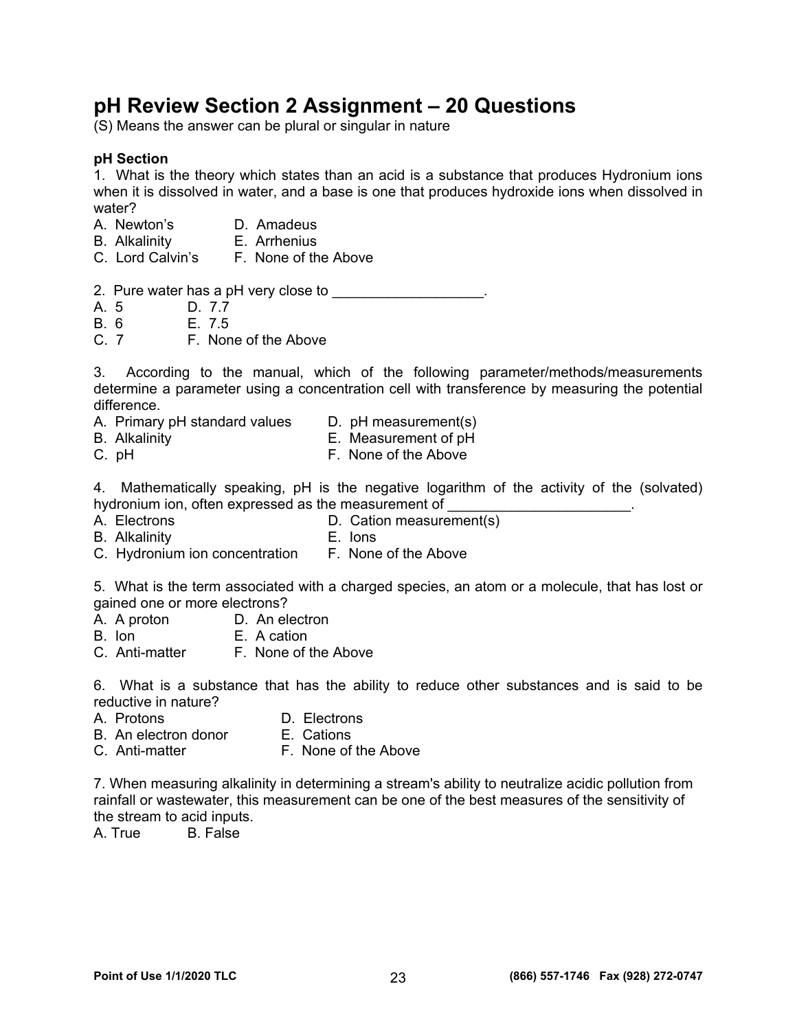# pH Review Section 2 Assignment – 20 Questions

(S) Means the answer can be plural or singular in nature

**pH Section**

1. What is the theory which states than an acid is a substance that produces Hydronium ions when it is dissolved in water, and a base is one that produces hydroxide ions when dissolved in water?

A. Newton's
B. Alkalinity
C. Lord Calvin's
D. Amadeus
E. Arrhenius
F. None of the Above

2. Pure water has a pH very close to ___________________.

A. 5
B. 6
C. 7
D. 7.7
E. 7.5
F. None of the Above

3. According to the manual, which of the following parameter/methods/measurements determine a parameter using a concentration cell with transference by measuring the potential difference.

A. Primary pH standard values
B. Alkalinity
C. pH
D. pH measurement(s)
E. Measurement of pH
F. None of the Above

4. Mathematically speaking, pH is the negative logarithm of the activity of the (solvated) hydronium ion, often expressed as the measurement of _______________________.

A. Electrons
B. Alkalinity
C. Hydronium ion concentration
D. Cation measurement(s)
E. Ions
F. None of the Above

5. What is the term associated with a charged species, an atom or a molecule, that has lost or gained one or more electrons?

A. A proton
B. Ion
C. Anti-matter
D. An electron
E. A cation
F. None of the Above

6. What is a substance that has the ability to reduce other substances and is said to be reductive in nature?

A. Protons
B. An electron donor
C. Anti-matter
D. Electrons
E. Cations
F. None of the Above

7. When measuring alkalinity in determining a stream's ability to neutralize acidic pollution from rainfall or wastewater, this measurement can be one of the best measures of the sensitivity of the stream to acid inputs.

A. True
B. False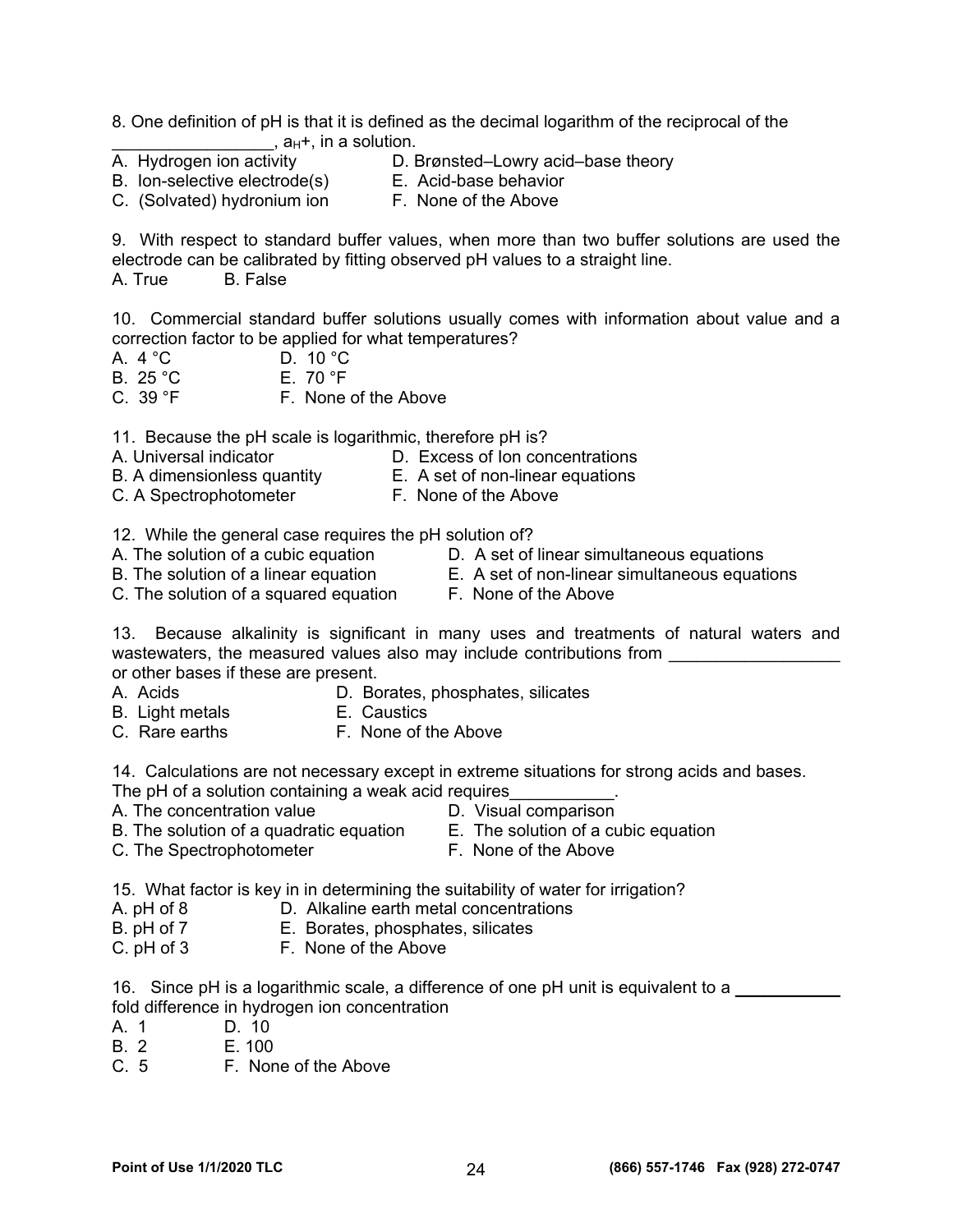8. One definition of pH is that it is defined as the decimal logarithm of the reciprocal of the _________________, $a_H$+, in a solution.

A. Hydrogen ion activity
B. Ion-selective electrode(s)
C. (Solvated) hydronium ion
D. Brønsted–Lowry acid–base theory
E. Acid-base behavior
F. None of the Above

9. With respect to standard buffer values, when more than two buffer solutions are used the electrode can be calibrated by fitting observed pH values to a straight line.

A. True
B. False

10. Commercial standard buffer solutions usually comes with information about value and a correction factor to be applied for what temperatures?

A. 4 °C
B. 25 °C
C. 39 °F
D. 10 °C
E. 70 °F
F. None of the Above

11. Because the pH scale is logarithmic, therefore pH is?

A. Universal indicator
B. A dimensionless quantity
C. A Spectrophotometer
D. Excess of Ion concentrations
E. A set of non-linear equations
F. None of the Above

12. While the general case requires the pH solution of?

A. The solution of a cubic equation
B. The solution of a linear equation
C. The solution of a squared equation
D. A set of linear simultaneous equations
E. A set of non-linear simultaneous equations
F. None of the Above

13. Because alkalinity is significant in many uses and treatments of natural waters and wastewaters, the measured values also may include contributions from __________________ or other bases if these are present.

A. Acids
B. Light metals
C. Rare earths
D. Borates, phosphates, silicates
E. Caustics
F. None of the Above

14. Calculations are not necessary except in extreme situations for strong acids and bases. The pH of a solution containing a weak acid requires___________.

A. The concentration value
B. The solution of a quadratic equation
C. The Spectrophotometer
D. Visual comparison
E. The solution of a cubic equation
F. None of the Above

15. What factor is key in in determining the suitability of water for irrigation?

A. pH of 8
B. pH of 7
C. pH of 3
D. Alkaline earth metal concentrations
E. Borates, phosphates, silicates
F. None of the Above

16. Since pH is a logarithmic scale, a difference of one pH unit is equivalent to a ____________ fold difference in hydrogen ion concentration

A. 1
B. 2
C. 5
D. 10
E. 100
F. None of the Above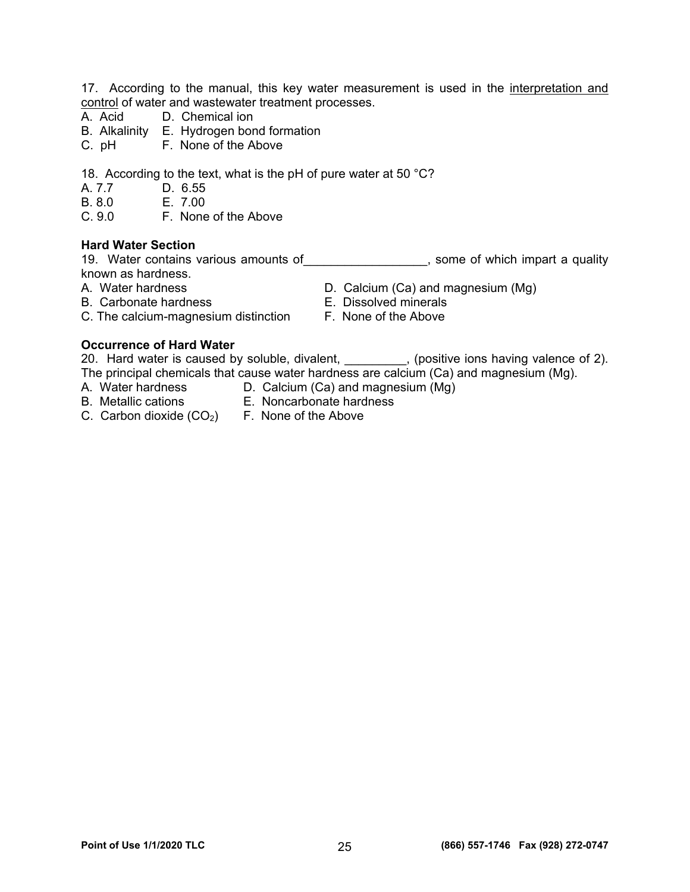17. According to the manual, this key water measurement is used in the <u>interpretation and control</u> of water and wastewater treatment processes.

A. Acid
B. Alkalinity
C. pH
D. Chemical ion
E. Hydrogen bond formation
F. None of the Above

18. According to the text, what is the pH of pure water at 50 °C?

A. 7.7
B. 8.0
C. 9.0
D. 6.55
E. 7.00
F. None of the Above

**Hard Water Section**

19. Water contains various amounts of__________________, some of which impart a quality known as hardness.

A. Water hardness
B. Carbonate hardness
C. The calcium-magnesium distinction
D. Calcium (Ca) and magnesium (Mg)
E. Dissolved minerals
F. None of the Above

**Occurrence of Hard Water**

20. Hard water is caused by soluble, divalent, _________, (positive ions having valence of 2). The principal chemicals that cause water hardness are calcium (Ca) and magnesium (Mg).

A. Water hardness
B. Metallic cations
C. Carbon dioxide ($CO_2$)
D. Calcium (Ca) and magnesium (Mg)
E. Noncarbonate hardness
F. None of the Above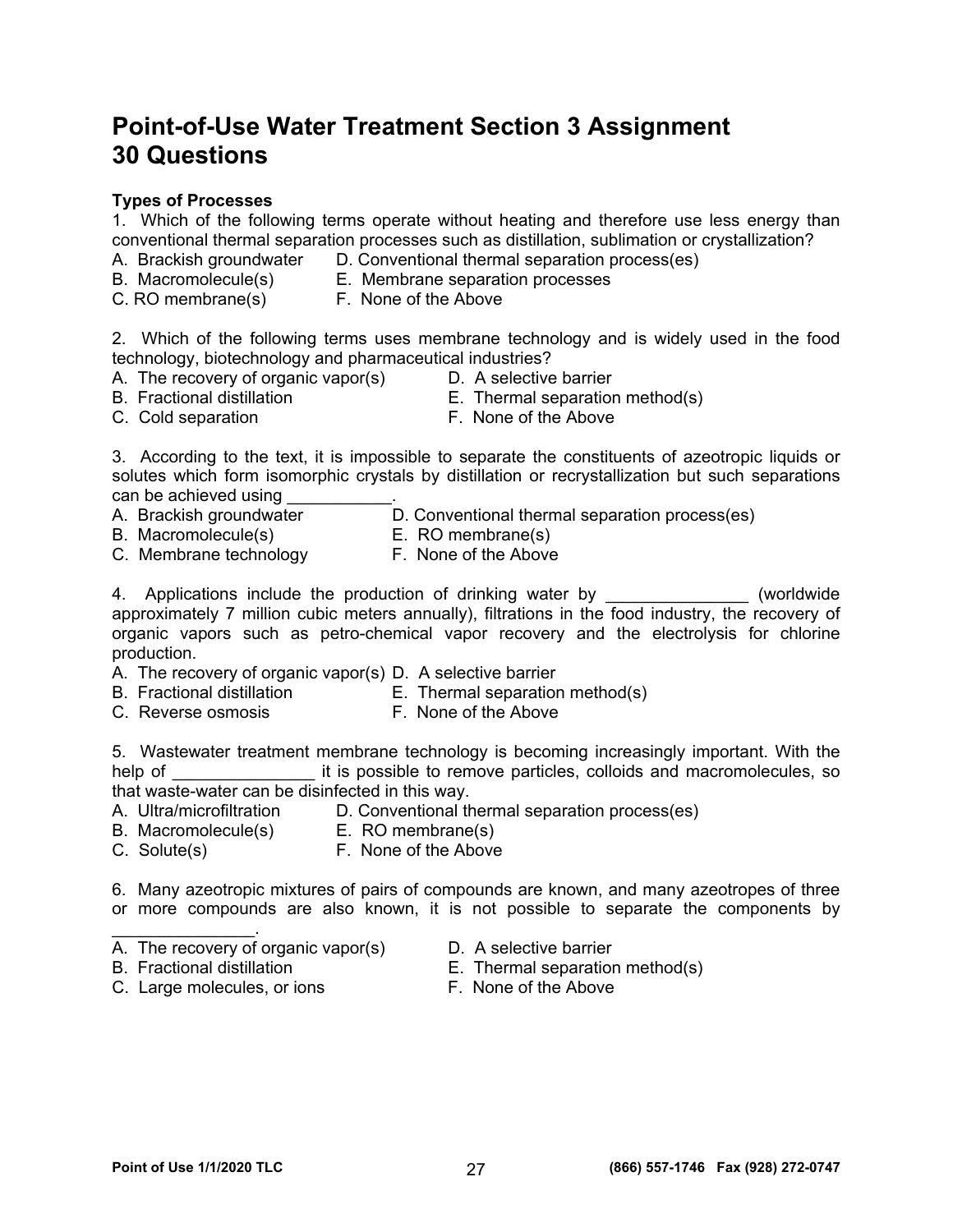# Point-of-Use Water Treatment Section 3 Assignment 30 Questions

**Types of Processes**

1. Which of the following terms operate without heating and therefore use less energy than conventional thermal separation processes such as distillation, sublimation or crystallization?

A. Brackish groundwater
B. Macromolecule(s)
C. RO membrane(s)
D. Conventional thermal separation process(es)
E. Membrane separation processes
F. None of the Above

2. Which of the following terms uses membrane technology and is widely used in the food technology, biotechnology and pharmaceutical industries?

A. The recovery of organic vapor(s)
B. Fractional distillation
C. Cold separation
D. A selective barrier
E. Thermal separation method(s)
F. None of the Above

3. According to the text, it is impossible to separate the constituents of azeotropic liquids or solutes which form isomorphic crystals by distillation or recrystallization but such separations can be achieved using ___________.

A. Brackish groundwater
B. Macromolecule(s)
C. Membrane technology
D. Conventional thermal separation process(es)
E. RO membrane(s)
F. None of the Above

4. Applications include the production of drinking water by _______________ (worldwide approximately 7 million cubic meters annually), filtrations in the food industry, the recovery of organic vapors such as petro-chemical vapor recovery and the electrolysis for chlorine production.

A. The recovery of organic vapor(s)
B. Fractional distillation
C. Reverse osmosis
D. A selective barrier
E. Thermal separation method(s)
F. None of the Above

5. Wastewater treatment membrane technology is becoming increasingly important. With the help of _______________ it is possible to remove particles, colloids and macromolecules, so that waste-water can be disinfected in this way.

A. Ultra/microfiltration
B. Macromolecule(s)
C. Solute(s)
D. Conventional thermal separation process(es)
E. RO membrane(s)
F. None of the Above

6. Many azeotropic mixtures of pairs of compounds are known, and many azeotropes of three or more compounds are also known, it is not possible to separate the components by _______________.

A. The recovery of organic vapor(s)
B. Fractional distillation
C. Large molecules, or ions
D. A selective barrier
E. Thermal separation method(s)
F. None of the Above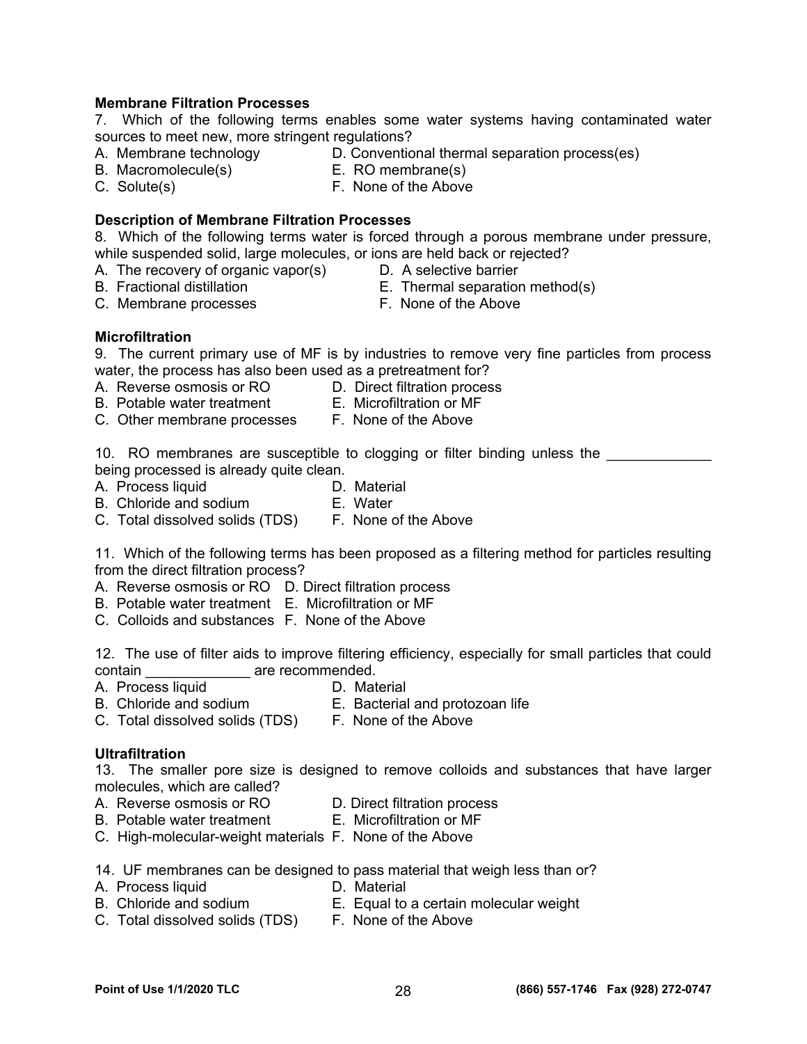**Membrane Filtration Processes**

7. Which of the following terms enables some water systems having contaminated water sources to meet new, more stringent regulations?

A. Membrane technology
B. Macromolecule(s)
C. Solute(s)
D. Conventional thermal separation process(es)
E. RO membrane(s)
F. None of the Above

**Description of Membrane Filtration Processes**

8. Which of the following terms water is forced through a porous membrane under pressure, while suspended solid, large molecules, or ions are held back or rejected?

A. The recovery of organic vapor(s)
B. Fractional distillation
C. Membrane processes
D. A selective barrier
E. Thermal separation method(s)
F. None of the Above

**Microfiltration**

9. The current primary use of MF is by industries to remove very fine particles from process water, the process has also been used as a pretreatment for?

A. Reverse osmosis or RO
B. Potable water treatment
C. Other membrane processes
D. Direct filtration process
E. Microfiltration or MF
F. None of the Above

10. RO membranes are susceptible to clogging or filter binding unless the _____________ being processed is already quite clean.

A. Process liquid
B. Chloride and sodium
C. Total dissolved solids (TDS)
D. Material
E. Water
F. None of the Above

11. Which of the following terms has been proposed as a filtering method for particles resulting from the direct filtration process?

A. Reverse osmosis or RO
B. Potable water treatment
C. Colloids and substances
D. Direct filtration process
E. Microfiltration or MF
F. None of the Above

12. The use of filter aids to improve filtering efficiency, especially for small particles that could contain _____________ are recommended.

A. Process liquid
B. Chloride and sodium
C. Total dissolved solids (TDS)
D. Material
E. Bacterial and protozoan life
F. None of the Above

**Ultrafiltration**

13. The smaller pore size is designed to remove colloids and substances that have larger molecules, which are called?

A. Reverse osmosis or RO
B. Potable water treatment
C. High-molecular-weight materials
D. Direct filtration process
E. Microfiltration or MF
F. None of the Above

14. UF membranes can be designed to pass material that weigh less than or?

A. Process liquid
B. Chloride and sodium
C. Total dissolved solids (TDS)
D. Material
E. Equal to a certain molecular weight
F. None of the Above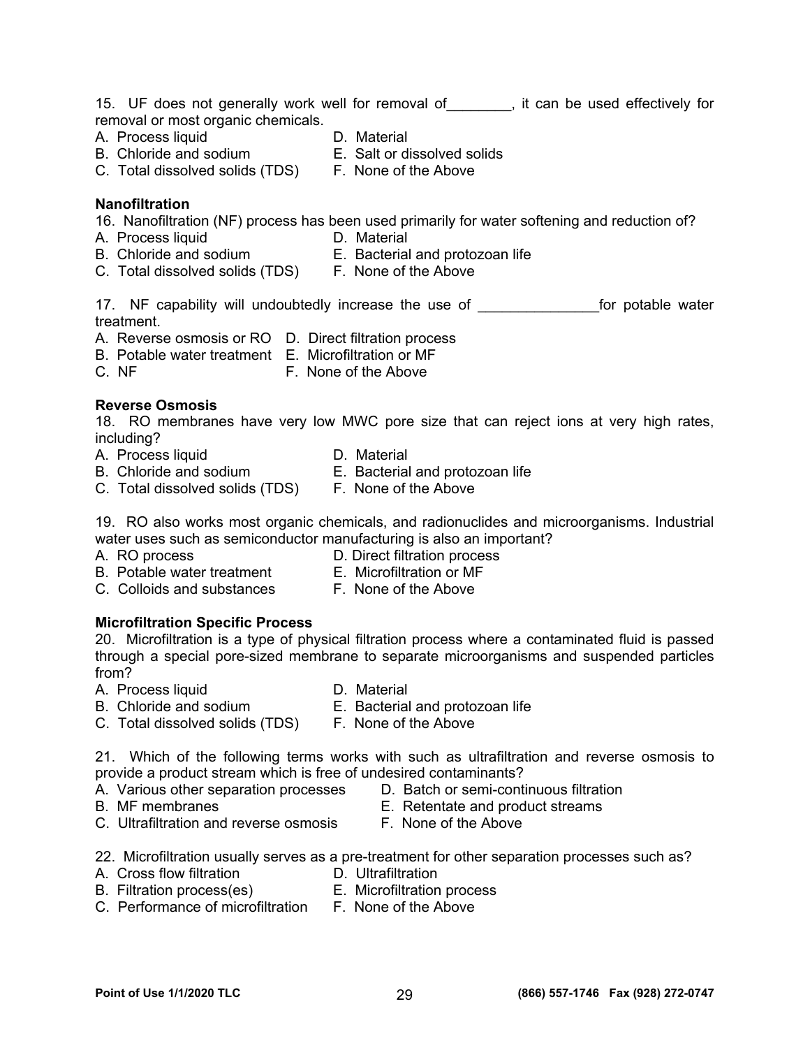15. UF does not generally work well for removal of________, it can be used effectively for removal or most organic chemicals.

A. Process liquid
B. Chloride and sodium
C. Total dissolved solids (TDS)
D. Material
E. Salt or dissolved solids
F. None of the Above

**Nanofiltration**

16. Nanofiltration (NF) process has been used primarily for water softening and reduction of?

A. Process liquid
B. Chloride and sodium
C. Total dissolved solids (TDS)
D. Material
E. Bacterial and protozoan life
F. None of the Above

17. NF capability will undoubtedly increase the use of _______________for potable water treatment.

A. Reverse osmosis or RO
B. Potable water treatment
C. NF
D. Direct filtration process
E. Microfiltration or MF
F. None of the Above

**Reverse Osmosis**

18. RO membranes have very low MWC pore size that can reject ions at very high rates, including?

A. Process liquid
B. Chloride and sodium
C. Total dissolved solids (TDS)
D. Material
E. Bacterial and protozoan life
F. None of the Above

19. RO also works most organic chemicals, and radionuclides and microorganisms. Industrial water uses such as semiconductor manufacturing is also an important?

A. RO process
B. Potable water treatment
C. Colloids and substances
D. Direct filtration process
E. Microfiltration or MF
F. None of the Above

**Microfiltration Specific Process**

20. Microfiltration is a type of physical filtration process where a contaminated fluid is passed through a special pore-sized membrane to separate microorganisms and suspended particles from?

A. Process liquid
B. Chloride and sodium
C. Total dissolved solids (TDS)
D. Material
E. Bacterial and protozoan life
F. None of the Above

21. Which of the following terms works with such as ultrafiltration and reverse osmosis to provide a product stream which is free of undesired contaminants?

A. Various other separation processes
B. MF membranes
C. Ultrafiltration and reverse osmosis
D. Batch or semi-continuous filtration
E. Retentate and product streams
F. None of the Above

22. Microfiltration usually serves as a pre-treatment for other separation processes such as?

A. Cross flow filtration
B. Filtration process(es)
C. Performance of microfiltration
D. Ultrafiltration
E. Microfiltration process
F. None of the Above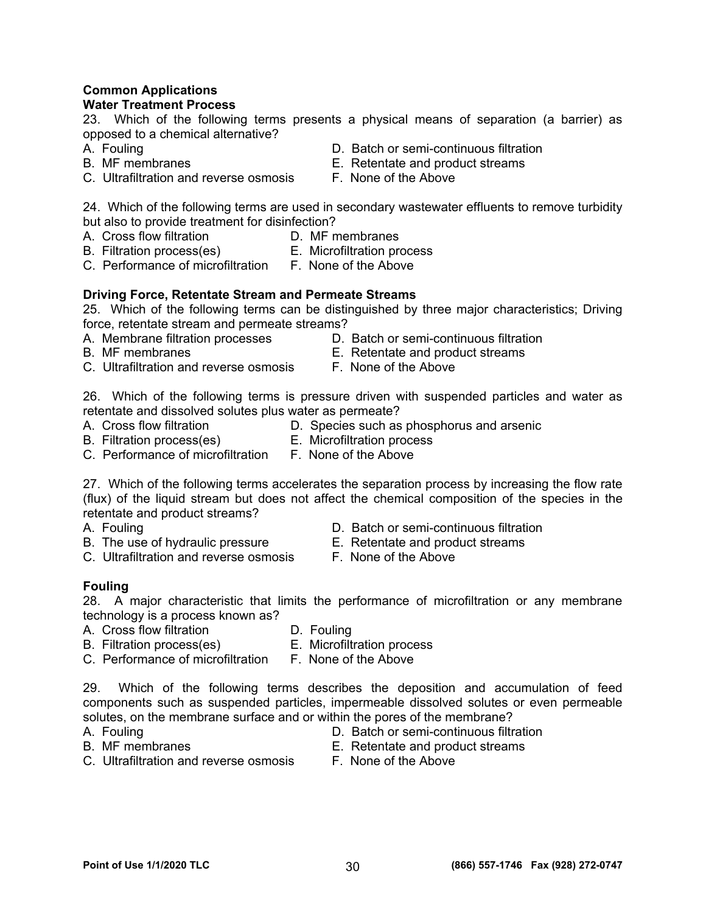**Common Applications**

**Water Treatment Process**

23. Which of the following terms presents a physical means of separation (a barrier) as opposed to a chemical alternative?

A. Fouling
B. MF membranes
C. Ultrafiltration and reverse osmosis
D. Batch or semi-continuous filtration
E. Retentate and product streams
F. None of the Above

24. Which of the following terms are used in secondary wastewater effluents to remove turbidity but also to provide treatment for disinfection?

A. Cross flow filtration
B. Filtration process(es)
C. Performance of microfiltration
D. MF membranes
E. Microfiltration process
F. None of the Above

**Driving Force, Retentate Stream and Permeate Streams**

25. Which of the following terms can be distinguished by three major characteristics; Driving force, retentate stream and permeate streams?

A. Membrane filtration processes
B. MF membranes
C. Ultrafiltration and reverse osmosis
D. Batch or semi-continuous filtration
E. Retentate and product streams
F. None of the Above

26. Which of the following terms is pressure driven with suspended particles and water as retentate and dissolved solutes plus water as permeate?

A. Cross flow filtration
B. Filtration process(es)
C. Performance of microfiltration
D. Species such as phosphorus and arsenic
E. Microfiltration process
F. None of the Above

27. Which of the following terms accelerates the separation process by increasing the flow rate (flux) of the liquid stream but does not affect the chemical composition of the species in the retentate and product streams?

A. Fouling
B. The use of hydraulic pressure
C. Ultrafiltration and reverse osmosis
D. Batch or semi-continuous filtration
E. Retentate and product streams
F. None of the Above

**Fouling**

28. A major characteristic that limits the performance of microfiltration or any membrane technology is a process known as?

A. Cross flow filtration
B. Filtration process(es)
C. Performance of microfiltration
D. Fouling
E. Microfiltration process
F. None of the Above

29. Which of the following terms describes the deposition and accumulation of feed components such as suspended particles, impermeable dissolved solutes or even permeable solutes, on the membrane surface and or within the pores of the membrane?

A. Fouling
B. MF membranes
C. Ultrafiltration and reverse osmosis
D. Batch or semi-continuous filtration
E. Retentate and product streams
F. None of the Above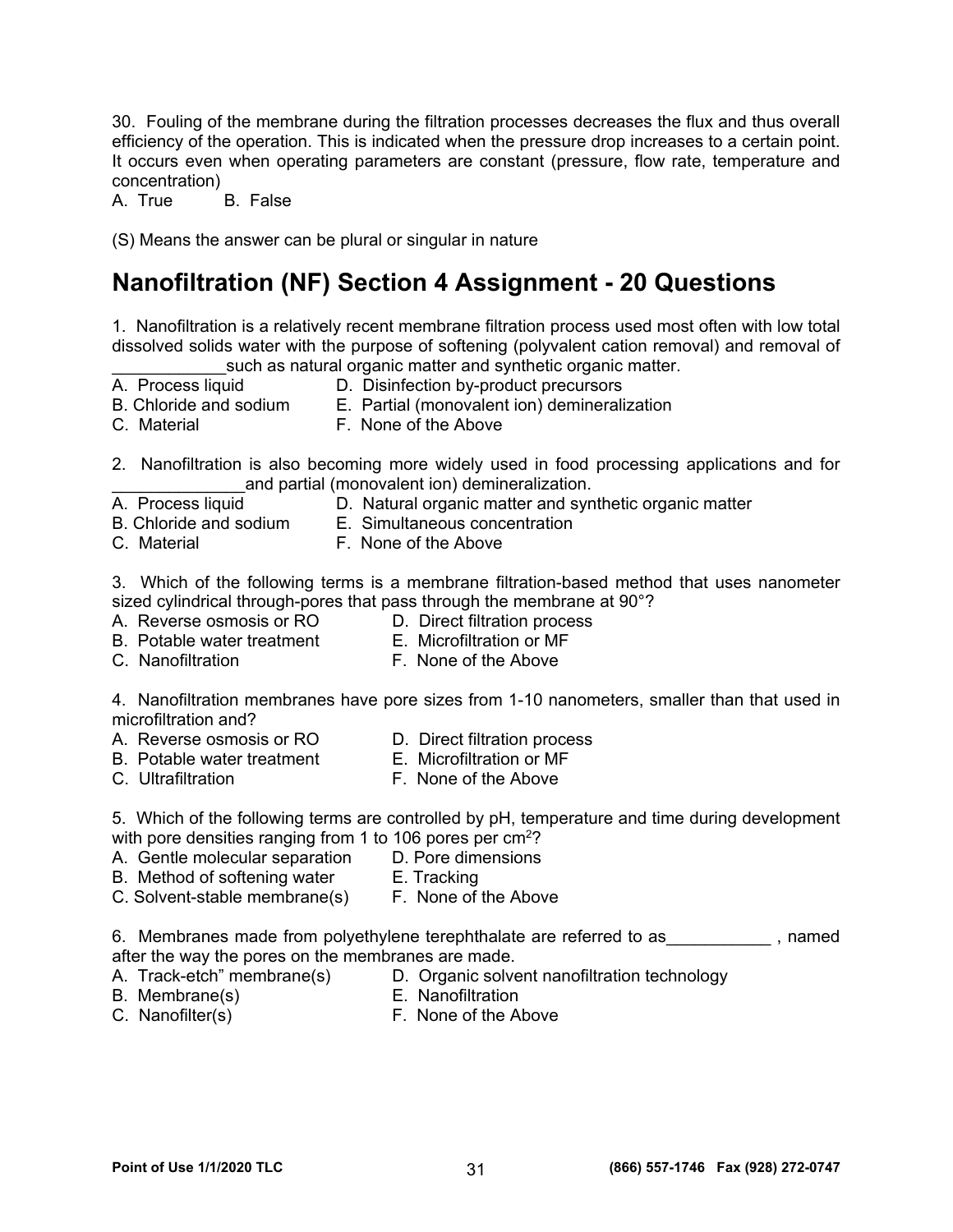30. Fouling of the membrane during the filtration processes decreases the flux and thus overall efficiency of the operation. This is indicated when the pressure drop increases to a certain point. It occurs even when operating parameters are constant (pressure, flow rate, temperature and concentration)

A. True B. False

(S) Means the answer can be plural or singular in nature

## Nanofiltration (NF) Section 4 Assignment - 20 Questions

1. Nanofiltration is a relatively recent membrane filtration process used most often with low total dissolved solids water with the purpose of softening (polyvalent cation removal) and removal of ____________such as natural organic matter and synthetic organic matter.

A. Process liquid
B. Chloride and sodium
C. Material
D. Disinfection by-product precursors
E. Partial (monovalent ion) demineralization
F. None of the Above

2. Nanofiltration is also becoming more widely used in food processing applications and for ______________and partial (monovalent ion) demineralization.

A. Process liquid
B. Chloride and sodium
C. Material
D. Natural organic matter and synthetic organic matter
E. Simultaneous concentration
F. None of the Above

3. Which of the following terms is a membrane filtration-based method that uses nanometer sized cylindrical through-pores that pass through the membrane at 90°?

A. Reverse osmosis or RO
B. Potable water treatment
C. Nanofiltration
D. Direct filtration process
E. Microfiltration or MF
F. None of the Above

4. Nanofiltration membranes have pore sizes from 1-10 nanometers, smaller than that used in microfiltration and?

A. Reverse osmosis or RO
B. Potable water treatment
C. Ultrafiltration
D. Direct filtration process
E. Microfiltration or MF
F. None of the Above

5. Which of the following terms are controlled by pH, temperature and time during development with pore densities ranging from 1 to 106 pores per $cm^2$?

A. Gentle molecular separation
B. Method of softening water
C. Solvent-stable membrane(s)
D. Pore dimensions
E. Tracking
F. None of the Above

6. Membranes made from polyethylene terephthalate are referred to as___________ , named after the way the pores on the membranes are made.

A. Track-etch" membrane(s)
B. Membrane(s)
C. Nanofilter(s)
D. Organic solvent nanofiltration technology
E. Nanofiltration
F. None of the Above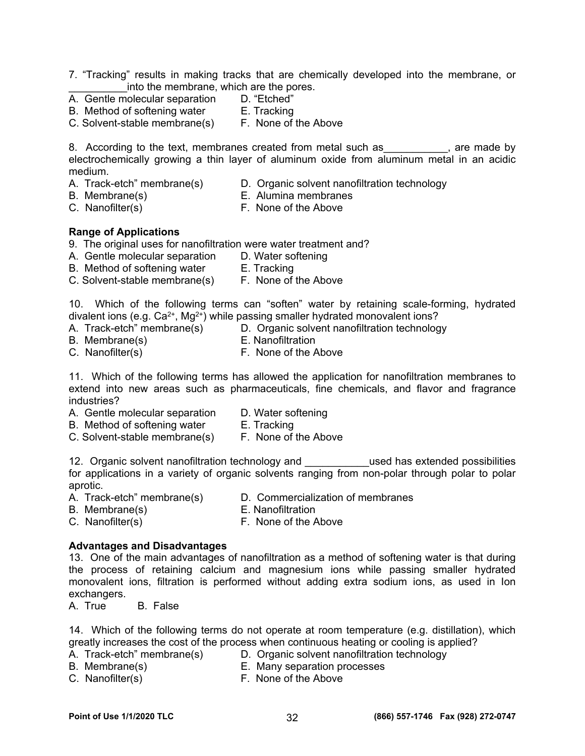7. “Tracking” results in making tracks that are chemically developed into the membrane, or __________into the membrane, which are the pores.

A. Gentle molecular separation
B. Method of softening water
C. Solvent-stable membrane(s)
D. “Etched”
E. Tracking
F. None of the Above

8. According to the text, membranes created from metal such as___________, are made by electrochemically growing a thin layer of aluminum oxide from aluminum metal in an acidic medium.

A. Track-etch” membrane(s)
B. Membrane(s)
C. Nanofilter(s)
D. Organic solvent nanofiltration technology
E. Alumina membranes
F. None of the Above

**Range of Applications**

9. The original uses for nanofiltration were water treatment and?

A. Gentle molecular separation
B. Method of softening water
C. Solvent-stable membrane(s)
D. Water softening
E. Tracking
F. None of the Above

10. Which of the following terms can “soften” water by retaining scale-forming, hydrated divalent ions (e.g. $Ca^{2+}$, $Mg^{2+}$) while passing smaller hydrated monovalent ions?

A. Track-etch” membrane(s)
B. Membrane(s)
C. Nanofilter(s)
D. Organic solvent nanofiltration technology
E. Nanofiltration
F. None of the Above

11. Which of the following terms has allowed the application for nanofiltration membranes to extend into new areas such as pharmaceuticals, fine chemicals, and flavor and fragrance industries?

A. Gentle molecular separation
B. Method of softening water
C. Solvent-stable membrane(s)
D. Water softening
E. Tracking
F. None of the Above

12. Organic solvent nanofiltration technology and ___________used has extended possibilities for applications in a variety of organic solvents ranging from non-polar through polar to polar aprotic.

A. Track-etch” membrane(s)
B. Membrane(s)
C. Nanofilter(s)
D. Commercialization of membranes
E. Nanofiltration
F. None of the Above

**Advantages and Disadvantages**

13. One of the main advantages of nanofiltration as a method of softening water is that during the process of retaining calcium and magnesium ions while passing smaller hydrated monovalent ions, filtration is performed without adding extra sodium ions, as used in Ion exchangers.

A. True B. False

14. Which of the following terms do not operate at room temperature (e.g. distillation), which greatly increases the cost of the process when continuous heating or cooling is applied?

A. Track-etch” membrane(s)
B. Membrane(s)
C. Nanofilter(s)
D. Organic solvent nanofiltration technology
E. Many separation processes
F. None of the Above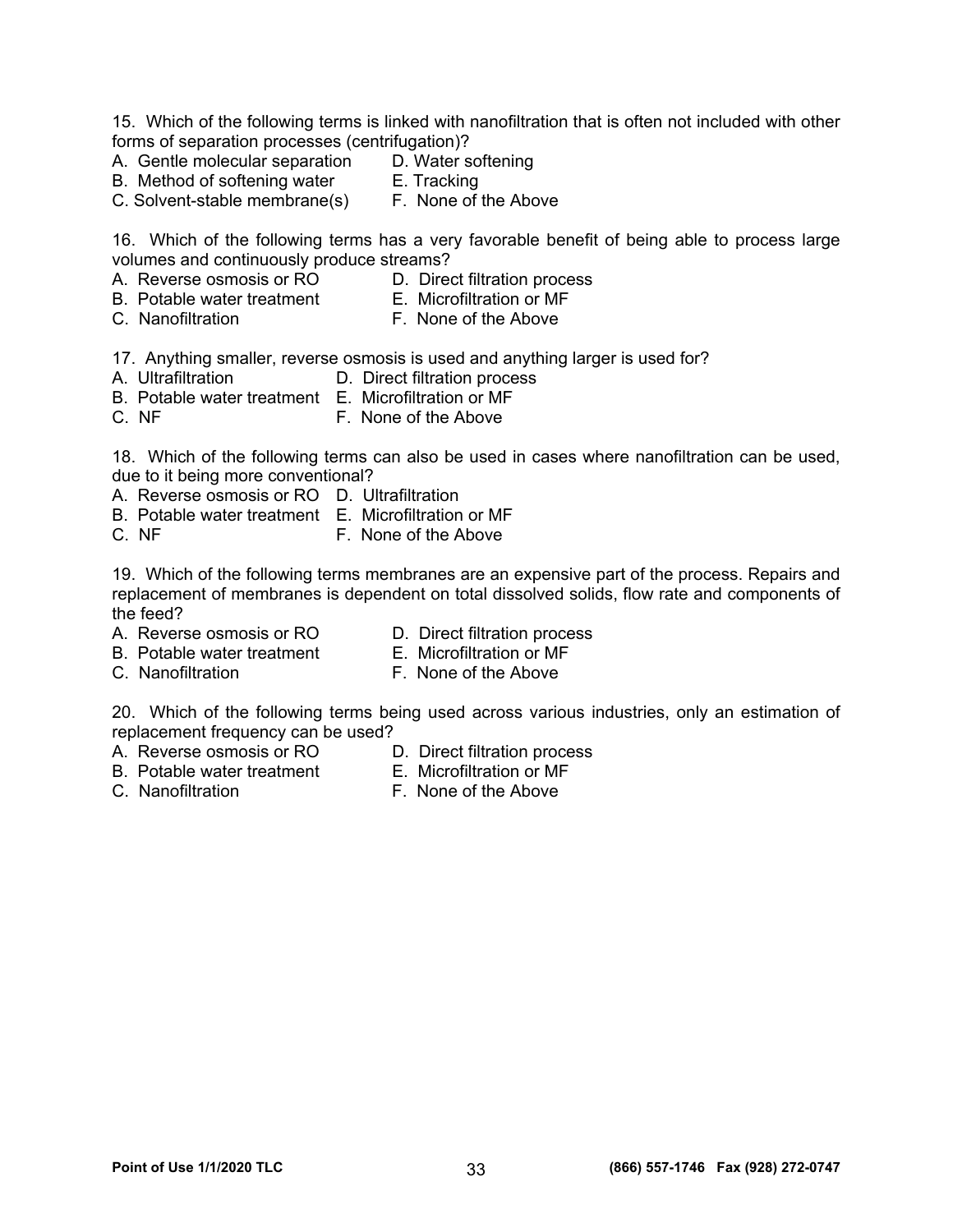15. Which of the following terms is linked with nanofiltration that is often not included with other forms of separation processes (centrifugation)?

A. Gentle molecular separation
B. Method of softening water
C. Solvent-stable membrane(s)
D. Water softening
E. Tracking
F. None of the Above

16. Which of the following terms has a very favorable benefit of being able to process large volumes and continuously produce streams?

A. Reverse osmosis or RO
B. Potable water treatment
C. Nanofiltration
D. Direct filtration process
E. Microfiltration or MF
F. None of the Above

17. Anything smaller, reverse osmosis is used and anything larger is used for?

A. Ultrafiltration
B. Potable water treatment
C. NF
D. Direct filtration process
E. Microfiltration or MF
F. None of the Above

18. Which of the following terms can also be used in cases where nanofiltration can be used, due to it being more conventional?

A. Reverse osmosis or RO
B. Potable water treatment
C. NF
D. Ultrafiltration
E. Microfiltration or MF
F. None of the Above

19. Which of the following terms membranes are an expensive part of the process. Repairs and replacement of membranes is dependent on total dissolved solids, flow rate and components of the feed?

A. Reverse osmosis or RO
B. Potable water treatment
C. Nanofiltration
D. Direct filtration process
E. Microfiltration or MF
F. None of the Above

20. Which of the following terms being used across various industries, only an estimation of replacement frequency can be used?

A. Reverse osmosis or RO
B. Potable water treatment
C. Nanofiltration
D. Direct filtration process
E. Microfiltration or MF
F. None of the Above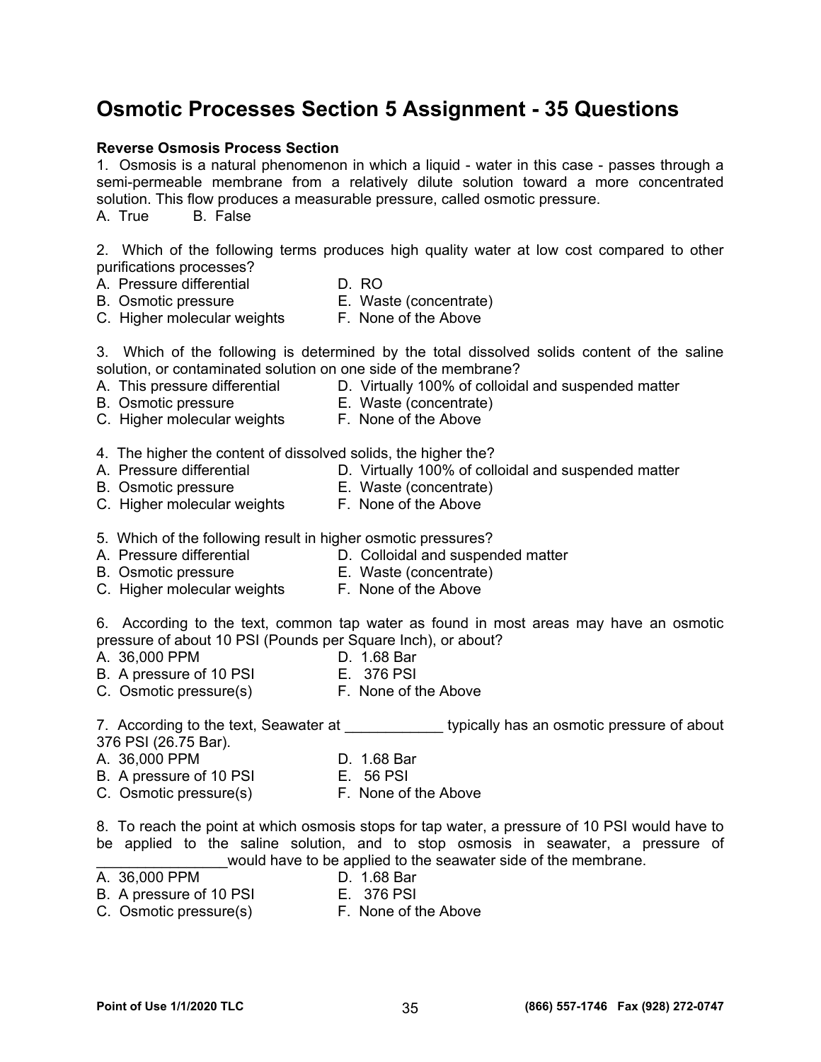# Osmotic Processes Section 5 Assignment - 35 Questions

**Reverse Osmosis Process Section**

1. Osmosis is a natural phenomenon in which a liquid - water in this case - passes through a semi-permeable membrane from a relatively dilute solution toward a more concentrated solution. This flow produces a measurable pressure, called osmotic pressure.

A. True B. False

2. Which of the following terms produces high quality water at low cost compared to other purifications processes?

A. Pressure differential
B. Osmotic pressure
C. Higher molecular weights
D. RO
E. Waste (concentrate)
F. None of the Above

3. Which of the following is determined by the total dissolved solids content of the saline solution, or contaminated solution on one side of the membrane?

A. This pressure differential
B. Osmotic pressure
C. Higher molecular weights
D. Virtually 100% of colloidal and suspended matter
E. Waste (concentrate)
F. None of the Above

4. The higher the content of dissolved solids, the higher the?

A. Pressure differential
B. Osmotic pressure
C. Higher molecular weights
D. Virtually 100% of colloidal and suspended matter
E. Waste (concentrate)
F. None of the Above

5. Which of the following result in higher osmotic pressures?

A. Pressure differential
B. Osmotic pressure
C. Higher molecular weights
D. Colloidal and suspended matter
E. Waste (concentrate)
F. None of the Above

6. According to the text, common tap water as found in most areas may have an osmotic pressure of about 10 PSI (Pounds per Square Inch), or about?

A. 36,000 PPM
B. A pressure of 10 PSI
C. Osmotic pressure(s)
D. 1.68 Bar
E. 376 PSI
F. None of the Above

7. According to the text, Seawater at ____________ typically has an osmotic pressure of about 376 PSI (26.75 Bar).

A. 36,000 PPM
B. A pressure of 10 PSI
C. Osmotic pressure(s)
D. 1.68 Bar
E. 56 PSI
F. None of the Above

8. To reach the point at which osmosis stops for tap water, a pressure of 10 PSI would have to be applied to the saline solution, and to stop osmosis in seawater, a pressure of ________________would have to be applied to the seawater side of the membrane.

A. 36,000 PPM
B. A pressure of 10 PSI
C. Osmotic pressure(s)
D. 1.68 Bar
E. 376 PSI
F. None of the Above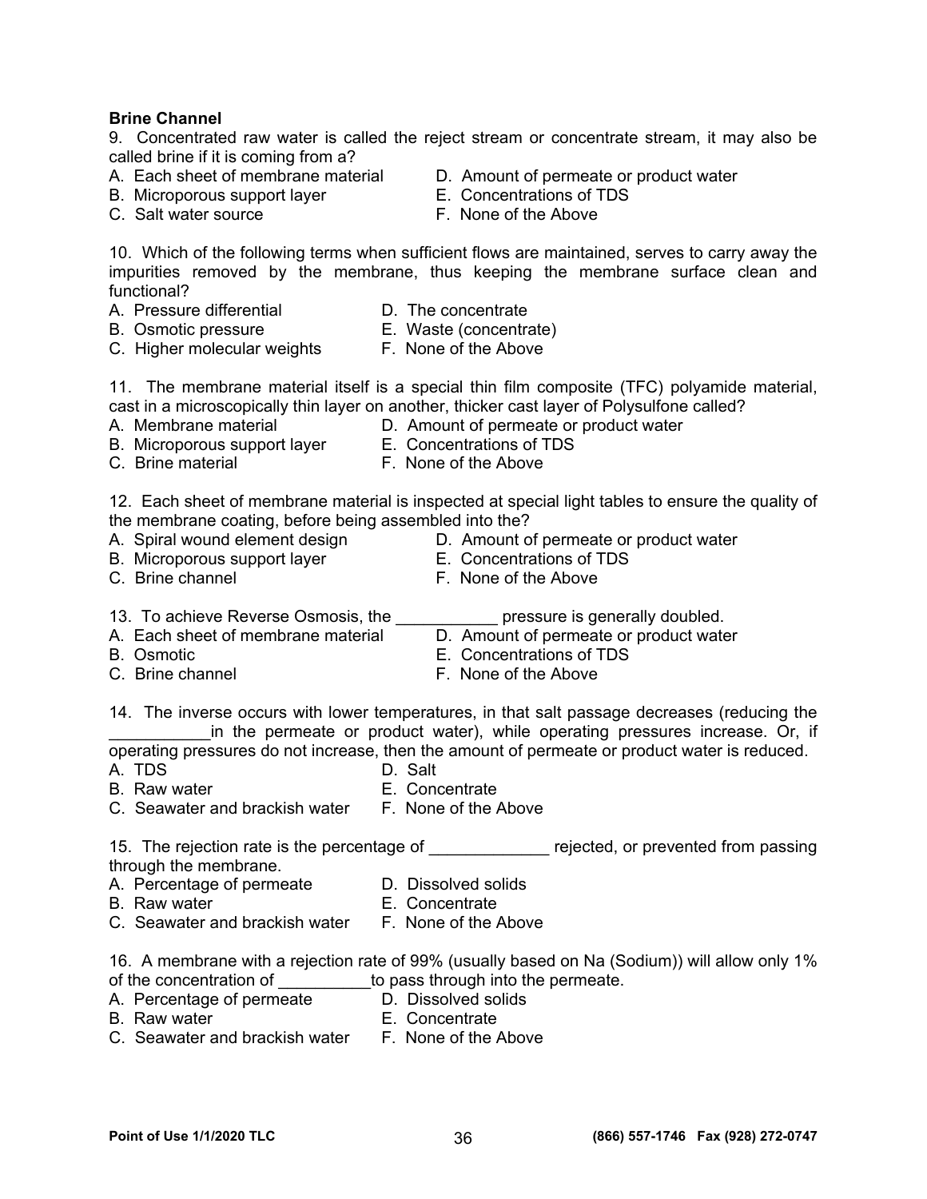**Brine Channel**

9. Concentrated raw water is called the reject stream or concentrate stream, it may also be called brine if it is coming from a?

A. Each sheet of membrane material
B. Microporous support layer
C. Salt water source
D. Amount of permeate or product water
E. Concentrations of TDS
F. None of the Above

10. Which of the following terms when sufficient flows are maintained, serves to carry away the impurities removed by the membrane, thus keeping the membrane surface clean and functional?

A. Pressure differential
B. Osmotic pressure
C. Higher molecular weights
D. The concentrate
E. Waste (concentrate)
F. None of the Above

11. The membrane material itself is a special thin film composite (TFC) polyamide material, cast in a microscopically thin layer on another, thicker cast layer of Polysulfone called?

A. Membrane material
B. Microporous support layer
C. Brine material
D. Amount of permeate or product water
E. Concentrations of TDS
F. None of the Above

12. Each sheet of membrane material is inspected at special light tables to ensure the quality of the membrane coating, before being assembled into the?

A. Spiral wound element design
B. Microporous support layer
C. Brine channel
D. Amount of permeate or product water
E. Concentrations of TDS
F. None of the Above

13. To achieve Reverse Osmosis, the ___________ pressure is generally doubled.

A. Each sheet of membrane material
B. Osmotic
C. Brine channel
D. Amount of permeate or product water
E. Concentrations of TDS
F. None of the Above

14. The inverse occurs with lower temperatures, in that salt passage decreases (reducing the ___________in the permeate or product water), while operating pressures increase. Or, if operating pressures do not increase, then the amount of permeate or product water is reduced.

A. TDS
B. Raw water
C. Seawater and brackish water
D. Salt
E. Concentrate
F. None of the Above

15. The rejection rate is the percentage of _____________ rejected, or prevented from passing through the membrane.

A. Percentage of permeate
B. Raw water
C. Seawater and brackish water
D. Dissolved solids
E. Concentrate
F. None of the Above

16. A membrane with a rejection rate of 99% (usually based on Na (Sodium)) will allow only 1% of the concentration of __________to pass through into the permeate.

A. Percentage of permeate
B. Raw water
C. Seawater and brackish water
D. Dissolved solids
E. Concentrate
F. None of the Above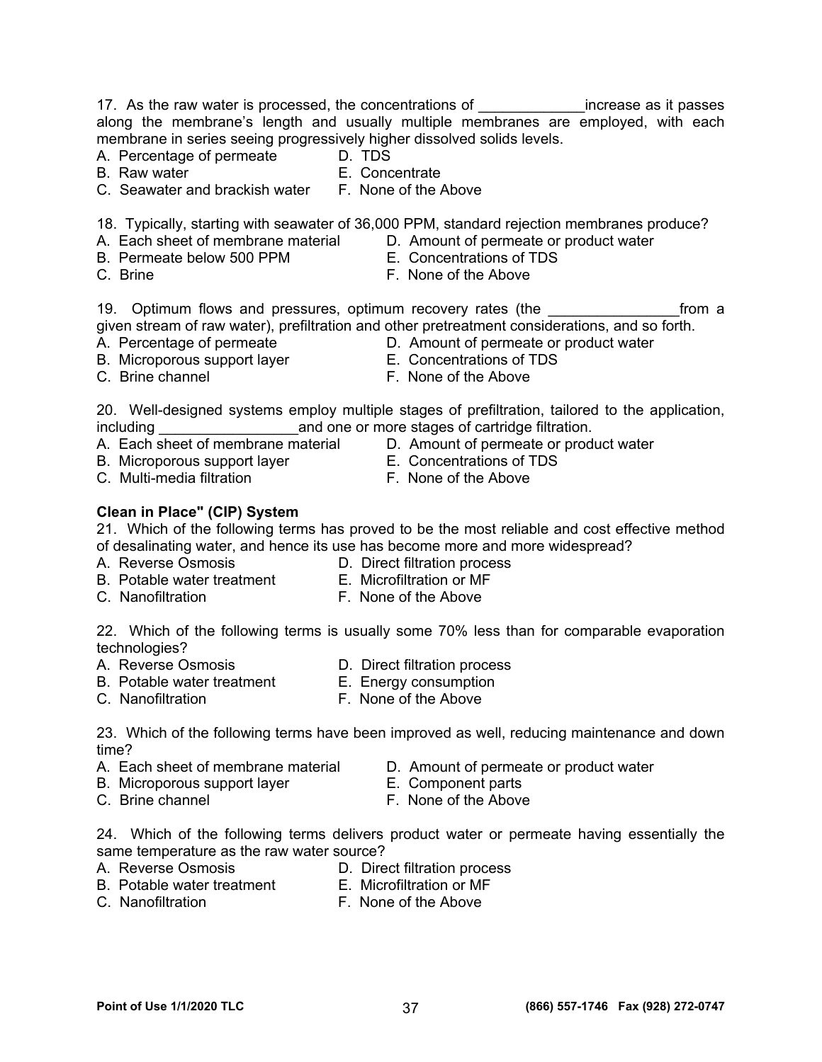17. As the raw water is processed, the concentrations of _____________increase as it passes along the membrane's length and usually multiple membranes are employed, with each membrane in series seeing progressively higher dissolved solids levels.

A. Percentage of permeate
B. Raw water
C. Seawater and brackish water
D. TDS
E. Concentrate
F. None of the Above

18. Typically, starting with seawater of 36,000 PPM, standard rejection membranes produce?

A. Each sheet of membrane material
B. Permeate below 500 PPM
C. Brine
D. Amount of permeate or product water
E. Concentrations of TDS
F. None of the Above

19. Optimum flows and pressures, optimum recovery rates (the ________________from a given stream of raw water), prefiltration and other pretreatment considerations, and so forth.

A. Percentage of permeate
B. Microporous support layer
C. Brine channel
D. Amount of permeate or product water
E. Concentrations of TDS
F. None of the Above

20. Well-designed systems employ multiple stages of prefiltration, tailored to the application, including _________________and one or more stages of cartridge filtration.

A. Each sheet of membrane material
B. Microporous support layer
C. Multi-media filtration
D. Amount of permeate or product water
E. Concentrations of TDS
F. None of the Above

**Clean in Place" (CIP) System**

21. Which of the following terms has proved to be the most reliable and cost effective method of desalinating water, and hence its use has become more and more widespread?

A. Reverse Osmosis
B. Potable water treatment
C. Nanofiltration
D. Direct filtration process
E. Microfiltration or MF
F. None of the Above

22. Which of the following terms is usually some 70% less than for comparable evaporation technologies?

A. Reverse Osmosis
B. Potable water treatment
C. Nanofiltration
D. Direct filtration process
E. Energy consumption
F. None of the Above

23. Which of the following terms have been improved as well, reducing maintenance and down time?

A. Each sheet of membrane material
B. Microporous support layer
C. Brine channel
D. Amount of permeate or product water
E. Component parts
F. None of the Above

24. Which of the following terms delivers product water or permeate having essentially the same temperature as the raw water source?

A. Reverse Osmosis
B. Potable water treatment
C. Nanofiltration
D. Direct filtration process
E. Microfiltration or MF
F. None of the Above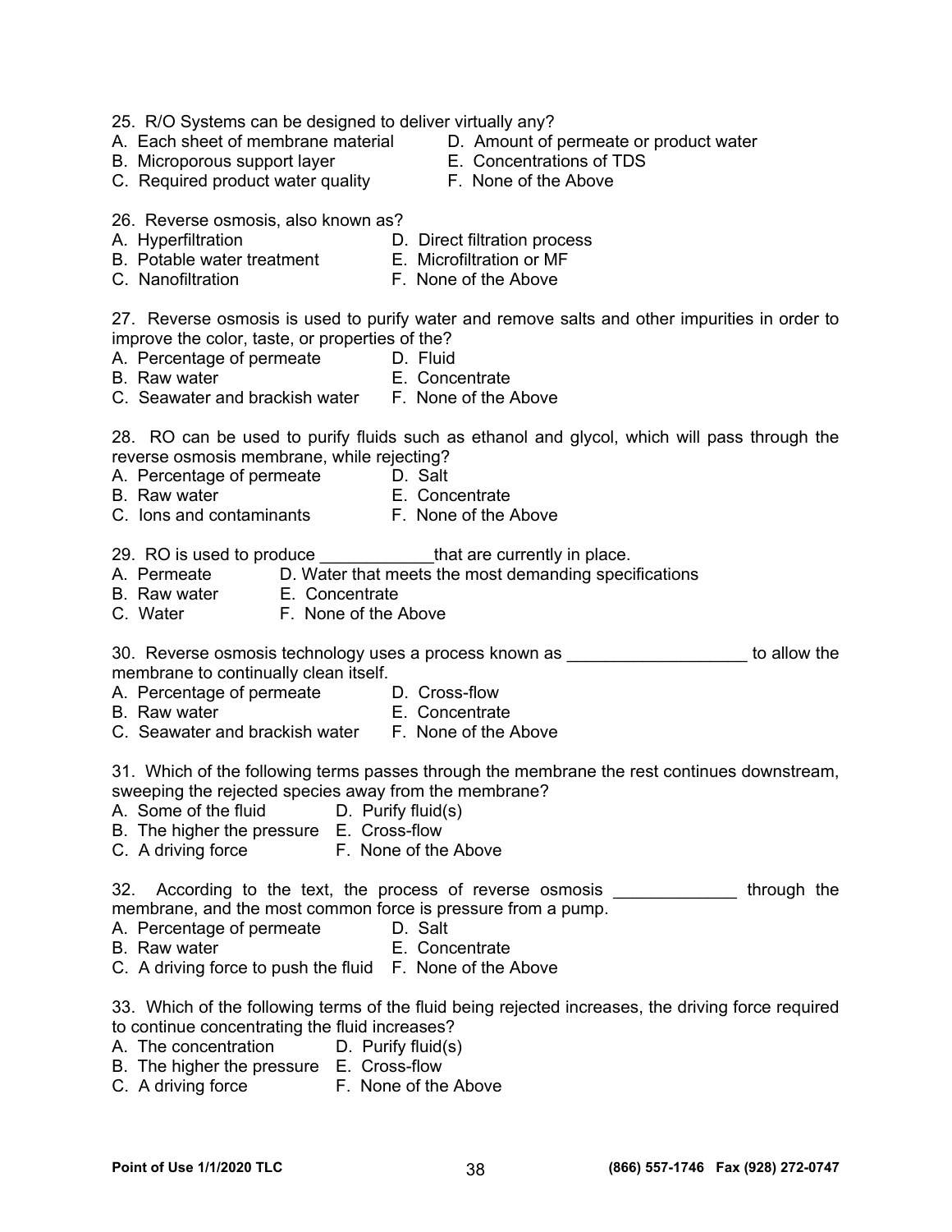25. R/O Systems can be designed to deliver virtually any?

A. Each sheet of membrane material
B. Microporous support layer
C. Required product water quality
D. Amount of permeate or product water
E. Concentrations of TDS
F. None of the Above

26. Reverse osmosis, also known as?

A. Hyperfiltration
B. Potable water treatment
C. Nanofiltration
D. Direct filtration process
E. Microfiltration or MF
F. None of the Above

27. Reverse osmosis is used to purify water and remove salts and other impurities in order to improve the color, taste, or properties of the?

A. Percentage of permeate
B. Raw water
C. Seawater and brackish water
D. Fluid
E. Concentrate
F. None of the Above

28. RO can be used to purify fluids such as ethanol and glycol, which will pass through the reverse osmosis membrane, while rejecting?

A. Percentage of permeate
B. Raw water
C. Ions and contaminants
D. Salt
E. Concentrate
F. None of the Above

29. RO is used to produce ____________that are currently in place.

A. Permeate
B. Raw water
C. Water
D. Water that meets the most demanding specifications
E. Concentrate
F. None of the Above

30. Reverse osmosis technology uses a process known as ___________________ to allow the membrane to continually clean itself.

A. Percentage of permeate
B. Raw water
C. Seawater and brackish water
D. Cross-flow
E. Concentrate
F. None of the Above

31. Which of the following terms passes through the membrane the rest continues downstream, sweeping the rejected species away from the membrane?

A. Some of the fluid
B. The higher the pressure
C. A driving force
D. Purify fluid(s)
E. Cross-flow
F. None of the Above

32. According to the text, the process of reverse osmosis _____________ through the membrane, and the most common force is pressure from a pump.

A. Percentage of permeate
B. Raw water
C. A driving force to push the fluid
D. Salt
E. Concentrate
F. None of the Above

33. Which of the following terms of the fluid being rejected increases, the driving force required to continue concentrating the fluid increases?

A. The concentration
B. The higher the pressure
C. A driving force
D. Purify fluid(s)
E. Cross-flow
F. None of the Above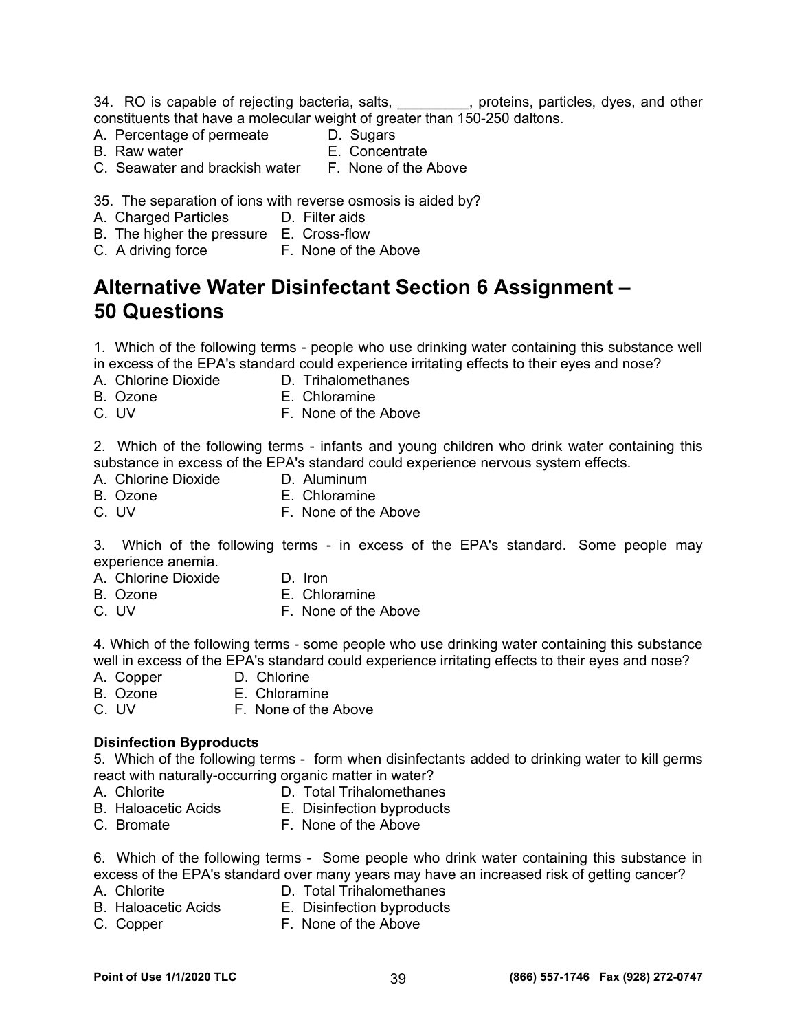34. RO is capable of rejecting bacteria, salts, _________, proteins, particles, dyes, and other constituents that have a molecular weight of greater than 150-250 daltons.

A. Percentage of permeate
B. Raw water
C. Seawater and brackish water
D. Sugars
E. Concentrate
F. None of the Above

35. The separation of ions with reverse osmosis is aided by?

A. Charged Particles
B. The higher the pressure
C. A driving force
D. Filter aids
E. Cross-flow
F. None of the Above

## Alternative Water Disinfectant Section 6 Assignment – 50 Questions

1. Which of the following terms - people who use drinking water containing this substance well in excess of the EPA's standard could experience irritating effects to their eyes and nose?

A. Chlorine Dioxide
B. Ozone
C. UV
D. Trihalomethanes
E. Chloramine
F. None of the Above

2. Which of the following terms - infants and young children who drink water containing this substance in excess of the EPA's standard could experience nervous system effects.

A. Chlorine Dioxide
B. Ozone
C. UV
D. Aluminum
E. Chloramine
F. None of the Above

3. Which of the following terms - in excess of the EPA's standard. Some people may experience anemia.

A. Chlorine Dioxide
B. Ozone
C. UV
D. Iron
E. Chloramine
F. None of the Above

4. Which of the following terms - some people who use drinking water containing this substance well in excess of the EPA's standard could experience irritating effects to their eyes and nose?

A. Copper
B. Ozone
C. UV
D. Chlorine
E. Chloramine
F. None of the Above

**Disinfection Byproducts**

5. Which of the following terms - form when disinfectants added to drinking water to kill germs react with naturally-occurring organic matter in water?

A. Chlorite
B. Haloacetic Acids
C. Bromate
D. Total Trihalomethanes
E. Disinfection byproducts
F. None of the Above

6. Which of the following terms - Some people who drink water containing this substance in excess of the EPA's standard over many years may have an increased risk of getting cancer?

A. Chlorite
B. Haloacetic Acids
C. Copper
D. Total Trihalomethanes
E. Disinfection byproducts
F. None of the Above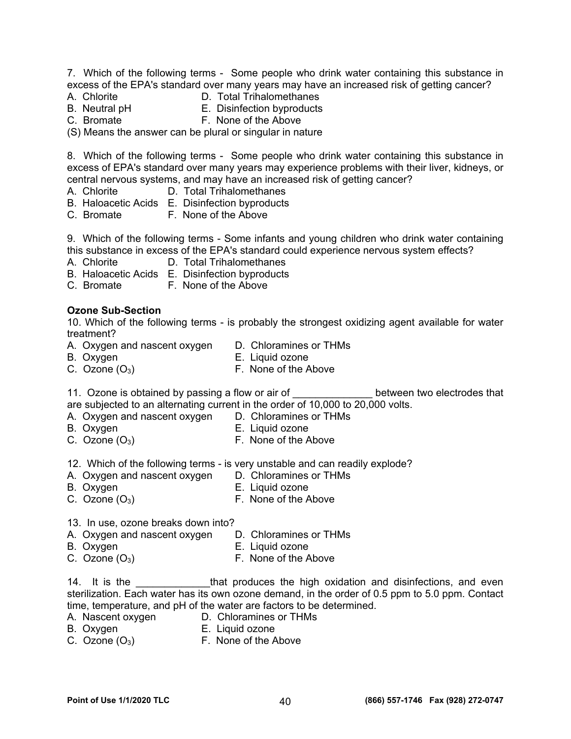7. Which of the following terms - Some people who drink water containing this substance in excess of the EPA's standard over many years may have an increased risk of getting cancer?

A. Chlorite
B. Neutral pH
C. Bromate
D. Total Trihalomethanes
E. Disinfection byproducts
F. None of the Above

(S) Means the answer can be plural or singular in nature

8. Which of the following terms - Some people who drink water containing this substance in excess of EPA's standard over many years may experience problems with their liver, kidneys, or central nervous systems, and may have an increased risk of getting cancer?

A. Chlorite
B. Haloacetic Acids
C. Bromate
D. Total Trihalomethanes
E. Disinfection byproducts
F. None of the Above

9. Which of the following terms - Some infants and young children who drink water containing this substance in excess of the EPA's standard could experience nervous system effects?

A. Chlorite
B. Haloacetic Acids
C. Bromate
D. Total Trihalomethanes
E. Disinfection byproducts
F. None of the Above

**Ozone Sub-Section**

10. Which of the following terms - is probably the strongest oxidizing agent available for water treatment?

A. Oxygen and nascent oxygen
B. Oxygen
C. Ozone ($O_3$)
D. Chloramines or THMs
E. Liquid ozone
F. None of the Above

11. Ozone is obtained by passing a flow or air of ______________ between two electrodes that are subjected to an alternating current in the order of 10,000 to 20,000 volts.

A. Oxygen and nascent oxygen
B. Oxygen
C. Ozone ($O_3$)
D. Chloramines or THMs
E. Liquid ozone
F. None of the Above

12. Which of the following terms - is very unstable and can readily explode?

A. Oxygen and nascent oxygen
B. Oxygen
C. Ozone ($O_3$)
D. Chloramines or THMs
E. Liquid ozone
F. None of the Above

13. In use, ozone breaks down into?

A. Oxygen and nascent oxygen
B. Oxygen
C. Ozone ($O_3$)
D. Chloramines or THMs
E. Liquid ozone
F. None of the Above

14. It is the _____________that produces the high oxidation and disinfections, and even sterilization. Each water has its own ozone demand, in the order of 0.5 ppm to 5.0 ppm. Contact time, temperature, and pH of the water are factors to be determined.

A. Nascent oxygen
B. Oxygen
C. Ozone ($O_3$)
D. Chloramines or THMs
E. Liquid ozone
F. None of the Above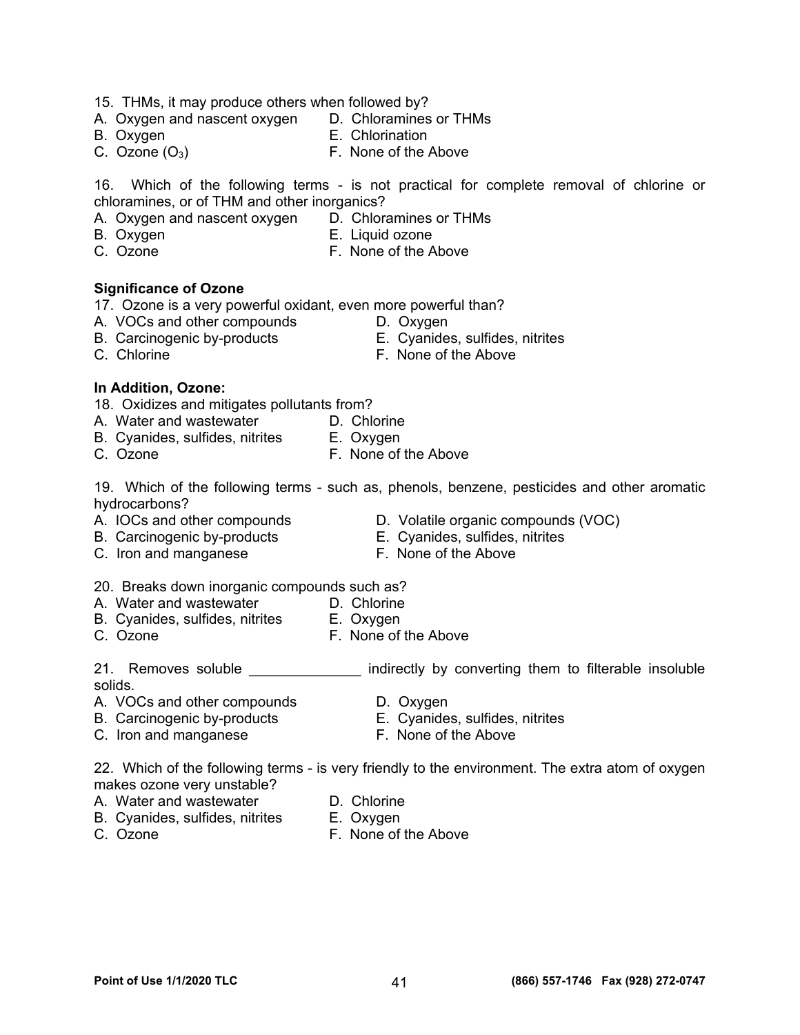15. THMs, it may produce others when followed by?

A. Oxygen and nascent oxygen
B. Oxygen
C. Ozone ($O_3$)
D. Chloramines or THMs
E. Chlorination
F. None of the Above

16. Which of the following terms - is not practical for complete removal of chlorine or chloramines, or of THM and other inorganics?

A. Oxygen and nascent oxygen
B. Oxygen
C. Ozone
D. Chloramines or THMs
E. Liquid ozone
F. None of the Above

**Significance of Ozone**

17. Ozone is a very powerful oxidant, even more powerful than?

A. VOCs and other compounds
B. Carcinogenic by-products
C. Chlorine
D. Oxygen
E. Cyanides, sulfides, nitrites
F. None of the Above

**In Addition, Ozone:**

18. Oxidizes and mitigates pollutants from?

A. Water and wastewater
B. Cyanides, sulfides, nitrites
C. Ozone
D. Chlorine
E. Oxygen
F. None of the Above

19. Which of the following terms - such as, phenols, benzene, pesticides and other aromatic hydrocarbons?

A. IOCs and other compounds
B. Carcinogenic by-products
C. Iron and manganese
D. Volatile organic compounds (VOC)
E. Cyanides, sulfides, nitrites
F. None of the Above

20. Breaks down inorganic compounds such as?

A. Water and wastewater
B. Cyanides, sulfides, nitrites
C. Ozone
D. Chlorine
E. Oxygen
F. None of the Above

21. Removes soluble ______________ indirectly by converting them to filterable insoluble solids.

A. VOCs and other compounds
B. Carcinogenic by-products
C. Iron and manganese
D. Oxygen
E. Cyanides, sulfides, nitrites
F. None of the Above

22. Which of the following terms - is very friendly to the environment. The extra atom of oxygen makes ozone very unstable?

A. Water and wastewater
B. Cyanides, sulfides, nitrites
C. Ozone
D. Chlorine
E. Oxygen
F. None of the Above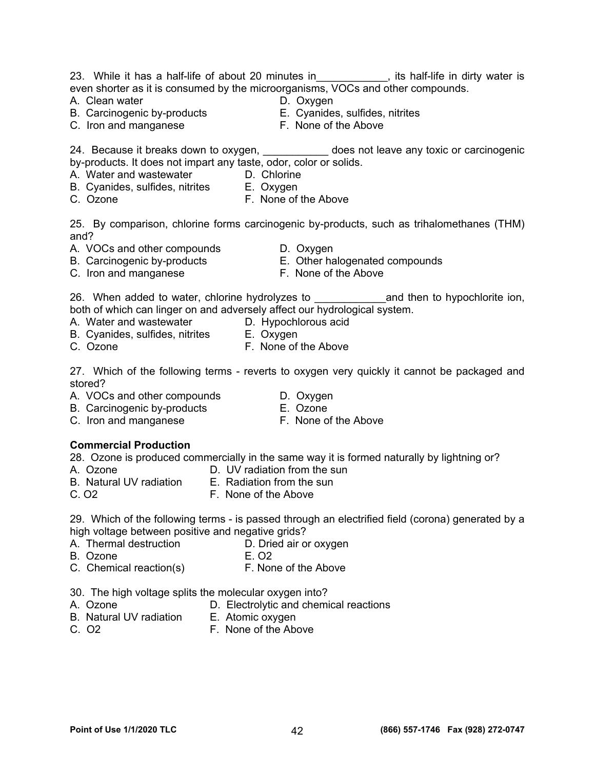23. While it has a half-life of about 20 minutes in____________, its half-life in dirty water is even shorter as it is consumed by the microorganisms, VOCs and other compounds.

A. Clean water
B. Carcinogenic by-products
C. Iron and manganese
D. Oxygen
E. Cyanides, sulfides, nitrites
F. None of the Above

24. Because it breaks down to oxygen, ___________ does not leave any toxic or carcinogenic by-products. It does not impart any taste, odor, color or solids.

A. Water and wastewater
B. Cyanides, sulfides, nitrites
C. Ozone
D. Chlorine
E. Oxygen
F. None of the Above

25. By comparison, chlorine forms carcinogenic by-products, such as trihalomethanes (THM) and?

A. VOCs and other compounds
B. Carcinogenic by-products
C. Iron and manganese
D. Oxygen
E. Other halogenated compounds
F. None of the Above

26. When added to water, chlorine hydrolyzes to ____________and then to hypochlorite ion, both of which can linger on and adversely affect our hydrological system.

A. Water and wastewater
B. Cyanides, sulfides, nitrites
C. Ozone
D. Hypochlorous acid
E. Oxygen
F. None of the Above

27. Which of the following terms - reverts to oxygen very quickly it cannot be packaged and stored?

A. VOCs and other compounds
B. Carcinogenic by-products
C. Iron and manganese
D. Oxygen
E. Ozone
F. None of the Above

**Commercial Production**

28. Ozone is produced commercially in the same way it is formed naturally by lightning or?

A. Ozone
B. Natural UV radiation
C. O2
D. UV radiation from the sun
E. Radiation from the sun
F. None of the Above

29. Which of the following terms - is passed through an electrified field (corona) generated by a high voltage between positive and negative grids?

A. Thermal destruction
B. Ozone
C. Chemical reaction(s)
D. Dried air or oxygen
E. O2
F. None of the Above

30. The high voltage splits the molecular oxygen into?

A. Ozone
B. Natural UV radiation
C. O2
D. Electrolytic and chemical reactions
E. Atomic oxygen
F. None of the Above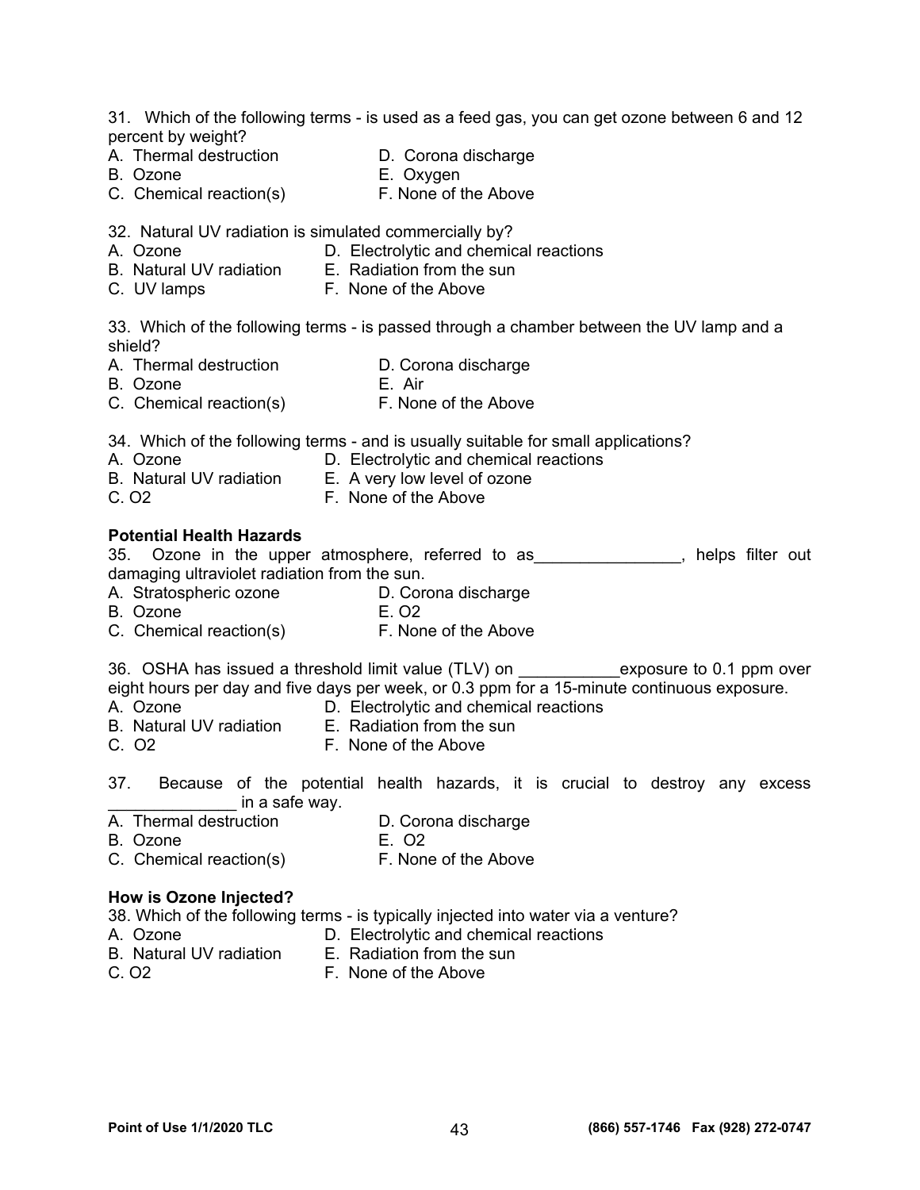31. Which of the following terms - is used as a feed gas, you can get ozone between 6 and 12 percent by weight?

A. Thermal destruction
B. Ozone
C. Chemical reaction(s)
D. Corona discharge
E. Oxygen
F. None of the Above

32. Natural UV radiation is simulated commercially by?

A. Ozone
B. Natural UV radiation
C. UV lamps
D. Electrolytic and chemical reactions
E. Radiation from the sun
F. None of the Above

33. Which of the following terms - is passed through a chamber between the UV lamp and a shield?

A. Thermal destruction
B. Ozone
C. Chemical reaction(s)
D. Corona discharge
E. Air
F. None of the Above

34. Which of the following terms - and is usually suitable for small applications?

A. Ozone
B. Natural UV radiation
C. O2
D. Electrolytic and chemical reactions
E. A very low level of ozone
F. None of the Above

**Potential Health Hazards**

35. Ozone in the upper atmosphere, referred to as________________, helps filter out damaging ultraviolet radiation from the sun.

A. Stratospheric ozone
B. Ozone
C. Chemical reaction(s)
D. Corona discharge
E. O2
F. None of the Above

36. OSHA has issued a threshold limit value (TLV) on ___________exposure to 0.1 ppm over eight hours per day and five days per week, or 0.3 ppm for a 15-minute continuous exposure.

A. Ozone
B. Natural UV radiation
C. O2
D. Electrolytic and chemical reactions
E. Radiation from the sun
F. None of the Above

37. Because of the potential health hazards, it is crucial to destroy any excess ______________ in a safe way.

A. Thermal destruction
B. Ozone
C. Chemical reaction(s)
D. Corona discharge
E. O2
F. None of the Above

**How is Ozone Injected?**

38. Which of the following terms - is typically injected into water via a venture?

A. Ozone
B. Natural UV radiation
C. O2
D. Electrolytic and chemical reactions
E. Radiation from the sun
F. None of the Above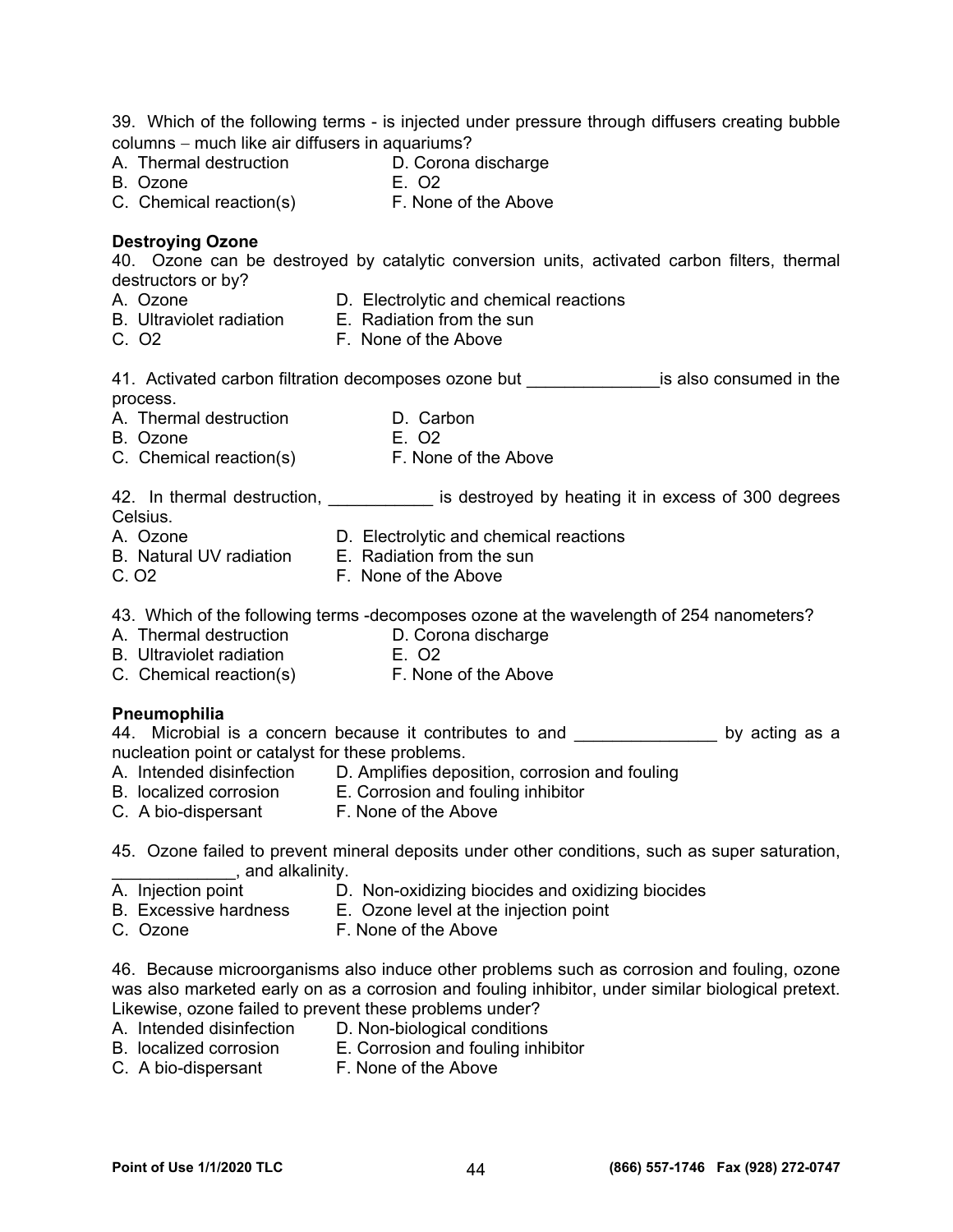39. Which of the following terms - is injected under pressure through diffusers creating bubble columns – much like air diffusers in aquariums?

A. Thermal destruction
B. Ozone
C. Chemical reaction(s)
D. Corona discharge
E. O2
F. None of the Above

**Destroying Ozone**

40. Ozone can be destroyed by catalytic conversion units, activated carbon filters, thermal destructors or by?

A. Ozone
B. Ultraviolet radiation
C. O2
D. Electrolytic and chemical reactions
E. Radiation from the sun
F. None of the Above

41. Activated carbon filtration decomposes ozone but ______________is also consumed in the process.

A. Thermal destruction
B. Ozone
C. Chemical reaction(s)
D. Carbon
E. O2
F. None of the Above

42. In thermal destruction, ___________ is destroyed by heating it in excess of 300 degrees Celsius.

A. Ozone
B. Natural UV radiation
C. O2
D. Electrolytic and chemical reactions
E. Radiation from the sun
F. None of the Above

43. Which of the following terms -decomposes ozone at the wavelength of 254 nanometers?

A. Thermal destruction
B. Ultraviolet radiation
C. Chemical reaction(s)
D. Corona discharge
E. O2
F. None of the Above

**Pneumophilia**

44. Microbial is a concern because it contributes to and _______________ by acting as a nucleation point or catalyst for these problems.

A. Intended disinfection
B. localized corrosion
C. A bio-dispersant
D. Amplifies deposition, corrosion and fouling
E. Corrosion and fouling inhibitor
F. None of the Above

45. Ozone failed to prevent mineral deposits under other conditions, such as super saturation, _____________, and alkalinity.

A. Injection point
B. Excessive hardness
C. Ozone
D. Non-oxidizing biocides and oxidizing biocides
E. Ozone level at the injection point
F. None of the Above

46. Because microorganisms also induce other problems such as corrosion and fouling, ozone was also marketed early on as a corrosion and fouling inhibitor, under similar biological pretext. Likewise, ozone failed to prevent these problems under?

A. Intended disinfection
B. localized corrosion
C. A bio-dispersant
D. Non-biological conditions
E. Corrosion and fouling inhibitor
F. None of the Above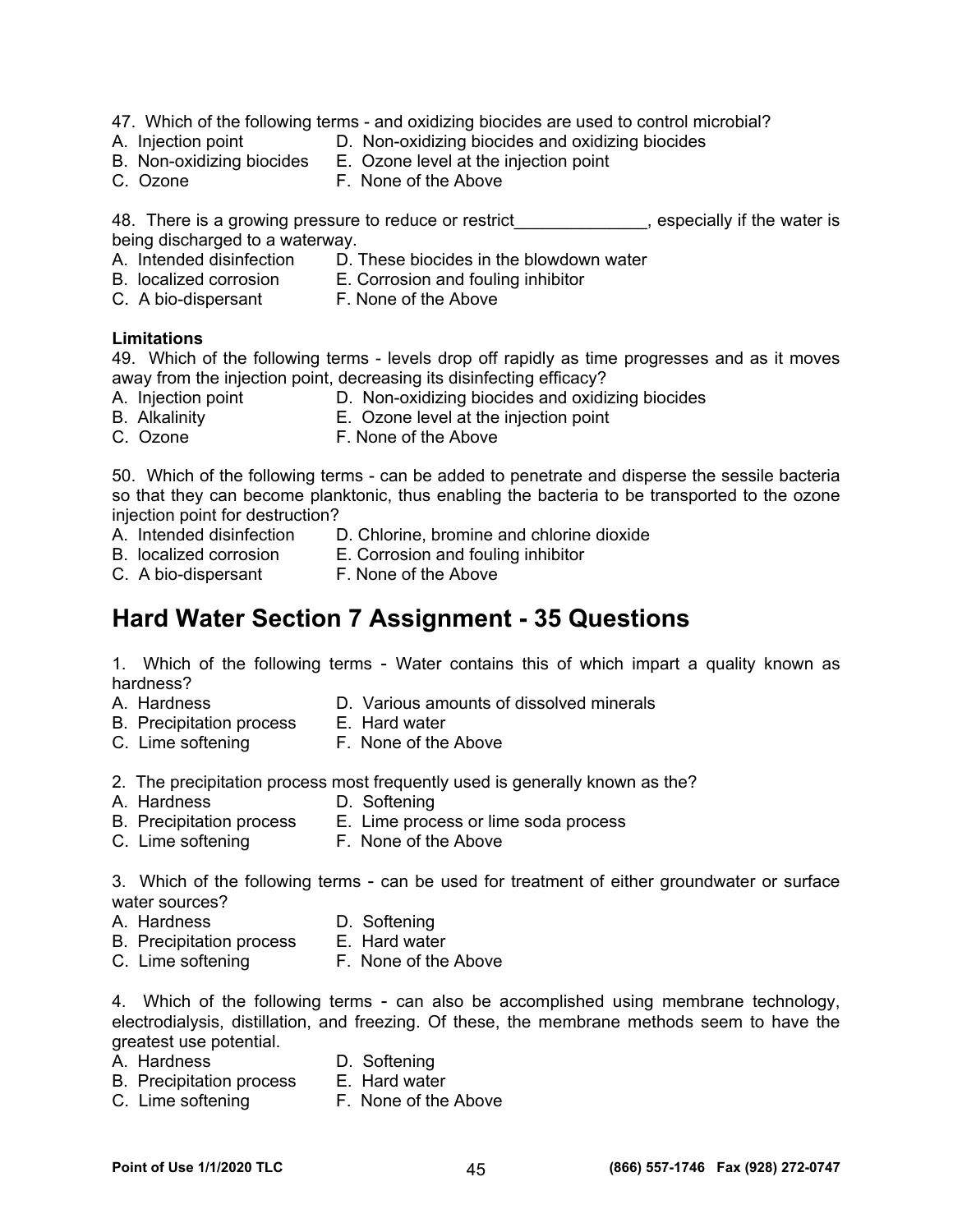47. Which of the following terms - and oxidizing biocides are used to control microbial?

A. Injection point
B. Non-oxidizing biocides
C. Ozone
D. Non-oxidizing biocides and oxidizing biocides
E. Ozone level at the injection point
F. None of the Above

48. There is a growing pressure to reduce or restrict______________, especially if the water is being discharged to a waterway.

A. Intended disinfection
B. localized corrosion
C. A bio-dispersant
D. These biocides in the blowdown water
E. Corrosion and fouling inhibitor
F. None of the Above

**Limitations**

49. Which of the following terms - levels drop off rapidly as time progresses and as it moves away from the injection point, decreasing its disinfecting efficacy?

A. Injection point
B. Alkalinity
C. Ozone
D. Non-oxidizing biocides and oxidizing biocides
E. Ozone level at the injection point
F. None of the Above

50. Which of the following terms - can be added to penetrate and disperse the sessile bacteria so that they can become planktonic, thus enabling the bacteria to be transported to the ozone injection point for destruction?

A. Intended disinfection
B. localized corrosion
C. A bio-dispersant
D. Chlorine, bromine and chlorine dioxide
E. Corrosion and fouling inhibitor
F. None of the Above

## Hard Water Section 7 Assignment - 35 Questions

1. Which of the following terms - Water contains this of which impart a quality known as hardness?

A. Hardness
B. Precipitation process
C. Lime softening
D. Various amounts of dissolved minerals
E. Hard water
F. None of the Above

2. The precipitation process most frequently used is generally known as the?

A. Hardness
B. Precipitation process
C. Lime softening
D. Softening
E. Lime process or lime soda process
F. None of the Above

3. Which of the following terms - can be used for treatment of either groundwater or surface water sources?

A. Hardness
B. Precipitation process
C. Lime softening
D. Softening
E. Hard water
F. None of the Above

4. Which of the following terms - can also be accomplished using membrane technology, electrodialysis, distillation, and freezing. Of these, the membrane methods seem to have the greatest use potential.

A. Hardness
B. Precipitation process
C. Lime softening
D. Softening
E. Hard water
F. None of the Above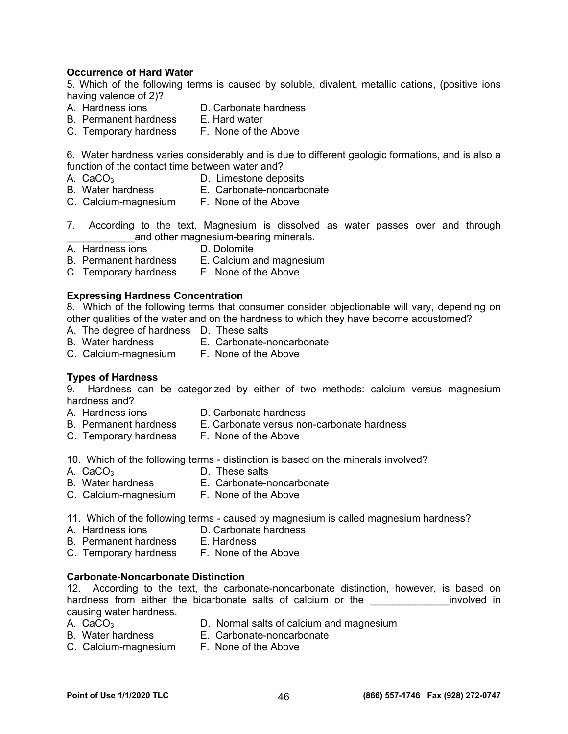**Occurrence of Hard Water**

5. Which of the following terms is caused by soluble, divalent, metallic cations, (positive ions having valence of 2)?

A. Hardness ions
B. Permanent hardness
C. Temporary hardness
D. Carbonate hardness
E. Hard water
F. None of the Above

6. Water hardness varies considerably and is due to different geologic formations, and is also a function of the contact time between water and?

A. $CaCO_3$
B. Water hardness
C. Calcium-magnesium
D. Limestone deposits
E. Carbonate-noncarbonate
F. None of the Above

7. According to the text, Magnesium is dissolved as water passes over and through ____________and other magnesium-bearing minerals.

A. Hardness ions
B. Permanent hardness
C. Temporary hardness
D. Dolomite
E. Calcium and magnesium
F. None of the Above

**Expressing Hardness Concentration**

8. Which of the following terms that consumer consider objectionable will vary, depending on other qualities of the water and on the hardness to which they have become accustomed?

A. The degree of hardness
B. Water hardness
C. Calcium-magnesium
D. These salts
E. Carbonate-noncarbonate
F. None of the Above

**Types of Hardness**

9. Hardness can be categorized by either of two methods: calcium versus magnesium hardness and?

A. Hardness ions
B. Permanent hardness
C. Temporary hardness
D. Carbonate hardness
E. Carbonate versus non-carbonate hardness
F. None of the Above

10. Which of the following terms - distinction is based on the minerals involved?

A. $CaCO_3$
B. Water hardness
C. Calcium-magnesium
D. These salts
E. Carbonate-noncarbonate
F. None of the Above

11. Which of the following terms - caused by magnesium is called magnesium hardness?

A. Hardness ions
B. Permanent hardness
C. Temporary hardness
D. Carbonate hardness
E. Hardness
F. None of the Above

**Carbonate-Noncarbonate Distinction**

12. According to the text, the carbonate-noncarbonate distinction, however, is based on hardness from either the bicarbonate salts of calcium or the ______________involved in causing water hardness.

A. $CaCO_3$
B. Water hardness
C. Calcium-magnesium
D. Normal salts of calcium and magnesium
E. Carbonate-noncarbonate
F. None of the Above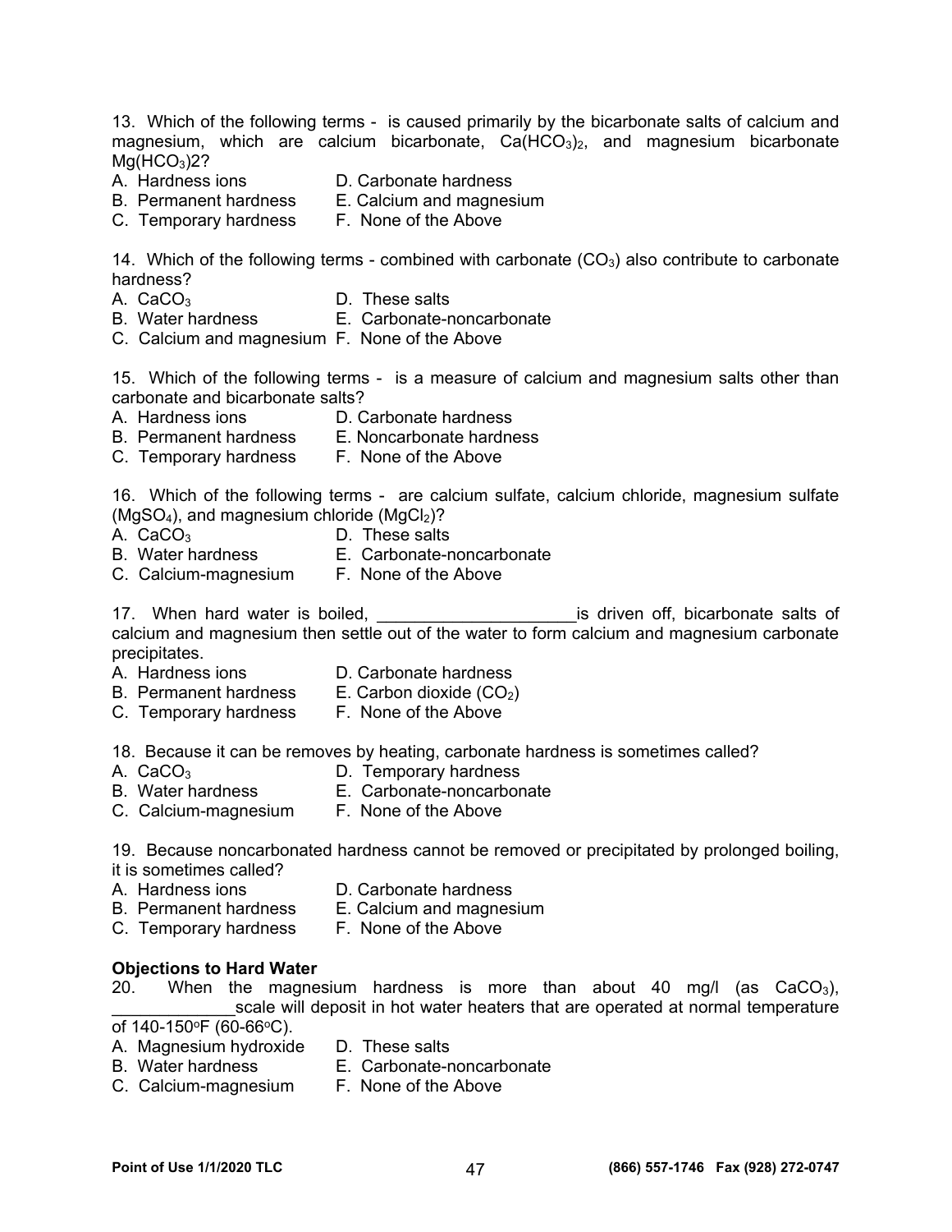13. Which of the following terms - is caused primarily by the bicarbonate salts of calcium and magnesium, which are calcium bicarbonate, $Ca(HCO_3)_2$, and magnesium bicarbonate $Mg(HCO_3)2$?

A. Hardness ions
B. Permanent hardness
C. Temporary hardness
D. Carbonate hardness
E. Calcium and magnesium
F. None of the Above

14. Which of the following terms - combined with carbonate ($CO_3$) also contribute to carbonate hardness?

A. $CaCO_3$
B. Water hardness
C. Calcium and magnesium
D. These salts
E. Carbonate-noncarbonate
F. None of the Above

15. Which of the following terms - is a measure of calcium and magnesium salts other than carbonate and bicarbonate salts?

A. Hardness ions
B. Permanent hardness
C. Temporary hardness
D. Carbonate hardness
E. Noncarbonate hardness
F. None of the Above

16. Which of the following terms - are calcium sulfate, calcium chloride, magnesium sulfate ($MgSO_4$), and magnesium chloride ($MgCl_2$)?

A. $CaCO_3$
B. Water hardness
C. Calcium-magnesium
D. These salts
E. Carbonate-noncarbonate
F. None of the Above

17. When hard water is boiled, ____________________is driven off, bicarbonate salts of calcium and magnesium then settle out of the water to form calcium and magnesium carbonate precipitates.

A. Hardness ions
B. Permanent hardness
C. Temporary hardness
D. Carbonate hardness
E. Carbon dioxide ($CO_2$)
F. None of the Above

18. Because it can be removes by heating, carbonate hardness is sometimes called?

A. $CaCO_3$
B. Water hardness
C. Calcium-magnesium
D. Temporary hardness
E. Carbonate-noncarbonate
F. None of the Above

19. Because noncarbonated hardness cannot be removed or precipitated by prolonged boiling, it is sometimes called?

A. Hardness ions
B. Permanent hardness
C. Temporary hardness
D. Carbonate hardness
E. Calcium and magnesium
F. None of the Above

**Objections to Hard Water**

20. When the magnesium hardness is more than about 40 mg/l (as $CaCO_3$), _____________scale will deposit in hot water heaters that are operated at normal temperature of 140-150°F (60-66°C).

A. Magnesium hydroxide
B. Water hardness
C. Calcium-magnesium
D. These salts
E. Carbonate-noncarbonate
F. None of the Above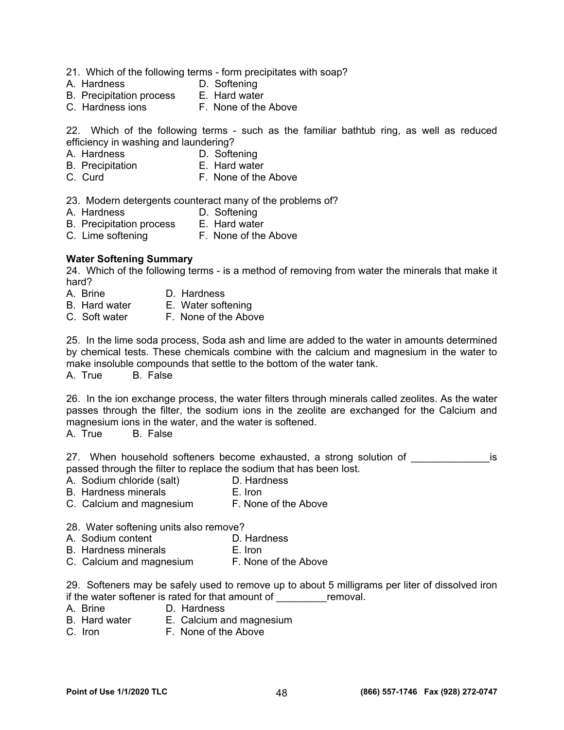21. Which of the following terms - form precipitates with soap?

A. Hardness
B. Precipitation process
C. Hardness ions
D. Softening
E. Hard water
F. None of the Above

22. Which of the following terms - such as the familiar bathtub ring, as well as reduced efficiency in washing and laundering?

A. Hardness
B. Precipitation
C. Curd
D. Softening
E. Hard water
F. None of the Above

23. Modern detergents counteract many of the problems of?

A. Hardness
B. Precipitation process
C. Lime softening
D. Softening
E. Hard water
F. None of the Above

**Water Softening Summary**

24. Which of the following terms - is a method of removing from water the minerals that make it hard?

A. Brine
B. Hard water
C. Soft water
D. Hardness
E. Water softening
F. None of the Above

25. In the lime soda process, Soda ash and lime are added to the water in amounts determined by chemical tests. These chemicals combine with the calcium and magnesium in the water to make insoluble compounds that settle to the bottom of the water tank.

A. True B. False

26. In the ion exchange process, the water filters through minerals called zeolites. As the water passes through the filter, the sodium ions in the zeolite are exchanged for the Calcium and magnesium ions in the water, and the water is softened.

A. True B. False

27. When household softeners become exhausted, a strong solution of ______________is passed through the filter to replace the sodium that has been lost.

A. Sodium chloride (salt)
B. Hardness minerals
C. Calcium and magnesium
D. Hardness
E. Iron
F. None of the Above

28. Water softening units also remove?

A. Sodium content
B. Hardness minerals
C. Calcium and magnesium
D. Hardness
E. Iron
F. None of the Above

29. Softeners may be safely used to remove up to about 5 milligrams per liter of dissolved iron if the water softener is rated for that amount of _________removal.

A. Brine
B. Hard water
C. Iron
D. Hardness
E. Calcium and magnesium
F. None of the Above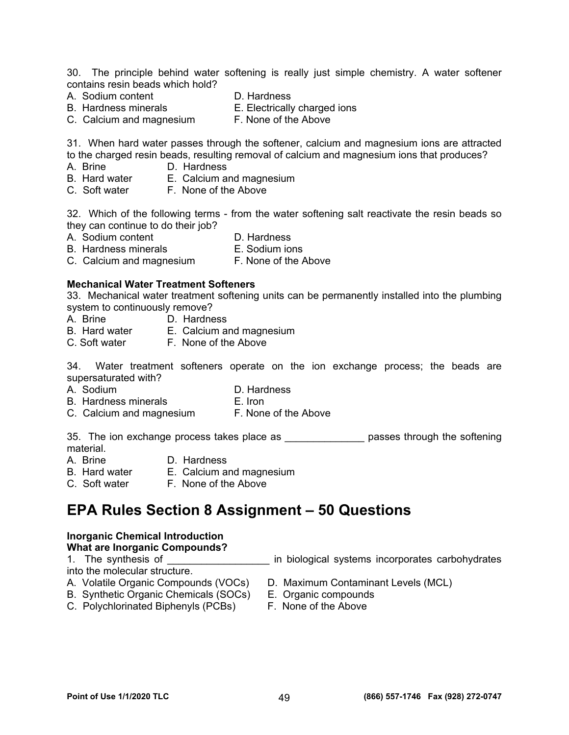30. The principle behind water softening is really just simple chemistry. A water softener contains resin beads which hold?
A. Sodium content
B. Hardness minerals
C. Calcium and magnesium
D. Hardness
E. Electrically charged ions
F. None of the Above

31. When hard water passes through the softener, calcium and magnesium ions are attracted to the charged resin beads, resulting removal of calcium and magnesium ions that produces?
A. Brine
B. Hard water
C. Soft water
D. Hardness
E. Calcium and magnesium
F. None of the Above

32. Which of the following terms - from the water softening salt reactivate the resin beads so they can continue to do their job?
A. Sodium content
B. Hardness minerals
C. Calcium and magnesium
D. Hardness
E. Sodium ions
F. None of the Above

**Mechanical Water Treatment Softeners**

33. Mechanical water treatment softening units can be permanently installed into the plumbing system to continuously remove?
A. Brine
B. Hard water
C. Soft water
D. Hardness
E. Calcium and magnesium
F. None of the Above

34. Water treatment softeners operate on the ion exchange process; the beads are supersaturated with?
A. Sodium
B. Hardness minerals
C. Calcium and magnesium
D. Hardness
E. Iron
F. None of the Above

35. The ion exchange process takes place as ______________ passes through the softening material.
A. Brine
B. Hard water
C. Soft water
D. Hardness
E. Calcium and magnesium
F. None of the Above

# EPA Rules Section 8 Assignment – 50 Questions

**Inorganic Chemical Introduction**
**What are Inorganic Compounds?**

1. The synthesis of __________________ in biological systems incorporates carbohydrates into the molecular structure.
A. Volatile Organic Compounds (VOCs)
B. Synthetic Organic Chemicals (SOCs)
C. Polychlorinated Biphenyls (PCBs)
D. Maximum Contaminant Levels (MCL)
E. Organic compounds
F. None of the Above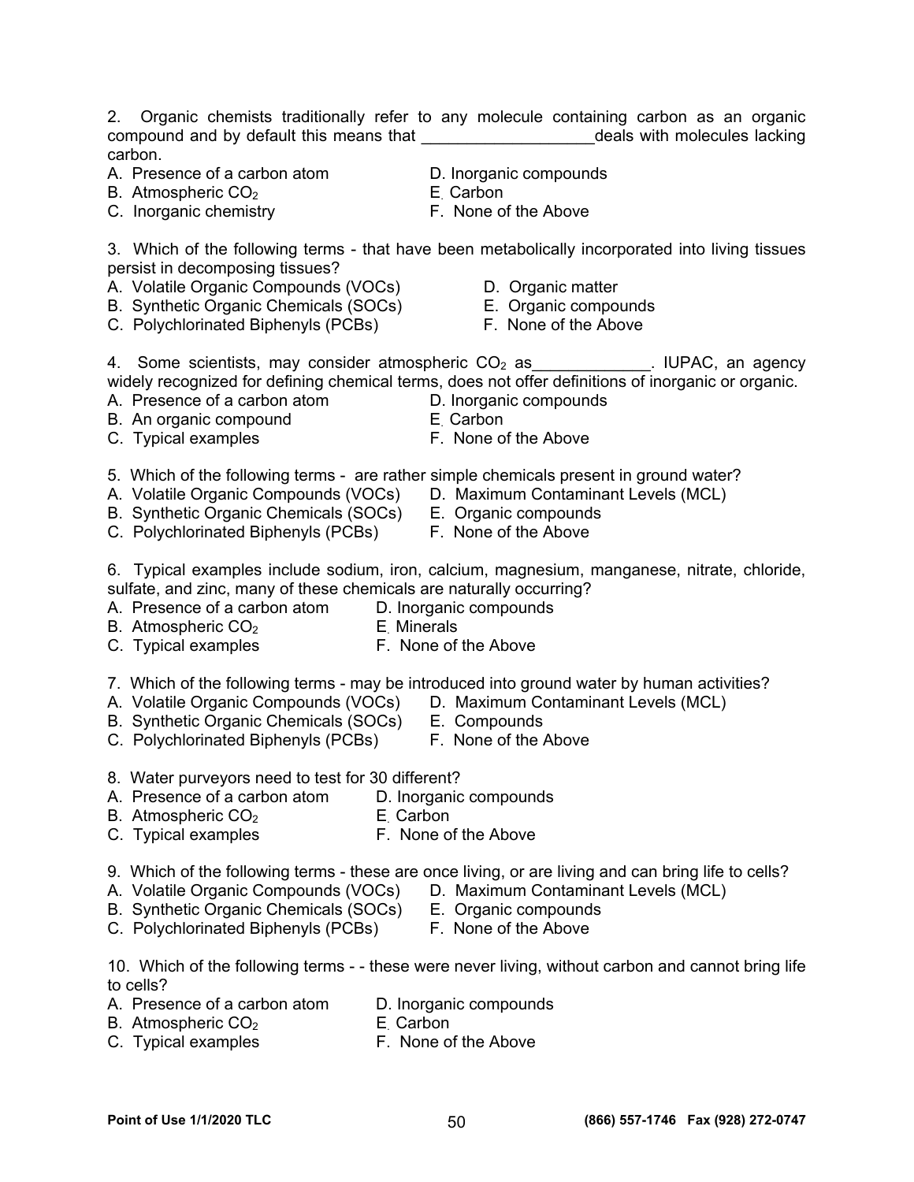2. Organic chemists traditionally refer to any molecule containing carbon as an organic compound and by default this means that ___________________deals with molecules lacking carbon.

A. Presence of a carbon atom
B. Atmospheric $CO_2$
C. Inorganic chemistry
D. Inorganic compounds
E. Carbon
F. None of the Above

3. Which of the following terms - that have been metabolically incorporated into living tissues persist in decomposing tissues?

A. Volatile Organic Compounds (VOCs)
B. Synthetic Organic Chemicals (SOCs)
C. Polychlorinated Biphenyls (PCBs)
D. Organic matter
E. Organic compounds
F. None of the Above

4. Some scientists, may consider atmospheric $CO_2$ as_____________. IUPAC, an agency widely recognized for defining chemical terms, does not offer definitions of inorganic or organic.

A. Presence of a carbon atom
B. An organic compound
C. Typical examples
D. Inorganic compounds
E. Carbon
F. None of the Above

5. Which of the following terms - are rather simple chemicals present in ground water?

A. Volatile Organic Compounds (VOCs)
B. Synthetic Organic Chemicals (SOCs)
C. Polychlorinated Biphenyls (PCBs)
D. Maximum Contaminant Levels (MCL)
E. Organic compounds
F. None of the Above

6. Typical examples include sodium, iron, calcium, magnesium, manganese, nitrate, chloride, sulfate, and zinc, many of these chemicals are naturally occurring?

A. Presence of a carbon atom
B. Atmospheric $CO_2$
C. Typical examples
D. Inorganic compounds
E. Minerals
F. None of the Above

7. Which of the following terms - may be introduced into ground water by human activities?

A. Volatile Organic Compounds (VOCs)
B. Synthetic Organic Chemicals (SOCs)
C. Polychlorinated Biphenyls (PCBs)
D. Maximum Contaminant Levels (MCL)
E. Compounds
F. None of the Above

8. Water purveyors need to test for 30 different?

A. Presence of a carbon atom
B. Atmospheric $CO_2$
C. Typical examples
D. Inorganic compounds
E. Carbon
F. None of the Above

9. Which of the following terms - these are once living, or are living and can bring life to cells?

A. Volatile Organic Compounds (VOCs)
B. Synthetic Organic Chemicals (SOCs)
C. Polychlorinated Biphenyls (PCBs)
D. Maximum Contaminant Levels (MCL)
E. Organic compounds
F. None of the Above

10. Which of the following terms - - these were never living, without carbon and cannot bring life to cells?

A. Presence of a carbon atom
B. Atmospheric $CO_2$
C. Typical examples
D. Inorganic compounds
E. Carbon
F. None of the Above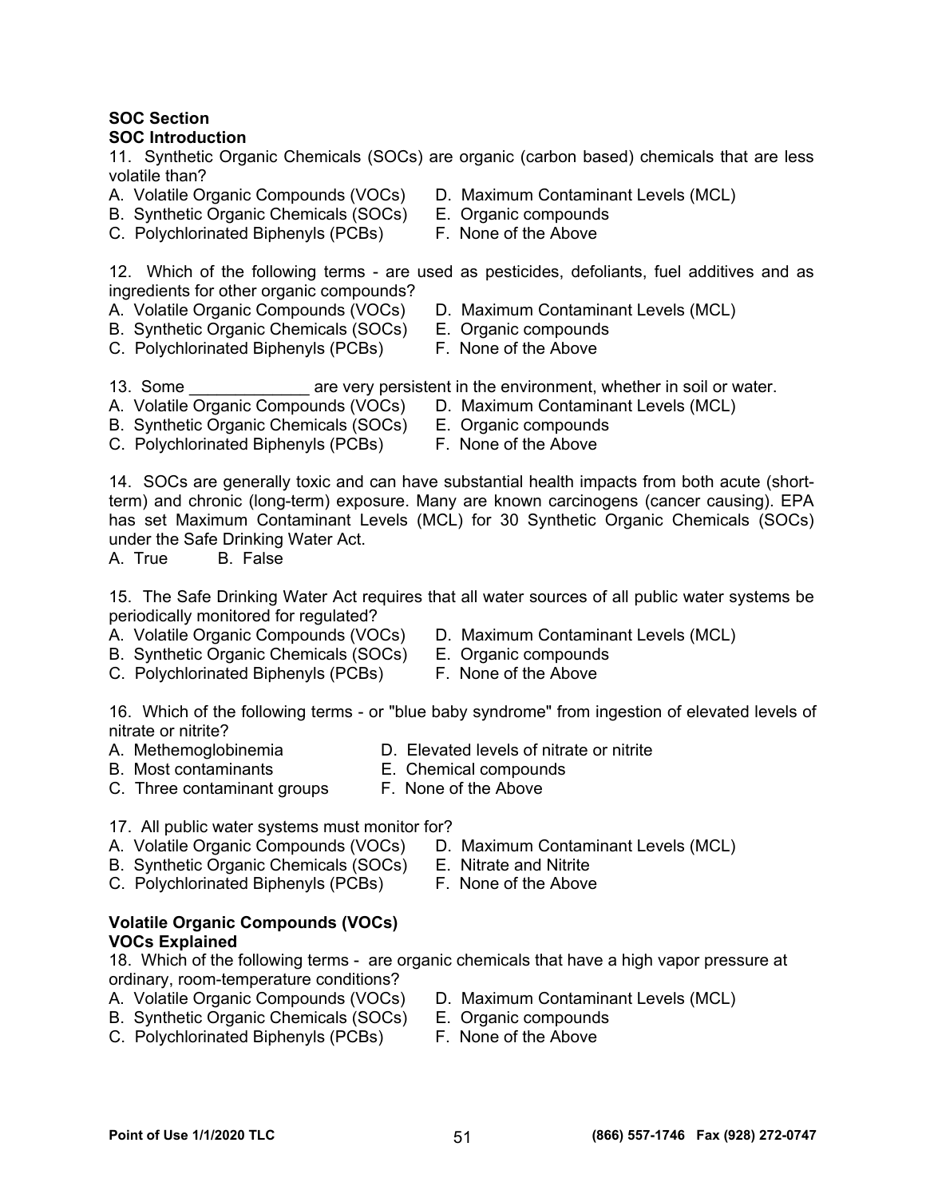**SOC Section**
**SOC Introduction**

11. Synthetic Organic Chemicals (SOCs) are organic (carbon based) chemicals that are less volatile than?

A. Volatile Organic Compounds (VOCs)
B. Synthetic Organic Chemicals (SOCs)
C. Polychlorinated Biphenyls (PCBs)
D. Maximum Contaminant Levels (MCL)
E. Organic compounds
F. None of the Above

12. Which of the following terms - are used as pesticides, defoliants, fuel additives and as ingredients for other organic compounds?

A. Volatile Organic Compounds (VOCs)
B. Synthetic Organic Chemicals (SOCs)
C. Polychlorinated Biphenyls (PCBs)
D. Maximum Contaminant Levels (MCL)
E. Organic compounds
F. None of the Above

13. Some _____________ are very persistent in the environment, whether in soil or water.

A. Volatile Organic Compounds (VOCs)
B. Synthetic Organic Chemicals (SOCs)
C. Polychlorinated Biphenyls (PCBs)
D. Maximum Contaminant Levels (MCL)
E. Organic compounds
F. None of the Above

14. SOCs are generally toxic and can have substantial health impacts from both acute (short-term) and chronic (long-term) exposure. Many are known carcinogens (cancer causing). EPA has set Maximum Contaminant Levels (MCL) for 30 Synthetic Organic Chemicals (SOCs) under the Safe Drinking Water Act.

A. True B. False

15. The Safe Drinking Water Act requires that all water sources of all public water systems be periodically monitored for regulated?

A. Volatile Organic Compounds (VOCs)
B. Synthetic Organic Chemicals (SOCs)
C. Polychlorinated Biphenyls (PCBs)
D. Maximum Contaminant Levels (MCL)
E. Organic compounds
F. None of the Above

16. Which of the following terms - or "blue baby syndrome" from ingestion of elevated levels of nitrate or nitrite?

A. Methemoglobinemia
B. Most contaminants
C. Three contaminant groups
D. Elevated levels of nitrate or nitrite
E. Chemical compounds
F. None of the Above

17. All public water systems must monitor for?

A. Volatile Organic Compounds (VOCs)
B. Synthetic Organic Chemicals (SOCs)
C. Polychlorinated Biphenyls (PCBs)
D. Maximum Contaminant Levels (MCL)
E. Nitrate and Nitrite
F. None of the Above

**Volatile Organic Compounds (VOCs)**
**VOCs Explained**

18. Which of the following terms - are organic chemicals that have a high vapor pressure at ordinary, room-temperature conditions?

A. Volatile Organic Compounds (VOCs)
B. Synthetic Organic Chemicals (SOCs)
C. Polychlorinated Biphenyls (PCBs)
D. Maximum Contaminant Levels (MCL)
E. Organic compounds
F. None of the Above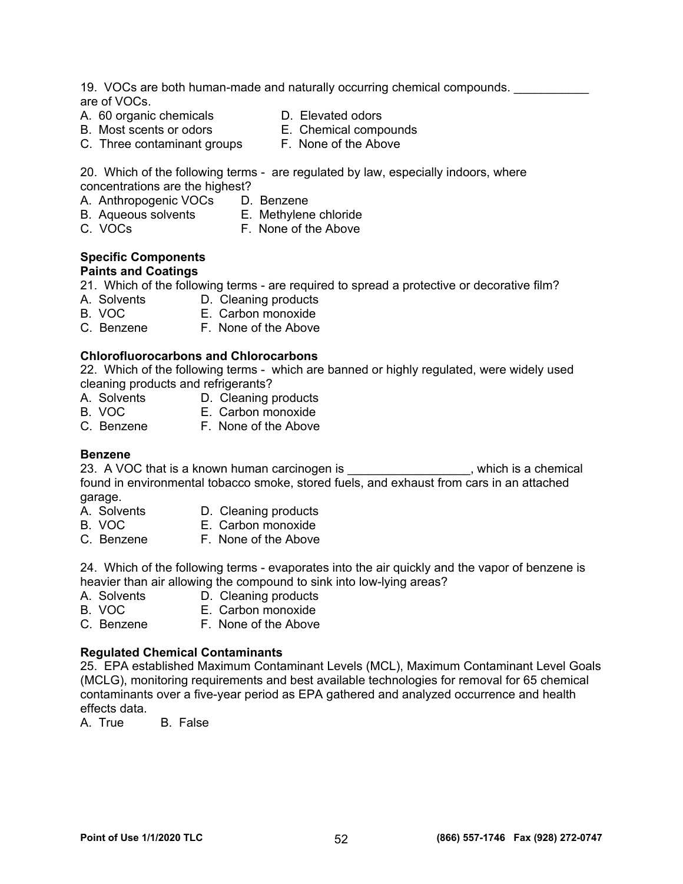19. VOCs are both human-made and naturally occurring chemical compounds. ___________ are of VOCs.

A. 60 organic chemicals
B. Most scents or odors
C. Three contaminant groups
D. Elevated odors
E. Chemical compounds
F. None of the Above

20. Which of the following terms - are regulated by law, especially indoors, where concentrations are the highest?

A. Anthropogenic VOCs
B. Aqueous solvents
C. VOCs
D. Benzene
E. Methylene chloride
F. None of the Above

**Specific Components**
**Paints and Coatings**

21. Which of the following terms - are required to spread a protective or decorative film?

A. Solvents
B. VOC
C. Benzene
D. Cleaning products
E. Carbon monoxide
F. None of the Above

**Chlorofluorocarbons and Chlorocarbons**

22. Which of the following terms - which are banned or highly regulated, were widely used cleaning products and refrigerants?

A. Solvents
B. VOC
C. Benzene
D. Cleaning products
E. Carbon monoxide
F. None of the Above

**Benzene**

23. A VOC that is a known human carcinogen is __________________, which is a chemical found in environmental tobacco smoke, stored fuels, and exhaust from cars in an attached garage.

A. Solvents
B. VOC
C. Benzene
D. Cleaning products
E. Carbon monoxide
F. None of the Above

24. Which of the following terms - evaporates into the air quickly and the vapor of benzene is heavier than air allowing the compound to sink into low-lying areas?

A. Solvents
B. VOC
C. Benzene
D. Cleaning products
E. Carbon monoxide
F. None of the Above

**Regulated Chemical Contaminants**

25. EPA established Maximum Contaminant Levels (MCL), Maximum Contaminant Level Goals (MCLG), monitoring requirements and best available technologies for removal for 65 chemical contaminants over a five-year period as EPA gathered and analyzed occurrence and health effects data.

A. True B. False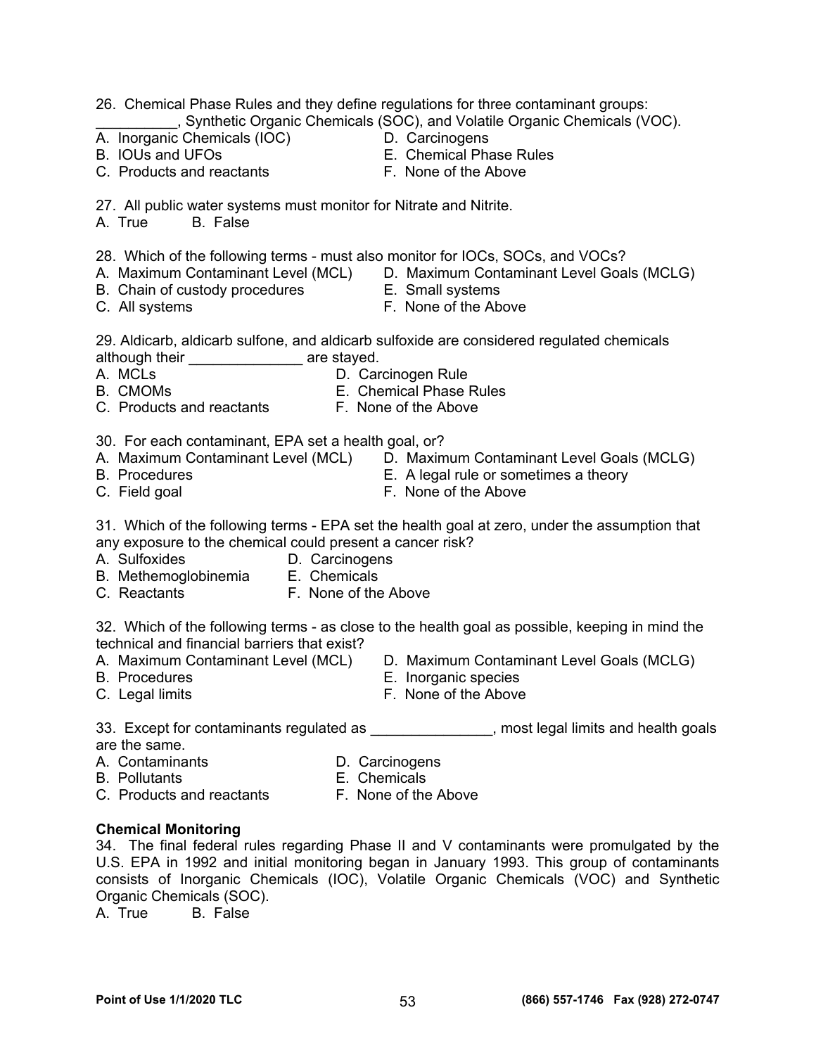26. Chemical Phase Rules and they define regulations for three contaminant groups: __________, Synthetic Organic Chemicals (SOC), and Volatile Organic Chemicals (VOC).
A. Inorganic Chemicals (IOC)
B. IOUs and UFOs
C. Products and reactants
D. Carcinogens
E. Chemical Phase Rules
F. None of the Above

27. All public water systems must monitor for Nitrate and Nitrite.
A. True B. False

28. Which of the following terms - must also monitor for IOCs, SOCs, and VOCs?
A. Maximum Contaminant Level (MCL)
B. Chain of custody procedures
C. All systems
D. Maximum Contaminant Level Goals (MCLG)
E. Small systems
F. None of the Above

29. Aldicarb, aldicarb sulfone, and aldicarb sulfoxide are considered regulated chemicals although their ______________ are stayed.
A. MCLs
B. CMOMs
C. Products and reactants
D. Carcinogen Rule
E. Chemical Phase Rules
F. None of the Above

30. For each contaminant, EPA set a health goal, or?
A. Maximum Contaminant Level (MCL)
B. Procedures
C. Field goal
D. Maximum Contaminant Level Goals (MCLG)
E. A legal rule or sometimes a theory
F. None of the Above

31. Which of the following terms - EPA set the health goal at zero, under the assumption that any exposure to the chemical could present a cancer risk?
A. Sulfoxides
B. Methemoglobinemia
C. Reactants
D. Carcinogens
E. Chemicals
F. None of the Above

32. Which of the following terms - as close to the health goal as possible, keeping in mind the technical and financial barriers that exist?
A. Maximum Contaminant Level (MCL)
B. Procedures
C. Legal limits
D. Maximum Contaminant Level Goals (MCLG)
E. Inorganic species
F. None of the Above

33. Except for contaminants regulated as _______________, most legal limits and health goals are the same.
A. Contaminants
B. Pollutants
C. Products and reactants
D. Carcinogens
E. Chemicals
F. None of the Above

**Chemical Monitoring**

34. The final federal rules regarding Phase II and V contaminants were promulgated by the U.S. EPA in 1992 and initial monitoring began in January 1993. This group of contaminants consists of Inorganic Chemicals (IOC), Volatile Organic Chemicals (VOC) and Synthetic Organic Chemicals (SOC).
A. True B. False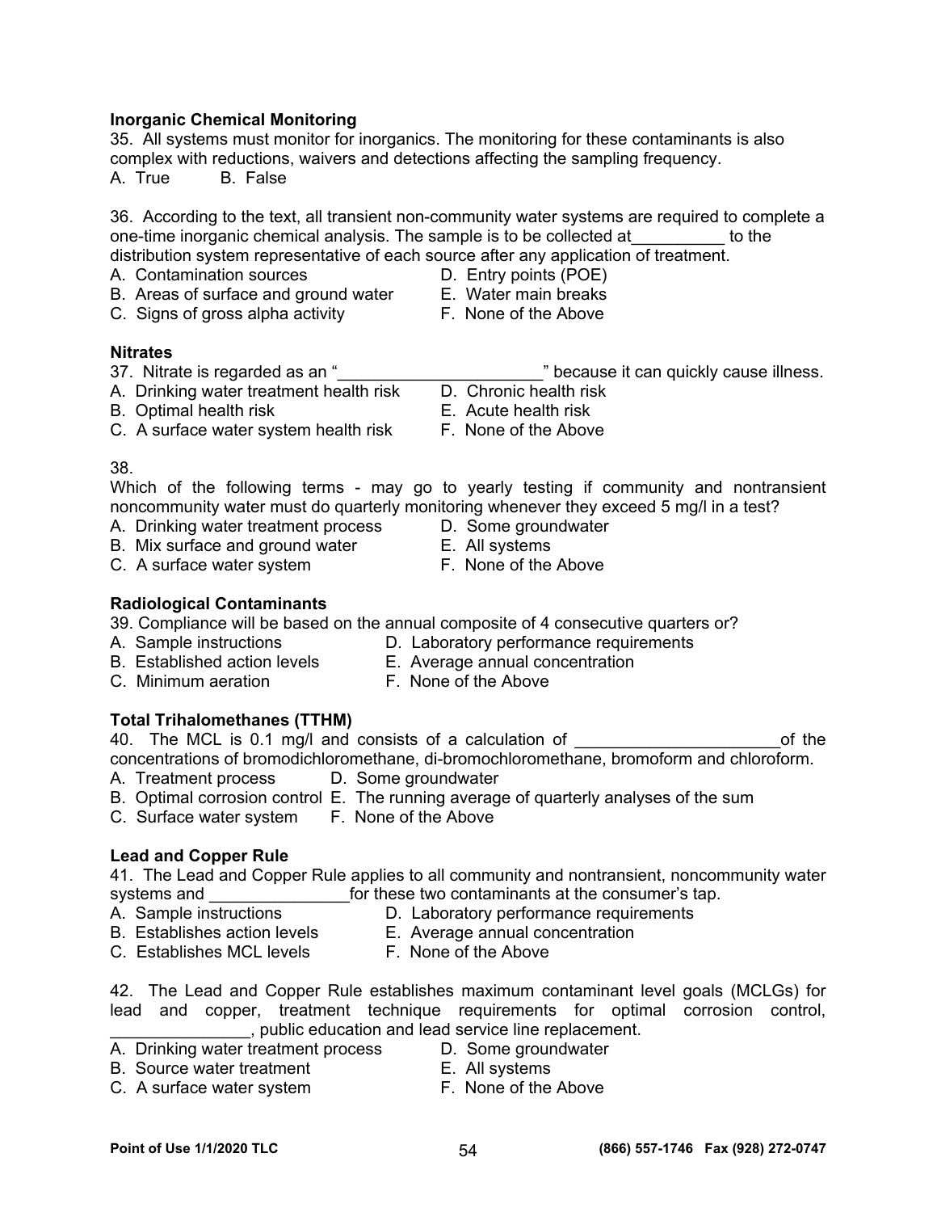**Inorganic Chemical Monitoring**

35. All systems must monitor for inorganics. The monitoring for these contaminants is also complex with reductions, waivers and detections affecting the sampling frequency.

A. True B. False

36. According to the text, all transient non-community water systems are required to complete a one-time inorganic chemical analysis. The sample is to be collected at__________ to the distribution system representative of each source after any application of treatment.

A. Contamination sources
B. Areas of surface and ground water
C. Signs of gross alpha activity
D. Entry points (POE)
E. Water main breaks
F. None of the Above

**Nitrates**

37. Nitrate is regarded as an "______________________" because it can quickly cause illness.

A. Drinking water treatment health risk
B. Optimal health risk
C. A surface water system health risk
D. Chronic health risk
E. Acute health risk
F. None of the Above

38.
Which of the following terms - may go to yearly testing if community and nontransient noncommunity water must do quarterly monitoring whenever they exceed 5 mg/l in a test?

A. Drinking water treatment process
B. Mix surface and ground water
C. A surface water system
D. Some groundwater
E. All systems
F. None of the Above

**Radiological Contaminants**

39. Compliance will be based on the annual composite of 4 consecutive quarters or?

A. Sample instructions
B. Established action levels
C. Minimum aeration
D. Laboratory performance requirements
E. Average annual concentration
F. None of the Above

**Total Trihalomethanes (TTHM)**

40. The MCL is 0.1 mg/l and consists of a calculation of ______________________of the concentrations of bromodichloromethane, di-bromochloromethane, bromoform and chloroform.

A. Treatment process
B. Optimal corrosion control
C. Surface water system
D. Some groundwater
E. The running average of quarterly analyses of the sum
F. None of the Above

**Lead and Copper Rule**

41. The Lead and Copper Rule applies to all community and nontransient, noncommunity water systems and _______________for these two contaminants at the consumer's tap.

A. Sample instructions
B. Establishes action levels
C. Establishes MCL levels
D. Laboratory performance requirements
E. Average annual concentration
F. None of the Above

42. The Lead and Copper Rule establishes maximum contaminant level goals (MCLGs) for lead and copper, treatment technique requirements for optimal corrosion control, _______________, public education and lead service line replacement.

A. Drinking water treatment process
B. Source water treatment
C. A surface water system
D. Some groundwater
E. All systems
F. None of the Above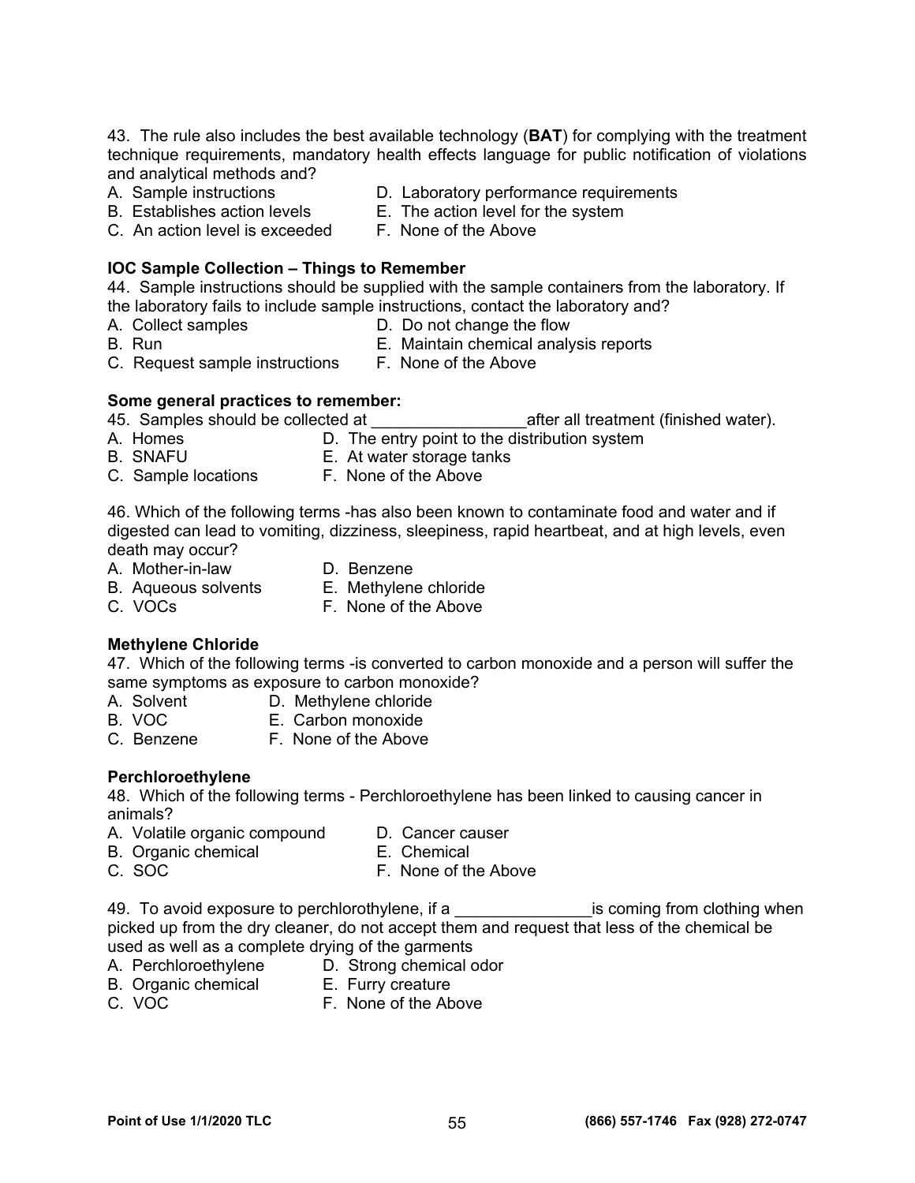43. The rule also includes the best available technology (**BAT**) for complying with the treatment technique requirements, mandatory health effects language for public notification of violations and analytical methods and?

A. Sample instructions
B. Establishes action levels
C. An action level is exceeded
D. Laboratory performance requirements
E. The action level for the system
F. None of the Above

**IOC Sample Collection – Things to Remember**

44. Sample instructions should be supplied with the sample containers from the laboratory. If the laboratory fails to include sample instructions, contact the laboratory and?

A. Collect samples
B. Run
C. Request sample instructions
D. Do not change the flow
E. Maintain chemical analysis reports
F. None of the Above

**Some general practices to remember:**

45. Samples should be collected at _________________after all treatment (finished water).

A. Homes
B. SNAFU
C. Sample locations
D. The entry point to the distribution system
E. At water storage tanks
F. None of the Above

46. Which of the following terms -has also been known to contaminate food and water and if digested can lead to vomiting, dizziness, sleepiness, rapid heartbeat, and at high levels, even death may occur?

A. Mother-in-law
B. Aqueous solvents
C. VOCs
D. Benzene
E. Methylene chloride
F. None of the Above

**Methylene Chloride**

47. Which of the following terms -is converted to carbon monoxide and a person will suffer the same symptoms as exposure to carbon monoxide?

A. Solvent
B. VOC
C. Benzene
D. Methylene chloride
E. Carbon monoxide
F. None of the Above

**Perchloroethylene**

48. Which of the following terms - Perchloroethylene has been linked to causing cancer in animals?

A. Volatile organic compound
B. Organic chemical
C. SOC
D. Cancer causer
E. Chemical
F. None of the Above

49. To avoid exposure to perchlorothylene, if a _______________is coming from clothing when picked up from the dry cleaner, do not accept them and request that less of the chemical be used as well as a complete drying of the garments

A. Perchloroethylene
B. Organic chemical
C. VOC
D. Strong chemical odor
E. Furry creature
F. None of the Above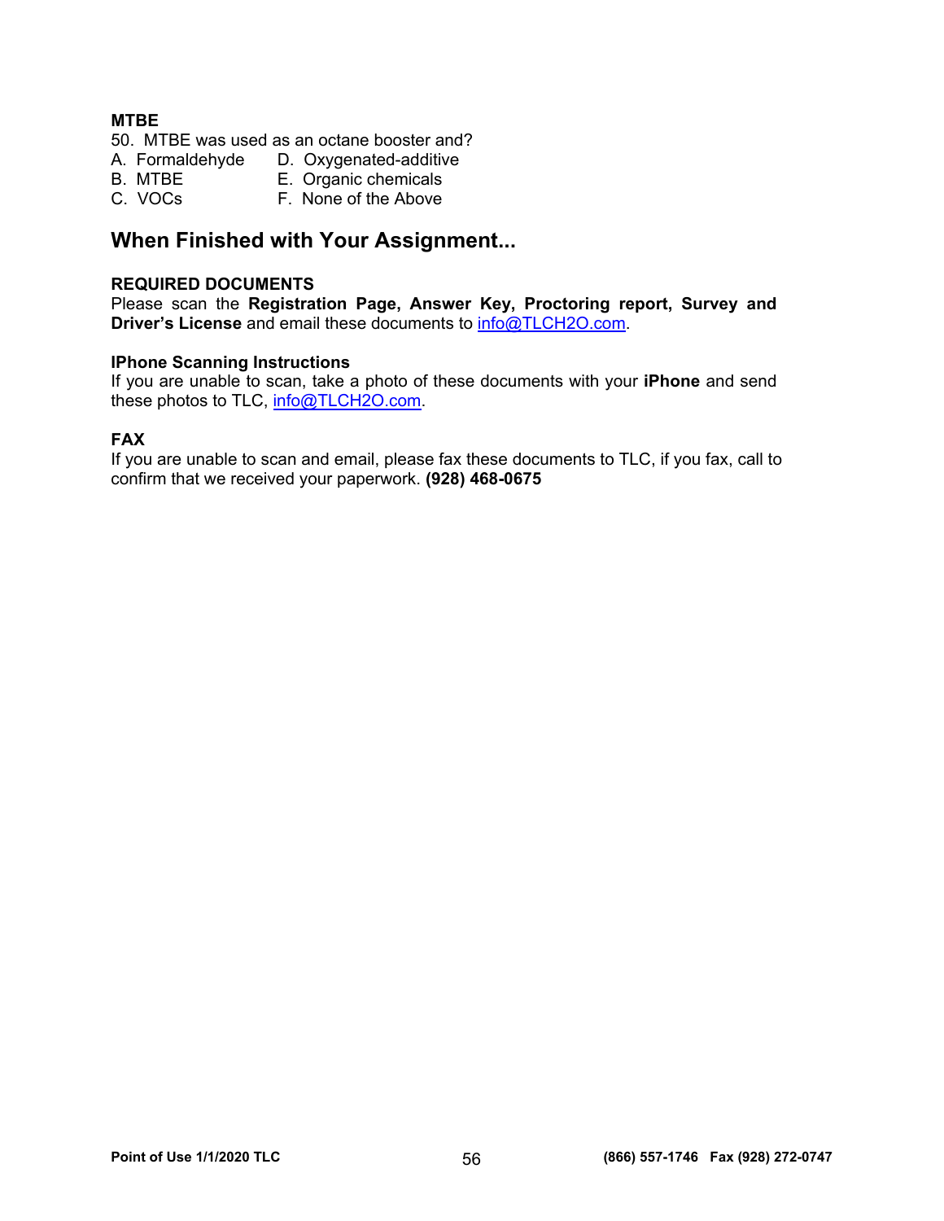**MTBE**

50. MTBE was used as an octane booster and?

A. Formaldehyde
B. MTBE
C. VOCs
D. Oxygenated-additive
E. Organic chemicals
F. None of the Above

## When Finished with Your Assignment...

**REQUIRED DOCUMENTS**

Please scan the **Registration Page, Answer Key, Proctoring report, Survey and Driver's License** and email these documents to info@TLCH2O.com.

**IPhone Scanning Instructions**

If you are unable to scan, take a photo of these documents with your **iPhone** and send these photos to TLC, info@TLCH2O.com.

**FAX**

If you are unable to scan and email, please fax these documents to TLC, if you fax, call to confirm that we received your paperwork. **(928) 468-0675**